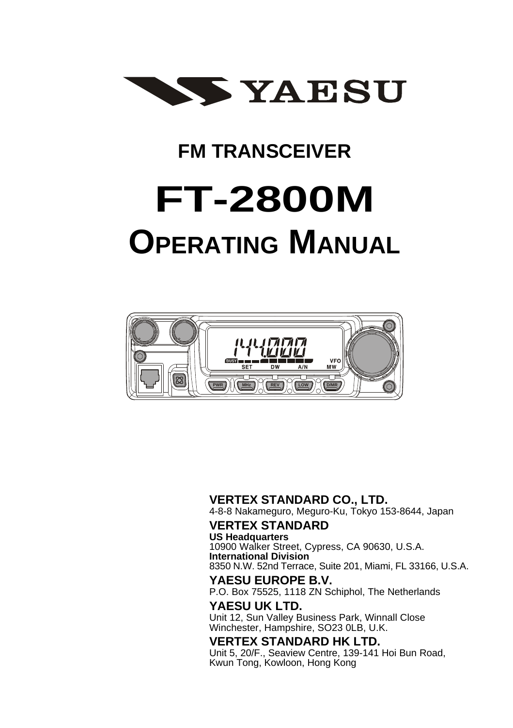# YAESU

## FM TRANSCEIVER

# FT-2800M

# OPERATING MANUAL

**VERTEX STANDARD CO., LTD.**
4-8-8 Nakameguro, Meguro-Ku, Tokyo 153-8644, Japan

**VERTEX STANDARD**
**US Headquarters**
10900 Walker Street, Cypress, CA 90630, U.S.A.
**International Division**
8350 N.W. 52nd Terrace, Suite 201, Miami, FL 33166, U.S.A.

**YAESU EUROPE B.V.**
P.O. Box 75525, 1118 ZN Schiphol, The Netherlands

**YAESU UK LTD.**
Unit 12, Sun Valley Business Park, Winnall Close
Winchester, Hampshire, SO23 0LB, U.K.

**VERTEX STANDARD HK LTD.**
Unit 5, 20/F., Seaview Centre, 139-141 Hoi Bun Road,
Kwun Tong, Kowloon, Hong Kong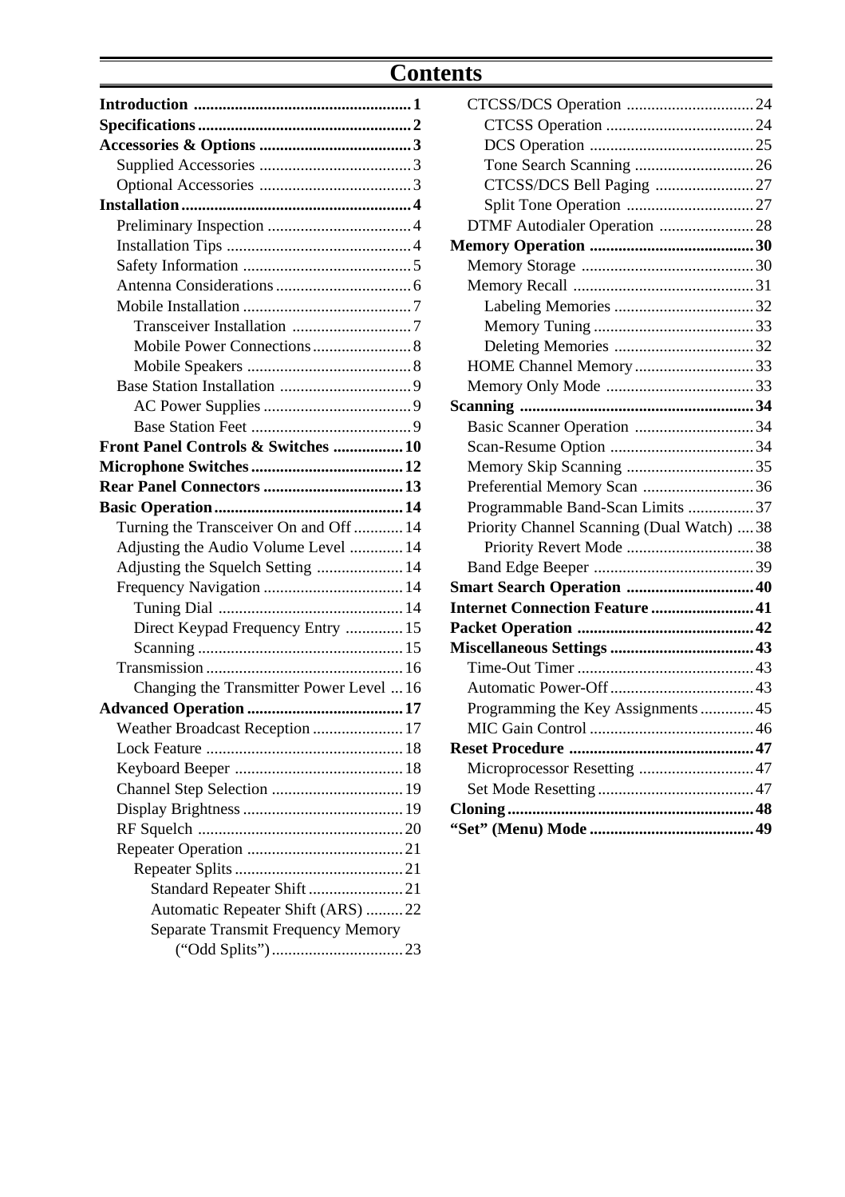# Contents

**Introduction** .......... 1
**Specifications** .......... 2
**Accessories & Options** .......... 3
- Supplied Accessories .......... 3
- Optional Accessories .......... 3

**Installation** .......... 4
- Preliminary Inspection .......... 4
- Installation Tips .......... 4
- Safety Information .......... 5
- Antenna Considerations .......... 6
- Mobile Installation .......... 7
  - Transceiver Installation .......... 7
  - Mobile Power Connections .......... 8
  - Mobile Speakers .......... 8
- Base Station Installation .......... 9
  - AC Power Supplies .......... 9
  - Base Station Feet .......... 9

**Front Panel Controls & Switches** .......... 10
**Microphone Switches** .......... 12
**Rear Panel Connectors** .......... 13
**Basic Operation** .......... 14
- Turning the Transceiver On and Off .......... 14
- Adjusting the Audio Volume Level .......... 14
- Adjusting the Squelch Setting .......... 14
- Frequency Navigation .......... 14
  - Tuning Dial .......... 14
  - Direct Keypad Frequency Entry .......... 15
  - Scanning .......... 15
- Transmission .......... 16
  - Changing the Transmitter Power Level .......... 16

**Advanced Operation** .......... 17
- Weather Broadcast Reception .......... 17
- Lock Feature .......... 18
- Keyboard Beeper .......... 18
- Channel Step Selection .......... 19
- Display Brightness .......... 19
- RF Squelch .......... 20
- Repeater Operation .......... 21
  - Repeater Splits .......... 21
    - Standard Repeater Shift .......... 21
    - Automatic Repeater Shift (ARS) .......... 22
    - Separate Transmit Frequency Memory (“Odd Splits”) .......... 23
- CTCSS/DCS Operation .......... 24
  - CTCSS Operation .......... 24
  - DCS Operation .......... 25
  - Tone Search Scanning .......... 26
  - CTCSS/DCS Bell Paging .......... 27
  - Split Tone Operation .......... 27
- DTMF Autodialer Operation .......... 28

**Memory Operation** .......... 30
- Memory Storage .......... 30
- Memory Recall .......... 31
  - Labeling Memories .......... 32
  - Memory Tuning .......... 33
  - Deleting Memories .......... 32
- HOME Channel Memory .......... 33
- Memory Only Mode .......... 33

**Scanning** .......... 34
- Basic Scanner Operation .......... 34
- Scan-Resume Option .......... 34
- Memory Skip Scanning .......... 35
- Preferential Memory Scan .......... 36
- Programmable Band-Scan Limits .......... 37
- Priority Channel Scanning (Dual Watch) .......... 38
  - Priority Revert Mode .......... 38
- Band Edge Beeper .......... 39

**Smart Search Operation** .......... 40
**Internet Connection Feature** .......... 41
**Packet Operation** .......... 42
**Miscellaneous Settings** .......... 43
- Time-Out Timer .......... 43
- Automatic Power-Off .......... 43
- Programming the Key Assignments .......... 45
- MIC Gain Control .......... 46

**Reset Procedure** .......... 47
- Microprocessor Resetting .......... 47
- Set Mode Resetting .......... 47

**Cloning** .......... 48
**“Set” (Menu) Mode** .......... 49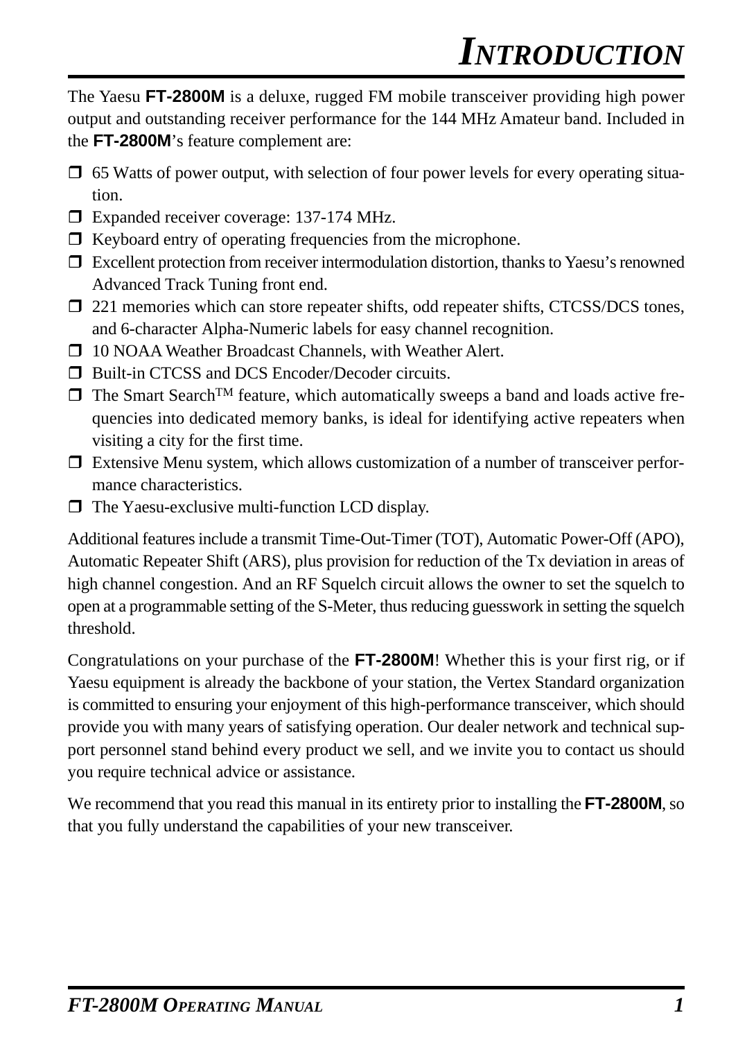# INTRODUCTION

The Yaesu **FT-2800M** is a deluxe, rugged FM mobile transceiver providing high power output and outstanding receiver performance for the 144 MHz Amateur band. Included in the **FT-2800M**'s feature complement are:

- 65 Watts of power output, with selection of four power levels for every operating situation.
- Expanded receiver coverage: 137-174 MHz.
- Keyboard entry of operating frequencies from the microphone.
- Excellent protection from receiver intermodulation distortion, thanks to Yaesu's renowned Advanced Track Tuning front end.
- 221 memories which can store repeater shifts, odd repeater shifts, CTCSS/DCS tones, and 6-character Alpha-Numeric labels for easy channel recognition.
- 10 NOAA Weather Broadcast Channels, with Weather Alert.
- Built-in CTCSS and DCS Encoder/Decoder circuits.
- The Smart Search™ feature, which automatically sweeps a band and loads active frequencies into dedicated memory banks, is ideal for identifying active repeaters when visiting a city for the first time.
- Extensive Menu system, which allows customization of a number of transceiver performance characteristics.
- The Yaesu-exclusive multi-function LCD display.

Additional features include a transmit Time-Out-Timer (TOT), Automatic Power-Off (APO), Automatic Repeater Shift (ARS), plus provision for reduction of the Tx deviation in areas of high channel congestion. And an RF Squelch circuit allows the owner to set the squelch to open at a programmable setting of the S-Meter, thus reducing guesswork in setting the squelch threshold.

Congratulations on your purchase of the **FT-2800M**! Whether this is your first rig, or if Yaesu equipment is already the backbone of your station, the Vertex Standard organization is committed to ensuring your enjoyment of this high-performance transceiver, which should provide you with many years of satisfying operation. Our dealer network and technical support personnel stand behind every product we sell, and we invite you to contact us should you require technical advice or assistance.

We recommend that you read this manual in its entirety prior to installing the **FT-2800M**, so that you fully understand the capabilities of your new transceiver.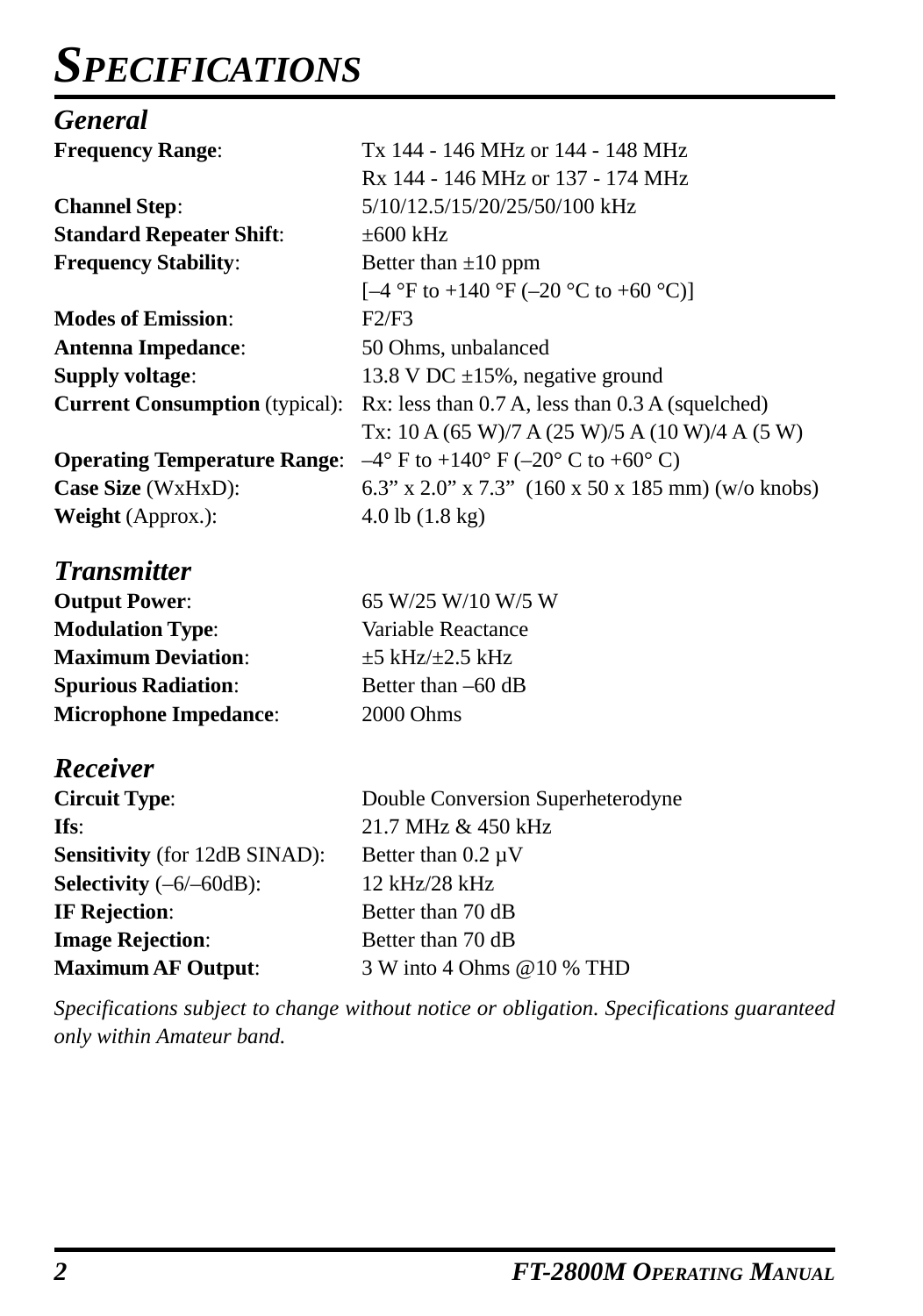# SPECIFICATIONS

## General

| | |
|---|---|
| **Frequency Range**: | Tx 144 - 146 MHz or 144 - 148 MHz |
| | Rx 144 - 146 MHz or 137 - 174 MHz |
| **Channel Step**: | 5/10/12.5/15/20/25/50/100 kHz |
| **Standard Repeater Shift**: | ±600 kHz |
| **Frequency Stability**: | Better than ±10 ppm |
| | [–4 °F to +140 °F (–20 °C to +60 °C)] |
| **Modes of Emission**: | F2/F3 |
| **Antenna Impedance**: | 50 Ohms, unbalanced |
| **Supply voltage**: | 13.8 V DC ±15%, negative ground |
| **Current Consumption** (typical): | Rx: less than 0.7 A, less than 0.3 A (squelched) |
| | Tx: 10 A (65 W)/7 A (25 W)/5 A (10 W)/4 A (5 W) |
| **Operating Temperature Range**: | –4° F to +140° F (–20° C to +60° C) |
| **Case Size** (WxHxD): | 6.3" x 2.0" x 7.3" (160 x 50 x 185 mm) (w/o knobs) |
| **Weight** (Approx.): | 4.0 lb (1.8 kg) |

## Transmitter

| | |
|---|---|
| **Output Power**: | 65 W/25 W/10 W/5 W |
| **Modulation Type**: | Variable Reactance |
| **Maximum Deviation**: | ±5 kHz/±2.5 kHz |
| **Spurious Radiation**: | Better than –60 dB |
| **Microphone Impedance**: | 2000 Ohms |

## Receiver

| | |
|---|---|
| **Circuit Type**: | Double Conversion Superheterodyne |
| **Ifs**: | 21.7 MHz & 450 kHz |
| **Sensitivity** (for 12dB SINAD): | Better than 0.2 µV |
| **Selectivity** (–6/–60dB): | 12 kHz/28 kHz |
| **IF Rejection**: | Better than 70 dB |
| **Image Rejection**: | Better than 70 dB |
| **Maximum AF Output**: | 3 W into 4 Ohms @10 % THD |

*Specifications subject to change without notice or obligation. Specifications guaranteed only within Amateur band.*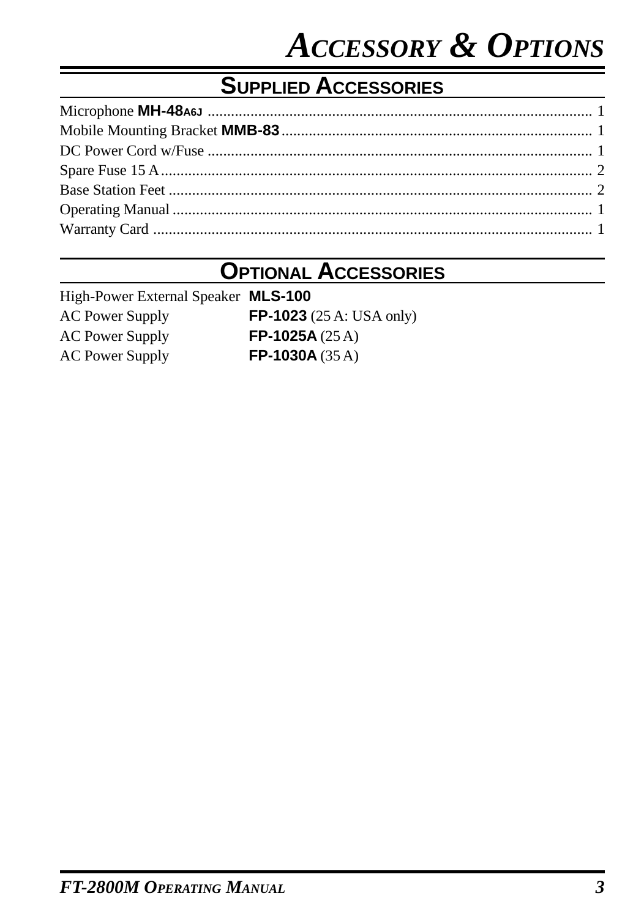# Accessory & Options

## Supplied Accessories

Microphone **MH-48A6J** .................................................................................................. 1
Mobile Mounting Bracket **MMB-83** ............................................................................... 1
DC Power Cord w/Fuse .................................................................................................. 1
Spare Fuse 15 A ............................................................................................................. 2
Base Station Feet ............................................................................................................ 2
Operating Manual ........................................................................................................... 1
Warranty Card ................................................................................................................ 1

## Optional Accessories

| | |
|---|---|
| High-Power External Speaker | **MLS-100** |
| AC Power Supply | **FP-1023** (25 A: USA only) |
| AC Power Supply | **FP-1025A** (25 A) |
| AC Power Supply | **FP-1030A** (35 A) |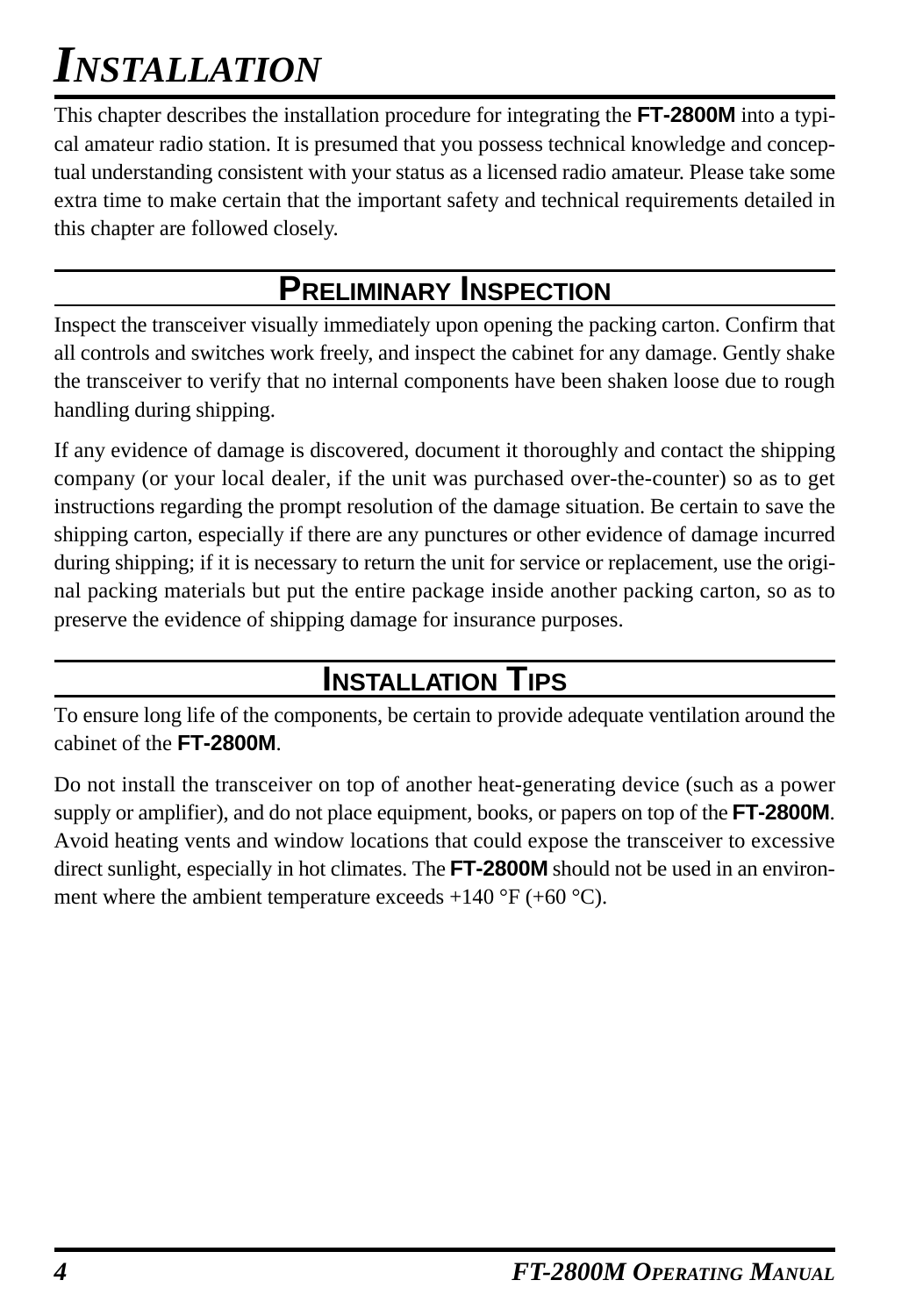// No commentary.
# INSTALLATION

This chapter describes the installation procedure for integrating the **FT-2800M** into a typical amateur radio station. It is presumed that you possess technical knowledge and conceptual understanding consistent with your status as a licensed radio amateur. Please take some extra time to make certain that the important safety and technical requirements detailed in this chapter are followed closely.

## PRELIMINARY INSPECTION

Inspect the transceiver visually immediately upon opening the packing carton. Confirm that all controls and switches work freely, and inspect the cabinet for any damage. Gently shake the transceiver to verify that no internal components have been shaken loose due to rough handling during shipping.

If any evidence of damage is discovered, document it thoroughly and contact the shipping company (or your local dealer, if the unit was purchased over-the-counter) so as to get instructions regarding the prompt resolution of the damage situation. Be certain to save the shipping carton, especially if there are any punctures or other evidence of damage incurred during shipping; if it is necessary to return the unit for service or replacement, use the original packing materials but put the entire package inside another packing carton, so as to preserve the evidence of shipping damage for insurance purposes.

## INSTALLATION TIPS

To ensure long life of the components, be certain to provide adequate ventilation around the cabinet of the **FT-2800M**.

Do not install the transceiver on top of another heat-generating device (such as a power supply or amplifier), and do not place equipment, books, or papers on top of the **FT-2800M**. Avoid heating vents and window locations that could expose the transceiver to excessive direct sunlight, especially in hot climates. The **FT-2800M** should not be used in an environment where the ambient temperature exceeds +140 °F (+60 °C).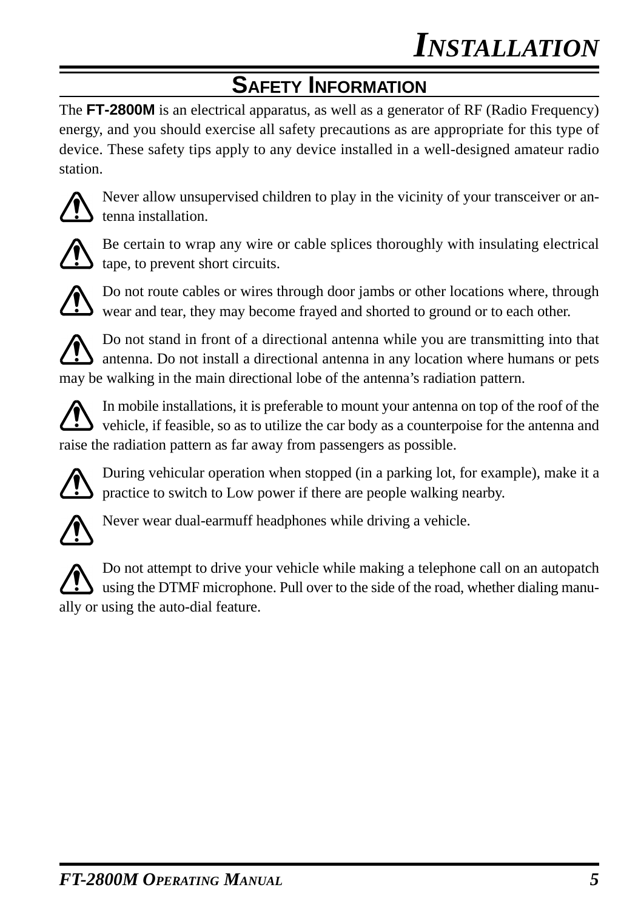# INSTALLATION

## SAFETY INFORMATION

The **FT-2800M** is an electrical apparatus, as well as a generator of RF (Radio Frequency) energy, and you should exercise all safety precautions as are appropriate for this type of device. These safety tips apply to any device installed in a well-designed amateur radio station.

Never allow unsupervised children to play in the vicinity of your transceiver or antenna installation.

Be certain to wrap any wire or cable splices thoroughly with insulating electrical tape, to prevent short circuits.

Do not route cables or wires through door jambs or other locations where, through wear and tear, they may become frayed and shorted to ground or to each other.

Do not stand in front of a directional antenna while you are transmitting into that antenna. Do not install a directional antenna in any location where humans or pets may be walking in the main directional lobe of the antenna's radiation pattern.

In mobile installations, it is preferable to mount your antenna on top of the roof of the vehicle, if feasible, so as to utilize the car body as a counterpoise for the antenna and raise the radiation pattern as far away from passengers as possible.

During vehicular operation when stopped (in a parking lot, for example), make it a practice to switch to Low power if there are people walking nearby.

Never wear dual-earmuff headphones while driving a vehicle.

Do not attempt to drive your vehicle while making a telephone call on an autopatch using the DTMF microphone. Pull over to the side of the road, whether dialing manually or using the auto-dial feature.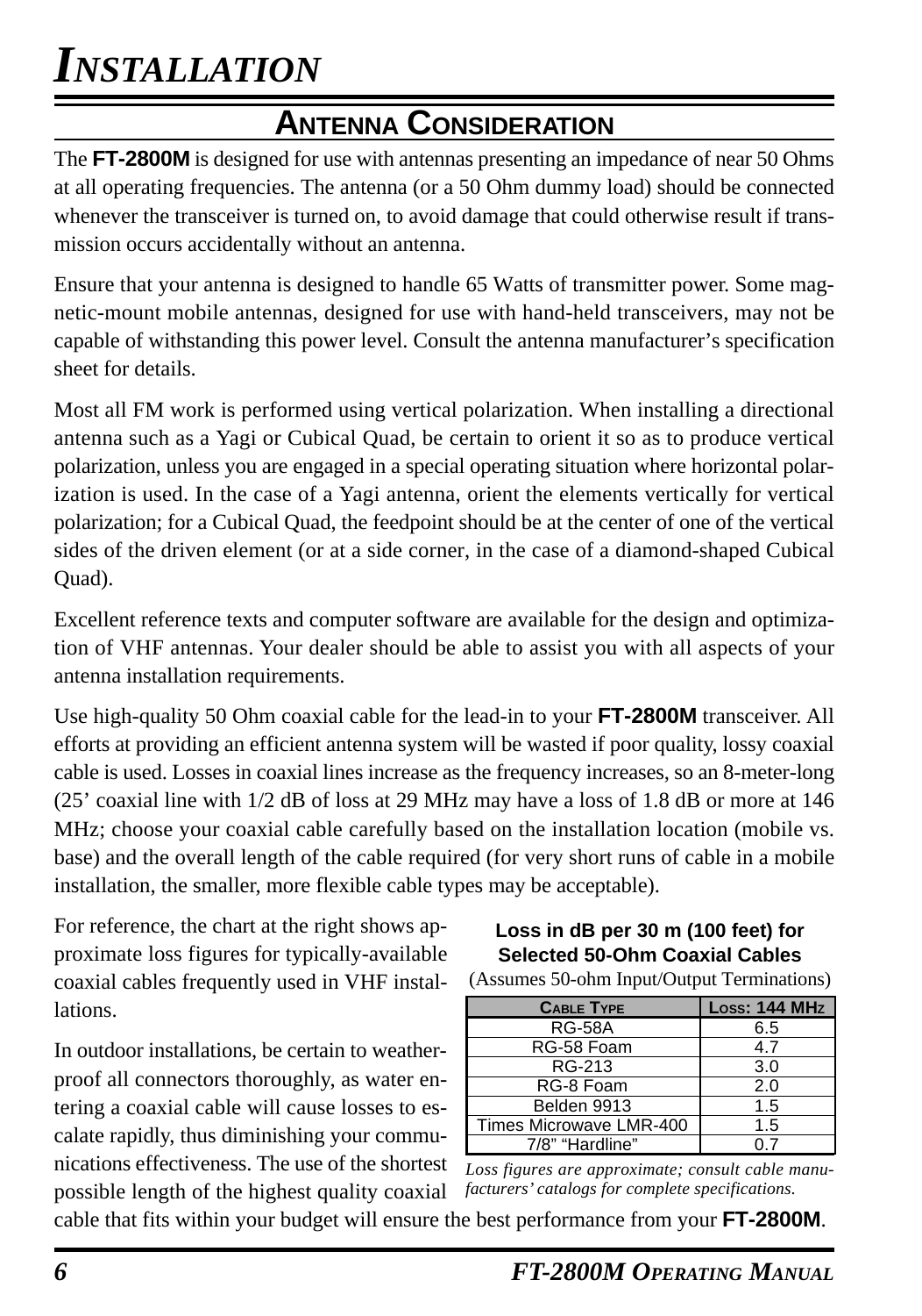# INSTALLATION

## ANTENNA CONSIDERATION

The **FT-2800M** is designed for use with antennas presenting an impedance of near 50 Ohms at all operating frequencies. The antenna (or a 50 Ohm dummy load) should be connected whenever the transceiver is turned on, to avoid damage that could otherwise result if transmission occurs accidentally without an antenna.

Ensure that your antenna is designed to handle 65 Watts of transmitter power. Some magnetic-mount mobile antennas, designed for use with hand-held transceivers, may not be capable of withstanding this power level. Consult the antenna manufacturer's specification sheet for details.

Most all FM work is performed using vertical polarization. When installing a directional antenna such as a Yagi or Cubical Quad, be certain to orient it so as to produce vertical polarization, unless you are engaged in a special operating situation where horizontal polarization is used. In the case of a Yagi antenna, orient the elements vertically for vertical polarization; for a Cubical Quad, the feedpoint should be at the center of one of the vertical sides of the driven element (or at a side corner, in the case of a diamond-shaped Cubical Quad).

Excellent reference texts and computer software are available for the design and optimization of VHF antennas. Your dealer should be able to assist you with all aspects of your antenna installation requirements.

Use high-quality 50 Ohm coaxial cable for the lead-in to your **FT-2800M** transceiver. All efforts at providing an efficient antenna system will be wasted if poor quality, lossy coaxial cable is used. Losses in coaxial lines increase as the frequency increases, so an 8-meter-long (25' coaxial line with 1/2 dB of loss at 29 MHz may have a loss of 1.8 dB or more at 146 MHz; choose your coaxial cable carefully based on the installation location (mobile vs. base) and the overall length of the cable required (for very short runs of cable in a mobile installation, the smaller, more flexible cable types may be acceptable).

For reference, the chart at the right shows approximate loss figures for typically-available coaxial cables frequently used in VHF installations.

**Loss in dB per 30 m (100 feet) for Selected 50-Ohm Coaxial Cables**
(Assumes 50-ohm Input/Output Terminations)

| CABLE TYPE | LOSS: 144 MHZ |
|---|---|
| RG-58A | 6.5 |
| RG-58 Foam | 4.7 |
| RG-213 | 3.0 |
| RG-8 Foam | 2.0 |
| Belden 9913 | 1.5 |
| Times Microwave LMR-400 | 1.5 |
| 7/8" "Hardline" | 0.7 |

*Loss figures are approximate; consult cable manufacturers' catalogs for complete specifications.*

In outdoor installations, be certain to weatherproof all connectors thoroughly, as water entering a coaxial cable will cause losses to escalate rapidly, thus diminishing your communications effectiveness. The use of the shortest possible length of the highest quality coaxial cable that fits within your budget will ensure the best performance from your **FT-2800M**.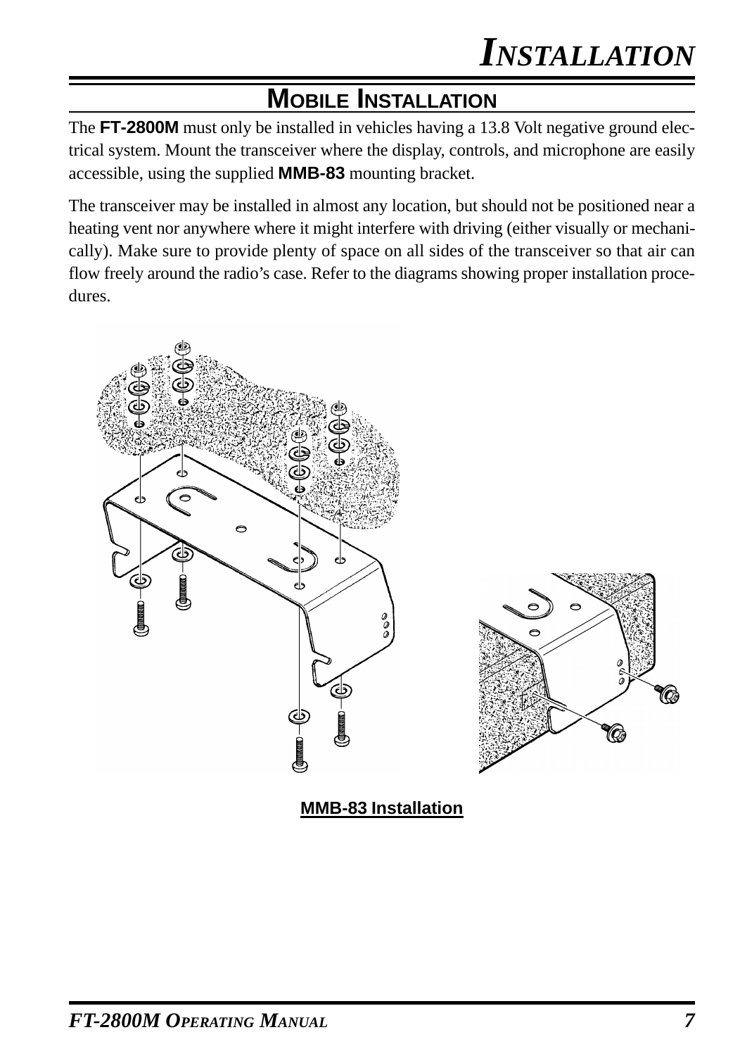# INSTALLATION

## MOBILE INSTALLATION

The **FT-2800M** must only be installed in vehicles having a 13.8 Volt negative ground electrical system. Mount the transceiver where the display, controls, and microphone are easily accessible, using the supplied **MMB-83** mounting bracket.

The transceiver may be installed in almost any location, but should not be positioned near a heating vent nor anywhere where it might interfere with driving (either visually or mechanically). Make sure to provide plenty of space on all sides of the transceiver so that air can flow freely around the radio's case. Refer to the diagrams showing proper installation procedures.

**MMB-83 Installation**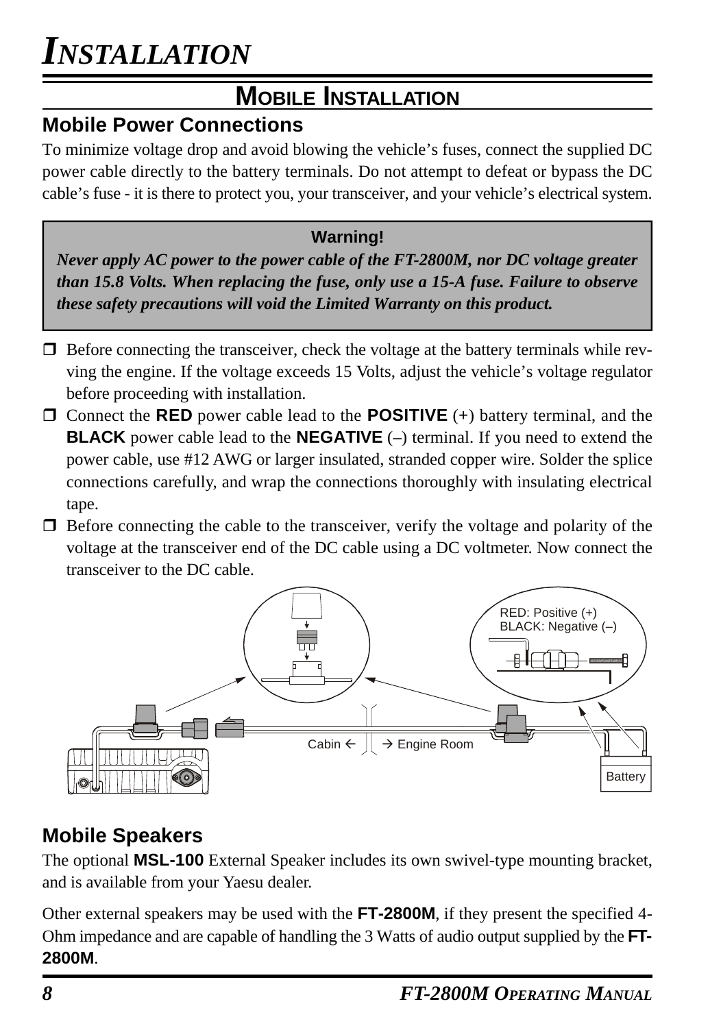# INSTALLATION

## MOBILE INSTALLATION

### Mobile Power Connections

To minimize voltage drop and avoid blowing the vehicle's fuses, connect the supplied DC power cable directly to the battery terminals. Do not attempt to defeat or bypass the DC cable's fuse - it is there to protect you, your transceiver, and your vehicle's electrical system.

**Warning!**

***Never apply AC power to the power cable of the FT-2800M, nor DC voltage greater than 15.8 Volts. When replacing the fuse, only use a 15-A fuse. Failure to observe these safety precautions will void the Limited Warranty on this product.***

- ❒ Before connecting the transceiver, check the voltage at the battery terminals while revving the engine. If the voltage exceeds 15 Volts, adjust the vehicle's voltage regulator before proceeding with installation.
- ❒ Connect the **RED** power cable lead to the **POSITIVE** (+) battery terminal, and the **BLACK** power cable lead to the **NEGATIVE** (–) terminal. If you need to extend the power cable, use #12 AWG or larger insulated, stranded copper wire. Solder the splice connections carefully, and wrap the connections thoroughly with insulating electrical tape.
- ❒ Before connecting the cable to the transceiver, verify the voltage and polarity of the voltage at the transceiver end of the DC cable using a DC voltmeter. Now connect the transceiver to the DC cable.

RED: Positive (+)
BLACK: Negative (–)
Cabin ← → Engine Room
Battery

### Mobile Speakers

The optional **MSL-100** External Speaker includes its own swivel-type mounting bracket, and is available from your Yaesu dealer.

Other external speakers may be used with the **FT-2800M**, if they present the specified 4-Ohm impedance and are capable of handling the 3 Watts of audio output supplied by the **FT-2800M**.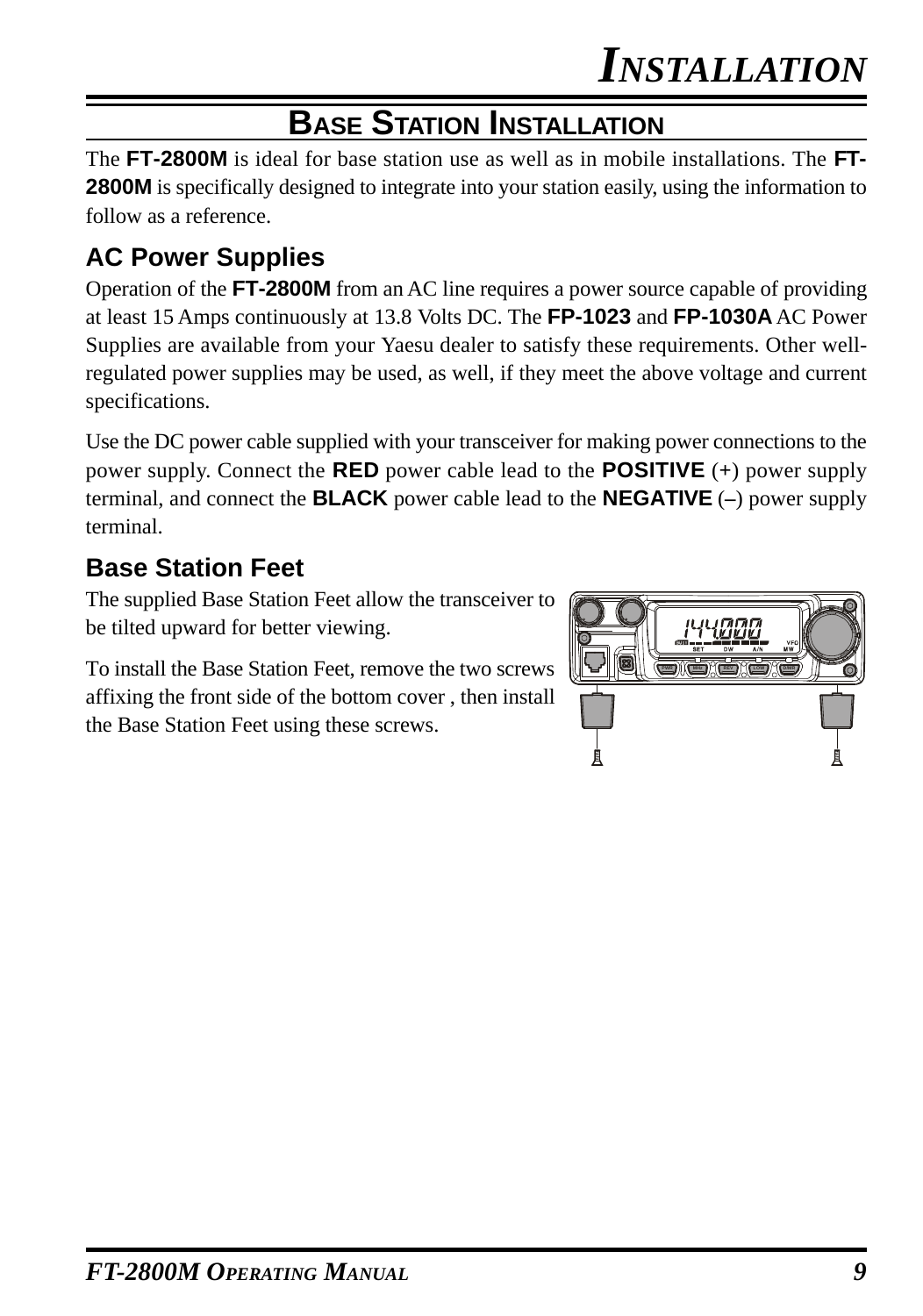# Base Station Installation

The **FT-2800M** is ideal for base station use as well as in mobile installations. The **FT-2800M** is specifically designed to integrate into your station easily, using the information to follow as a reference.

## AC Power Supplies

Operation of the **FT-2800M** from an AC line requires a power source capable of providing at least 15 Amps continuously at 13.8 Volts DC. The **FP-1023** and **FP-1030A** AC Power Supplies are available from your Yaesu dealer to satisfy these requirements. Other well-regulated power supplies may be used, as well, if they meet the above voltage and current specifications.

Use the DC power cable supplied with your transceiver for making power connections to the power supply. Connect the **RED** power cable lead to the **POSITIVE** (+) power supply terminal, and connect the **BLACK** power cable lead to the **NEGATIVE** (–) power supply terminal.

## Base Station Feet

The supplied Base Station Feet allow the transceiver to be tilted upward for better viewing.

To install the Base Station Feet, remove the two screws affixing the front side of the bottom cover , then install the Base Station Feet using these screws.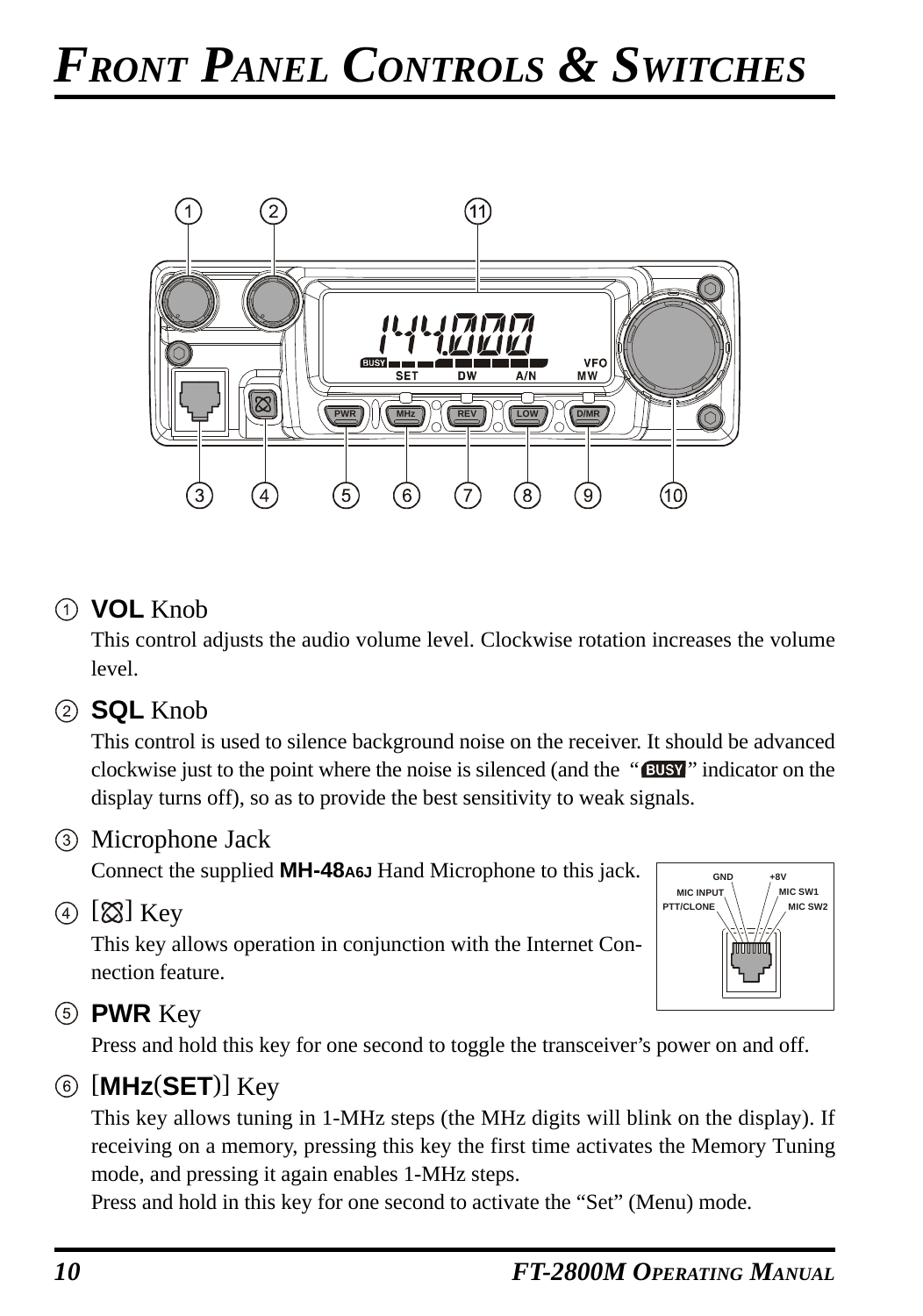# FRONT PANEL CONTROLS & SWITCHES

① **VOL** Knob

This control adjusts the audio volume level. Clockwise rotation increases the volume level.

② **SQL** Knob

This control is used to silence background noise on the receiver. It should be advanced clockwise just to the point where the noise is silenced (and the "BUSY" indicator on the display turns off), so as to provide the best sensitivity to weak signals.

③ Microphone Jack

Connect the supplied **MH-48A6J** Hand Microphone to this jack.

GND
+8V
MIC INPUT
MIC SW1
PTT/CLONE
MIC SW2

④ [⊗] Key

This key allows operation in conjunction with the Internet Connection feature.

⑤ **PWR** Key

Press and hold this key for one second to toggle the transceiver's power on and off.

⑥ [**MHz**(**SET**)] Key

This key allows tuning in 1-MHz steps (the MHz digits will blink on the display). If receiving on a memory, pressing this key the first time activates the Memory Tuning mode, and pressing it again enables 1-MHz steps.

Press and hold in this key for one second to activate the "Set" (Menu) mode.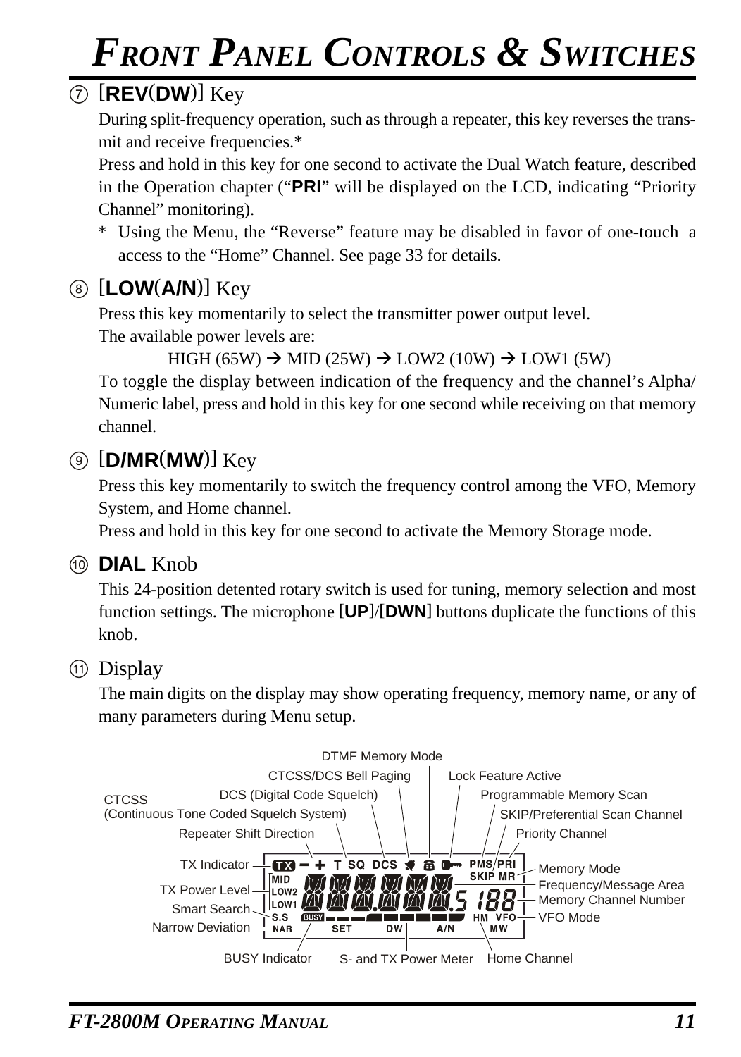# FRONT PANEL CONTROLS & SWITCHES

⑦ [**REV**(**DW**)] Key

During split-frequency operation, such as through a repeater, this key reverses the transmit and receive frequencies.*

Press and hold in this key for one second to activate the Dual Watch feature, described in the Operation chapter ("**PRI**" will be displayed on the LCD, indicating "Priority Channel" monitoring).

\* Using the Menu, the "Reverse" feature may be disabled in favor of one-touch a access to the "Home" Channel. See page 33 for details.

⑧ [**LOW**(**A/N**)] Key

Press this key momentarily to select the transmitter power output level.

The available power levels are:

HIGH (65W) → MID (25W) → LOW2 (10W) → LOW1 (5W)

To toggle the display between indication of the frequency and the channel's Alpha/Numeric label, press and hold in this key for one second while receiving on that memory channel.

⑨ [**D/MR**(**MW**)] Key

Press this key momentarily to switch the frequency control among the VFO, Memory System, and Home channel.

Press and hold in this key for one second to activate the Memory Storage mode.

⑩ **DIAL** Knob

This 24-position detented rotary switch is used for tuning, memory selection and most function settings. The microphone [**UP**]/[**DWN**] buttons duplicate the functions of this knob.

⑪ Display

The main digits on the display may show operating frequency, memory name, or any of many parameters during Menu setup.

DTMF Memory Mode
CTCSS/DCS Bell Paging
Lock Feature Active
DCS (Digital Code Squelch)
Programmable Memory Scan
CTCSS
(Continuous Tone Coded Squelch System)
SKIP/Preferential Scan Channel
Repeater Shift Direction
Priority Channel
TX Indicator
Memory Mode
Frequency/Message Area
TX Power Level
Memory Channel Number
Smart Search
VFO Mode
Narrow Deviation
BUSY Indicator
S- and TX Power Meter
Home Channel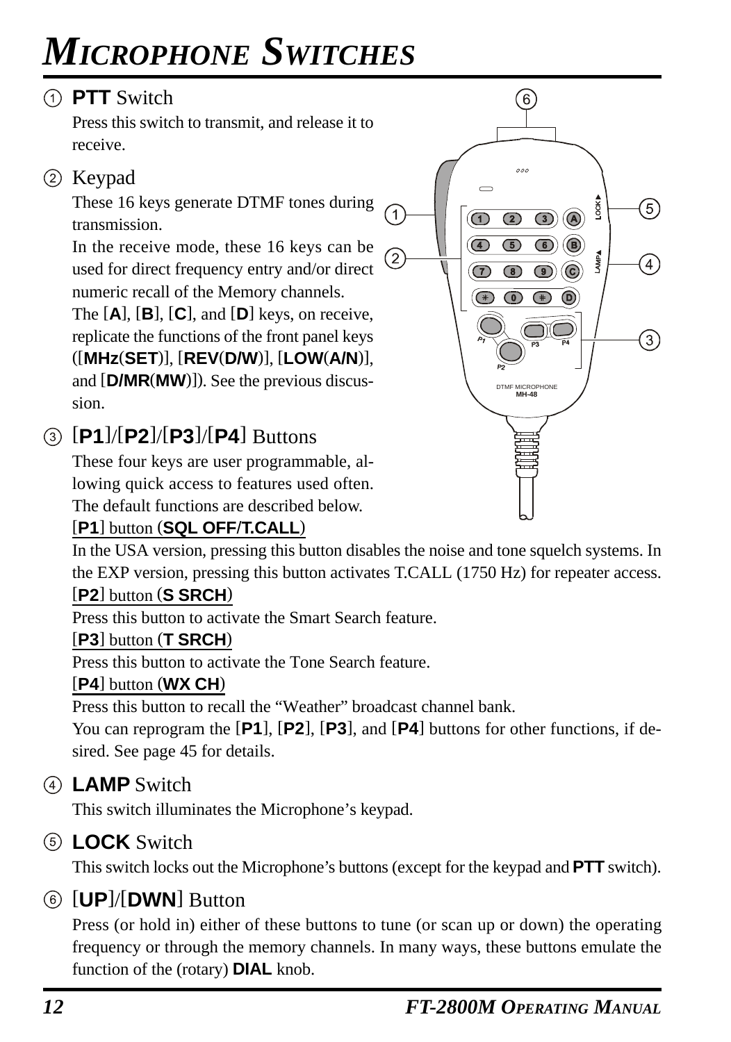# MICROPHONE SWITCHES

① **PTT** Switch

Press this switch to transmit, and release it to receive.

② Keypad

These 16 keys generate DTMF tones during transmission.

In the receive mode, these 16 keys can be used for direct frequency entry and/or direct numeric recall of the Memory channels.

The [**A**], [**B**], [**C**], and [**D**] keys, on receive, replicate the functions of the front panel keys ([**MHz**(**SET**)], [**REV**(**D/W**)], [**LOW**(**A/N**)], and [**D/MR**(**MW**)]). See the previous discussion.

③ [**P1**]/[**P2**]/[**P3**]/[**P4**] Buttons

These four keys are user programmable, allowing quick access to features used often. The default functions are described below.

[**P1**] button (**SQL OFF/T.CALL**)

In the USA version, pressing this button disables the noise and tone squelch systems. In the EXP version, pressing this button activates T.CALL (1750 Hz) for repeater access.

[**P2**] button (**S SRCH**)

Press this button to activate the Smart Search feature.

[**P3**] button (**T SRCH**)

Press this button to activate the Tone Search feature.

[**P4**] button (**WX CH**)

Press this button to recall the "Weather" broadcast channel bank.

You can reprogram the [**P1**], [**P2**], [**P3**], and [**P4**] buttons for other functions, if desired. See page 45 for details.

④ **LAMP** Switch

This switch illuminates the Microphone's keypad.

⑤ **LOCK** Switch

This switch locks out the Microphone's buttons (except for the keypad and **PTT** switch).

⑥ [**UP**]/[**DWN**] Button

Press (or hold in) either of these buttons to tune (or scan up or down) the operating frequency or through the memory channels. In many ways, these buttons emulate the function of the (rotary) **DIAL** knob.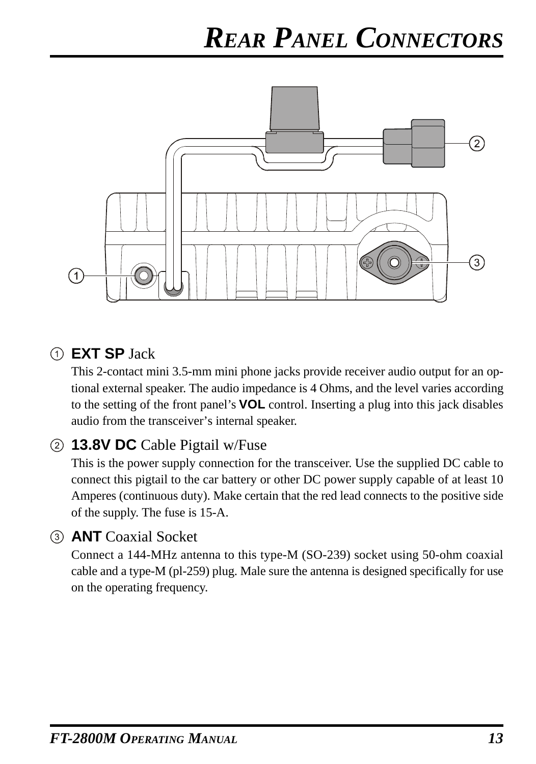# REAR PANEL CONNECTORS

① **EXT SP** Jack

This 2-contact mini 3.5-mm mini phone jacks provide receiver audio output for an optional external speaker. The audio impedance is 4 Ohms, and the level varies according to the setting of the front panel's **VOL** control. Inserting a plug into this jack disables audio from the transceiver's internal speaker.

② **13.8V DC** Cable Pigtail w/Fuse

This is the power supply connection for the transceiver. Use the supplied DC cable to connect this pigtail to the car battery or other DC power supply capable of at least 10 Amperes (continuous duty). Make certain that the red lead connects to the positive side of the supply. The fuse is 15-A.

③ **ANT** Coaxial Socket

Connect a 144-MHz antenna to this type-M (SO-239) socket using 50-ohm coaxial cable and a type-M (pl-259) plug. Male sure the antenna is designed specifically for use on the operating frequency.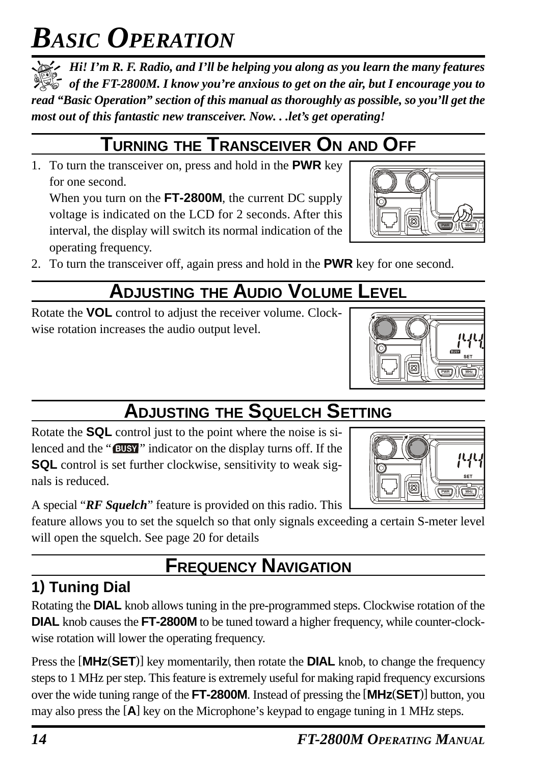# BASIC OPERATION

***Hi! I'm R. F. Radio, and I'll be helping you along as you learn the many features of the FT-2800M. I know you're anxious to get on the air, but I encourage you to read "Basic Operation" section of this manual as thoroughly as possible, so you'll get the most out of this fantastic new transceiver. Now. . .let's get operating!***

## TURNING THE TRANSCEIVER ON AND OFF

1. To turn the transceiver on, press and hold in the **PWR** key for one second.
   When you turn on the **FT-2800M**, the current DC supply voltage is indicated on the LCD for 2 seconds. After this interval, the display will switch its normal indication of the operating frequency.
2. To turn the transceiver off, again press and hold in the **PWR** key for one second.

## ADJUSTING THE AUDIO VOLUME LEVEL

Rotate the **VOL** control to adjust the receiver volume. Clockwise rotation increases the audio output level.

## ADJUSTING THE SQUELCH SETTING

Rotate the **SQL** control just to the point where the noise is silenced and the "BUSY" indicator on the display turns off. If the **SQL** control is set further clockwise, sensitivity to weak signals is reduced.

A special "***RF Squelch***" feature is provided on this radio. This feature allows you to set the squelch so that only signals exceeding a certain S-meter level will open the squelch. See page 20 for details

## FREQUENCY NAVIGATION

### 1) Tuning Dial

Rotating the **DIAL** knob allows tuning in the pre-programmed steps. Clockwise rotation of the **DIAL** knob causes the **FT-2800M** to be tuned toward a higher frequency, while counter-clockwise rotation will lower the operating frequency.

Press the [**MHz**(**SET**)] key momentarily, then rotate the **DIAL** knob, to change the frequency steps to 1 MHz per step. This feature is extremely useful for making rapid frequency excursions over the wide tuning range of the **FT-2800M**. Instead of pressing the [**MHz**(**SET**)] button, you may also press the [**A**] key on the Microphone's keypad to engage tuning in 1 MHz steps.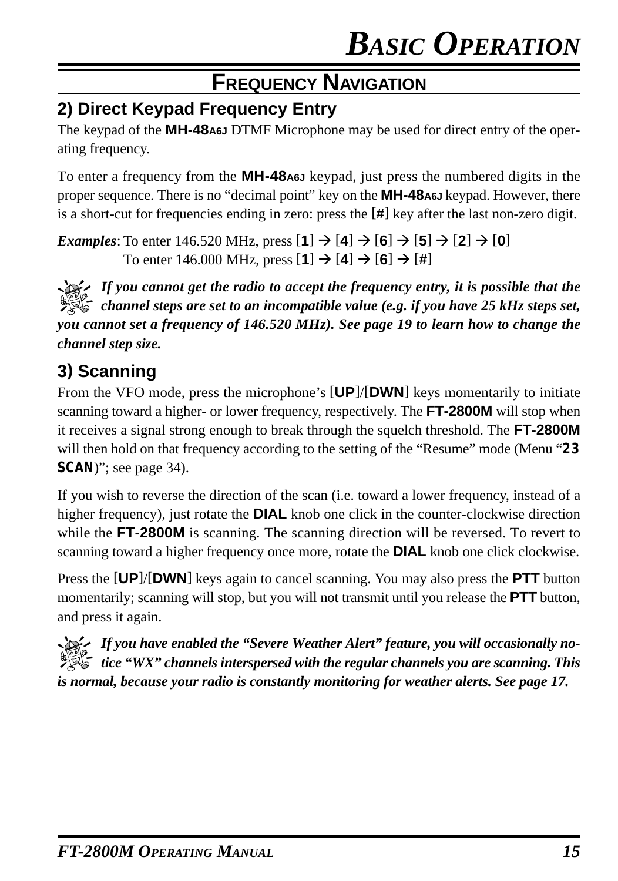# BASIC OPERATION

## FREQUENCY NAVIGATION

### 2) Direct Keypad Frequency Entry

The keypad of the **MH-48A6J** DTMF Microphone may be used for direct entry of the operating frequency.

To enter a frequency from the **MH-48A6J** keypad, just press the numbered digits in the proper sequence. There is no "decimal point" key on the **MH-48A6J** keypad. However, there is a short-cut for frequencies ending in zero: press the [**#**] key after the last non-zero digit.

***Examples***: To enter 146.520 MHz, press [**1**] → [**4**] → [**6**] → [**5**] → [**2**] → [**0**]
To enter 146.000 MHz, press [**1**] → [**4**] → [**6**] → [**#**]

***If you cannot get the radio to accept the frequency entry, it is possible that the channel steps are set to an incompatible value (e.g. if you have 25 kHz steps set, you cannot set a frequency of 146.520 MHz). See page 19 to learn how to change the channel step size.***

### 3) Scanning

From the VFO mode, press the microphone's [**UP**]/[**DWN**] keys momentarily to initiate scanning toward a higher- or lower frequency, respectively. The **FT-2800M** will stop when it receives a signal strong enough to break through the squelch threshold. The **FT-2800M** will then hold on that frequency according to the setting of the "Resume" mode (Menu "**23 SCAN**)"; see page 34).

If you wish to reverse the direction of the scan (i.e. toward a lower frequency, instead of a higher frequency), just rotate the **DIAL** knob one click in the counter-clockwise direction while the **FT-2800M** is scanning. The scanning direction will be reversed. To revert to scanning toward a higher frequency once more, rotate the **DIAL** knob one click clockwise.

Press the [**UP**]/[**DWN**] keys again to cancel scanning. You may also press the **PTT** button momentarily; scanning will stop, but you will not transmit until you release the **PTT** button, and press it again.

***If you have enabled the "Severe Weather Alert" feature, you will occasionally notice "WX" channels interspersed with the regular channels you are scanning. This is normal, because your radio is constantly monitoring for weather alerts. See page 17.***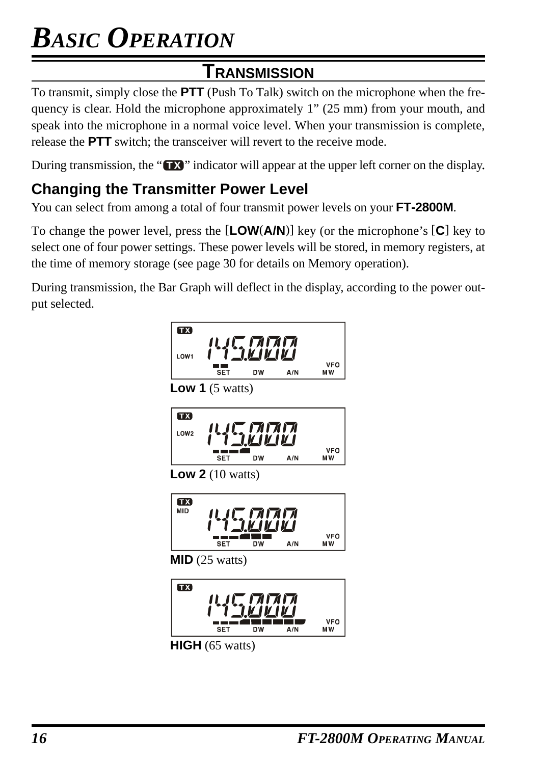# BASIC OPERATION

## TRANSMISSION

To transmit, simply close the **PTT** (Push To Talk) switch on the microphone when the frequency is clear. Hold the microphone approximately 1" (25 mm) from your mouth, and speak into the microphone in a normal voice level. When your transmission is complete, release the **PTT** switch; the transceiver will revert to the receive mode.

During transmission, the "TX" indicator will appear at the upper left corner on the display.

### Changing the Transmitter Power Level

You can select from among a total of four transmit power levels on your **FT-2800M**.

To change the power level, press the [**LOW**(**A/N**)] key (or the microphone's [**C**] key to select one of four power settings. These power levels will be stored, in memory registers, at the time of memory storage (see page 30 for details on Memory operation).

During transmission, the Bar Graph will deflect in the display, according to the power output selected.

TX
LOW1
145.000
VFO
SET DW A/N MW

**Low 1** (5 watts)

TX
LOW2
145.000
VFO
SET DW A/N MW

**Low 2** (10 watts)

TX
MID
145.000
VFO
SET DW A/N MW

**MID** (25 watts)

TX
145.000
VFO
SET DW A/N MW

**HIGH** (65 watts)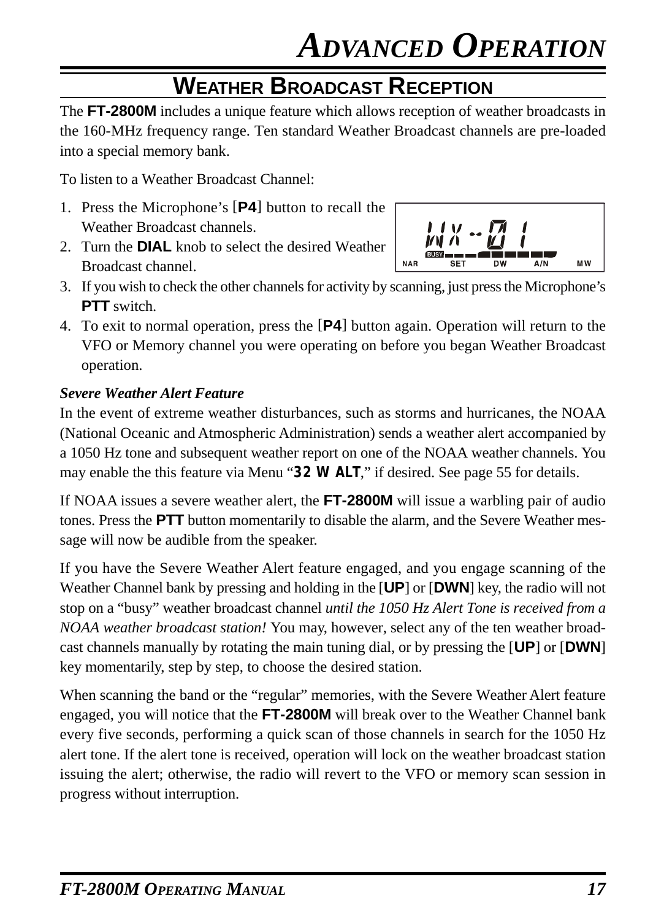# ADVANCED OPERATION

## WEATHER BROADCAST RECEPTION

The **FT-2800M** includes a unique feature which allows reception of weather broadcasts in the 160-MHz frequency range. Ten standard Weather Broadcast channels are pre-loaded into a special memory bank.

To listen to a Weather Broadcast Channel:

1. Press the Microphone's [**P4**] button to recall the Weather Broadcast channels.
2. Turn the **DIAL** knob to select the desired Weather Broadcast channel.
3. If you wish to check the other channels for activity by scanning, just press the Microphone's **PTT** switch.
4. To exit to normal operation, press the [**P4**] button again. Operation will return to the VFO or Memory channel you were operating on before you began Weather Broadcast operation.

***Severe Weather Alert Feature***

In the event of extreme weather disturbances, such as storms and hurricanes, the NOAA (National Oceanic and Atmospheric Administration) sends a weather alert accompanied by a 1050 Hz tone and subsequent weather report on one of the NOAA weather channels. You may enable the this feature via Menu "**32 W ALT**," if desired. See page 55 for details.

If NOAA issues a severe weather alert, the **FT-2800M** will issue a warbling pair of audio tones. Press the **PTT** button momentarily to disable the alarm, and the Severe Weather message will now be audible from the speaker.

If you have the Severe Weather Alert feature engaged, and you engage scanning of the Weather Channel bank by pressing and holding in the [**UP**] or [**DWN**] key, the radio will not stop on a "busy" weather broadcast channel *until the 1050 Hz Alert Tone is received from a NOAA weather broadcast station!* You may, however, select any of the ten weather broadcast channels manually by rotating the main tuning dial, or by pressing the [**UP**] or [**DWN**] key momentarily, step by step, to choose the desired station.

When scanning the band or the "regular" memories, with the Severe Weather Alert feature engaged, you will notice that the **FT-2800M** will break over to the Weather Channel bank every five seconds, performing a quick scan of those channels in search for the 1050 Hz alert tone. If the alert tone is received, operation will lock on the weather broadcast station issuing the alert; otherwise, the radio will revert to the VFO or memory scan session in progress without interruption.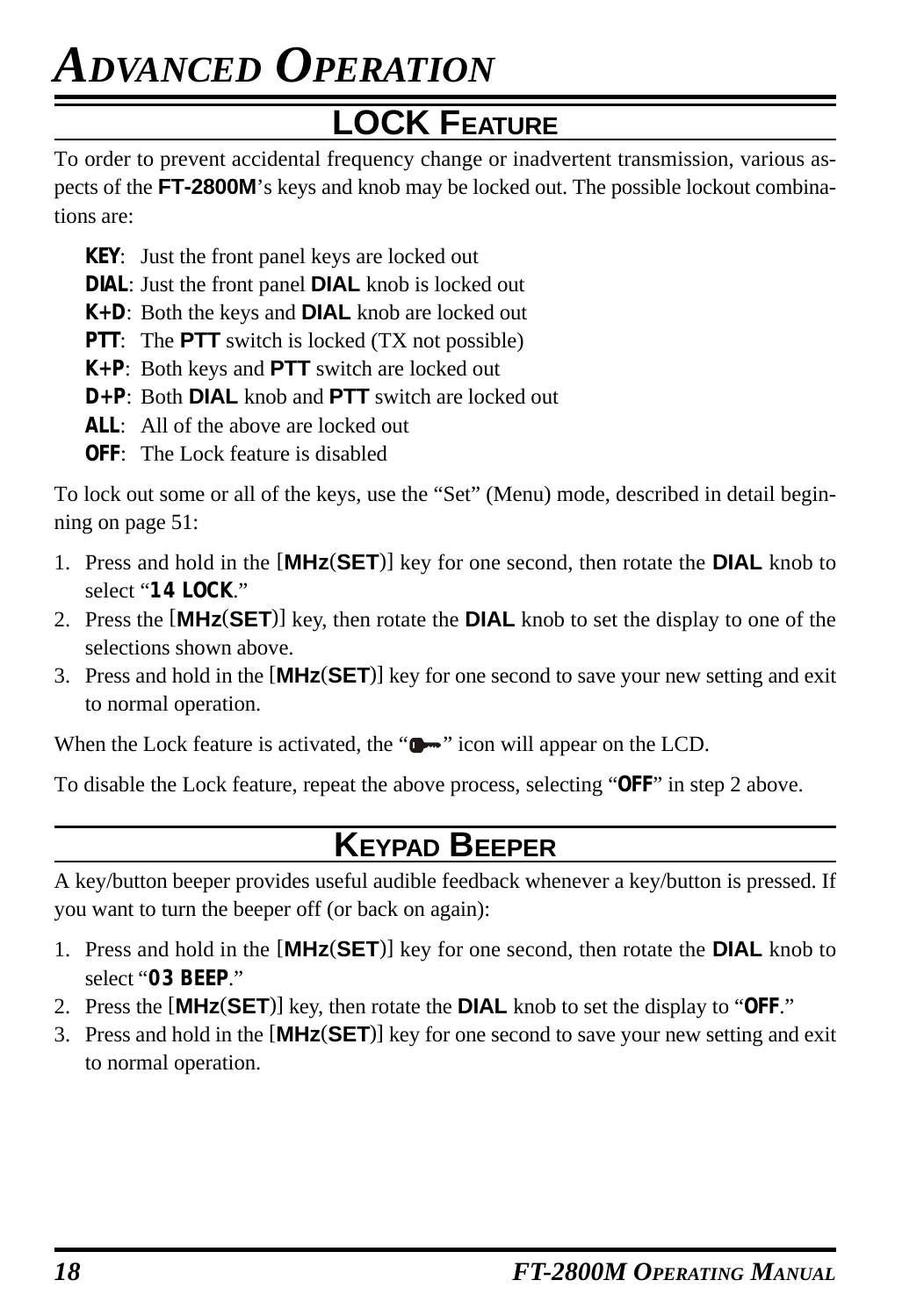# ADVANCED OPERATION

## LOCK FEATURE

To order to prevent accidental frequency change or inadvertent transmission, various aspects of the **FT-2800M**'s keys and knob may be locked out. The possible lockout combinations are:

**KEY**: Just the front panel keys are locked out
**DIAL**: Just the front panel **DIAL** knob is locked out
**K+D**: Both the keys and **DIAL** knob are locked out
**PTT**: The **PTT** switch is locked (TX not possible)
**K+P**: Both keys and **PTT** switch are locked out
**D+P**: Both **DIAL** knob and **PTT** switch are locked out
**ALL**: All of the above are locked out
**OFF**: The Lock feature is disabled

To lock out some or all of the keys, use the "Set" (Menu) mode, described in detail beginning on page 51:

1. Press and hold in the [**MHz**(**SET**)] key for one second, then rotate the **DIAL** knob to select "**14 LOCK**."
2. Press the [**MHz**(**SET**)] key, then rotate the **DIAL** knob to set the display to one of the selections shown above.
3. Press and hold in the [**MHz**(**SET**)] key for one second to save your new setting and exit to normal operation.

When the Lock feature is activated, the "🔑" icon will appear on the LCD.

To disable the Lock feature, repeat the above process, selecting "**OFF**" in step 2 above.

## KEYPAD BEEPER

A key/button beeper provides useful audible feedback whenever a key/button is pressed. If you want to turn the beeper off (or back on again):

1. Press and hold in the [**MHz**(**SET**)] key for one second, then rotate the **DIAL** knob to select "**03 BEEP**."
2. Press the [**MHz**(**SET**)] key, then rotate the **DIAL** knob to set the display to "**OFF**."
3. Press and hold in the [**MHz**(**SET**)] key for one second to save your new setting and exit to normal operation.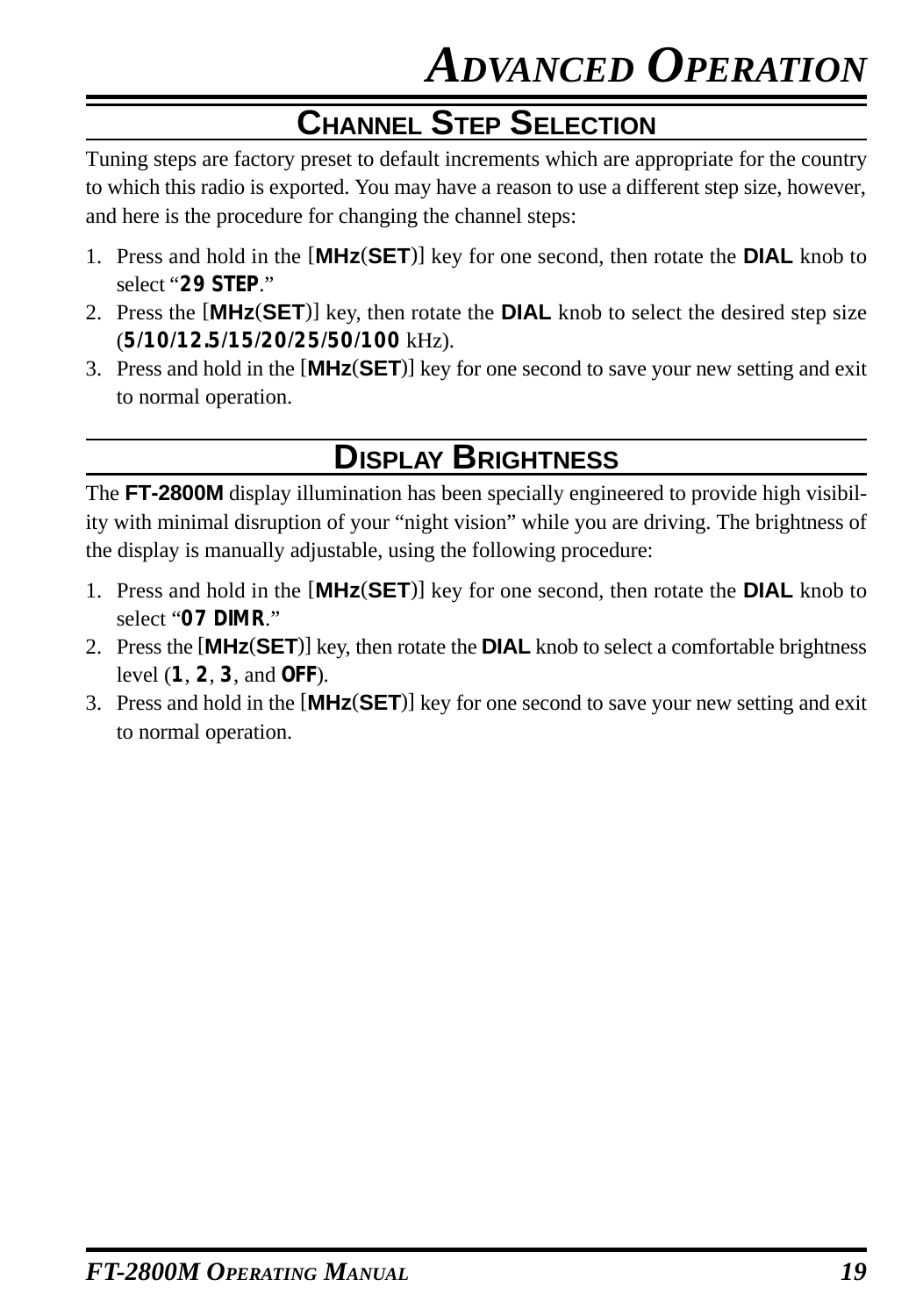# ADVANCED OPERATION

## CHANNEL STEP SELECTION

Tuning steps are factory preset to default increments which are appropriate for the country to which this radio is exported. You may have a reason to use a different step size, however, and here is the procedure for changing the channel steps:

1. Press and hold in the [**MHz**(**SET**)] key for one second, then rotate the **DIAL** knob to select "**29 STEP**."
2. Press the [**MHz**(**SET**)] key, then rotate the **DIAL** knob to select the desired step size (**5**/**10**/**12.5**/**15**/**20**/**25**/**50**/**100** kHz).
3. Press and hold in the [**MHz**(**SET**)] key for one second to save your new setting and exit to normal operation.

## DISPLAY BRIGHTNESS

The **FT-2800M** display illumination has been specially engineered to provide high visibility with minimal disruption of your "night vision" while you are driving. The brightness of the display is manually adjustable, using the following procedure:

1. Press and hold in the [**MHz**(**SET**)] key for one second, then rotate the **DIAL** knob to select "**07 DIMR**."
2. Press the [**MHz**(**SET**)] key, then rotate the **DIAL** knob to select a comfortable brightness level (**1**, **2**, **3**, and **OFF**).
3. Press and hold in the [**MHz**(**SET**)] key for one second to save your new setting and exit to normal operation.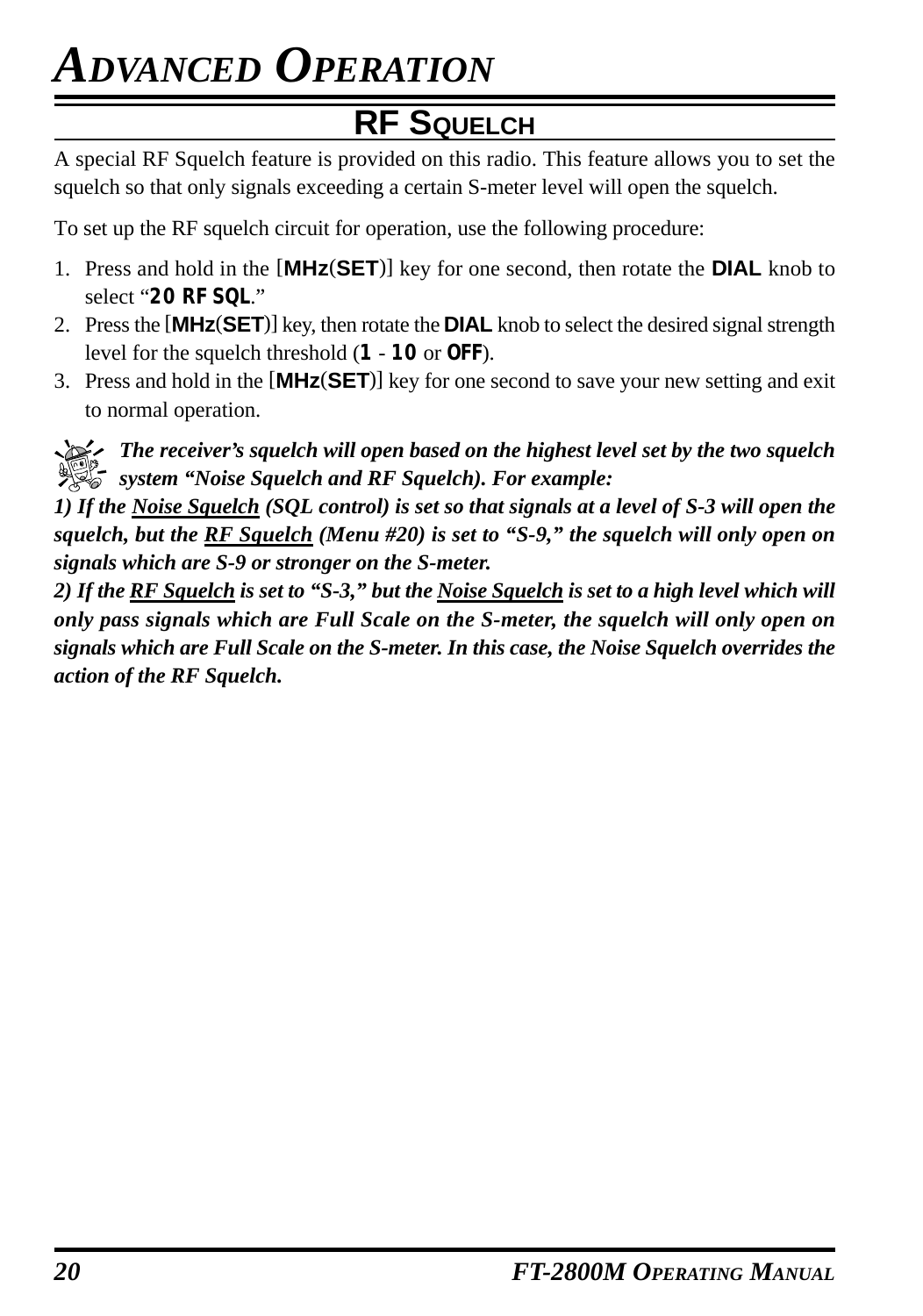# ADVANCED OPERATION

## RF SQUELCH

A special RF Squelch feature is provided on this radio. This feature allows you to set the squelch so that only signals exceeding a certain S-meter level will open the squelch.

To set up the RF squelch circuit for operation, use the following procedure:

1. Press and hold in the [**MHz**(**SET**)] key for one second, then rotate the **DIAL** knob to select "**20 RF SQL**."
2. Press the [**MHz**(**SET**)] key, then rotate the **DIAL** knob to select the desired signal strength level for the squelch threshold (**1** - **10** or **OFF**).
3. Press and hold in the [**MHz**(**SET**)] key for one second to save your new setting and exit to normal operation.

***The receiver's squelch will open based on the highest level set by the two squelch system "Noise Squelch and RF Squelch). For example:***

***1) If the <u>Noise Squelch</u> (SQL control) is set so that signals at a level of S-3 will open the squelch, but the <u>RF Squelch</u> (Menu #20) is set to "S-9," the squelch will only open on signals which are S-9 or stronger on the S-meter.***

***2) If the <u>RF Squelch</u> is set to "S-3," but the <u>Noise Squelch</u> is set to a high level which will only pass signals which are Full Scale on the S-meter, the squelch will only open on signals which are Full Scale on the S-meter. In this case, the Noise Squelch overrides the action of the RF Squelch.***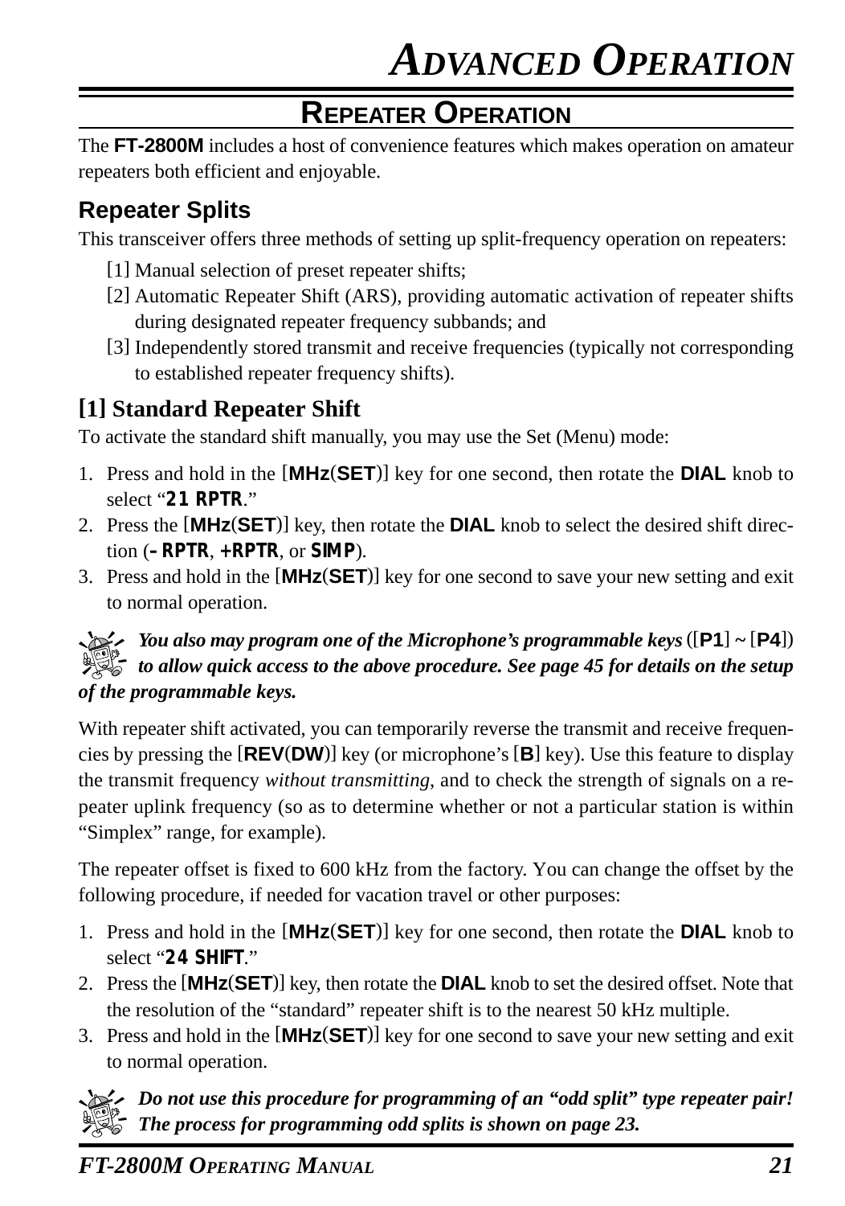# ADVANCED OPERATION

## REPEATER OPERATION

The **FT-2800M** includes a host of convenience features which makes operation on amateur repeaters both efficient and enjoyable.

### Repeater Splits

This transceiver offers three methods of setting up split-frequency operation on repeaters:

[1] Manual selection of preset repeater shifts;
[2] Automatic Repeater Shift (ARS), providing automatic activation of repeater shifts during designated repeater frequency subbands; and
[3] Independently stored transmit and receive frequencies (typically not corresponding to established repeater frequency shifts).

### [1] Standard Repeater Shift

To activate the standard shift manually, you may use the Set (Menu) mode:

1. Press and hold in the [**MHz**(**SET**)] key for one second, then rotate the **DIAL** knob to select "**21 RPTR**."
2. Press the [**MHz**(**SET**)] key, then rotate the **DIAL** knob to select the desired shift direction (**– RPTR**, **+RPTR**, or **SIMP**).
3. Press and hold in the [**MHz**(**SET**)] key for one second to save your new setting and exit to normal operation.

***You also may program one of the Microphone's programmable keys*** ([**P1**] ~ [**P4**]) ***to allow quick access to the above procedure. See page 45 for details on the setup of the programmable keys.***

With repeater shift activated, you can temporarily reverse the transmit and receive frequencies by pressing the [**REV**(**DW**)] key (or microphone's [**B**] key). Use this feature to display the transmit frequency *without transmitting*, and to check the strength of signals on a repeater uplink frequency (so as to determine whether or not a particular station is within "Simplex" range, for example).

The repeater offset is fixed to 600 kHz from the factory. You can change the offset by the following procedure, if needed for vacation travel or other purposes:

1. Press and hold in the [**MHz**(**SET**)] key for one second, then rotate the **DIAL** knob to select "**24 SHIFT**."
2. Press the [**MHz**(**SET**)] key, then rotate the **DIAL** knob to set the desired offset. Note that the resolution of the "standard" repeater shift is to the nearest 50 kHz multiple.
3. Press and hold in the [**MHz**(**SET**)] key for one second to save your new setting and exit to normal operation.

***Do not use this procedure for programming of an "odd split" type repeater pair! The process for programming odd splits is shown on page 23.***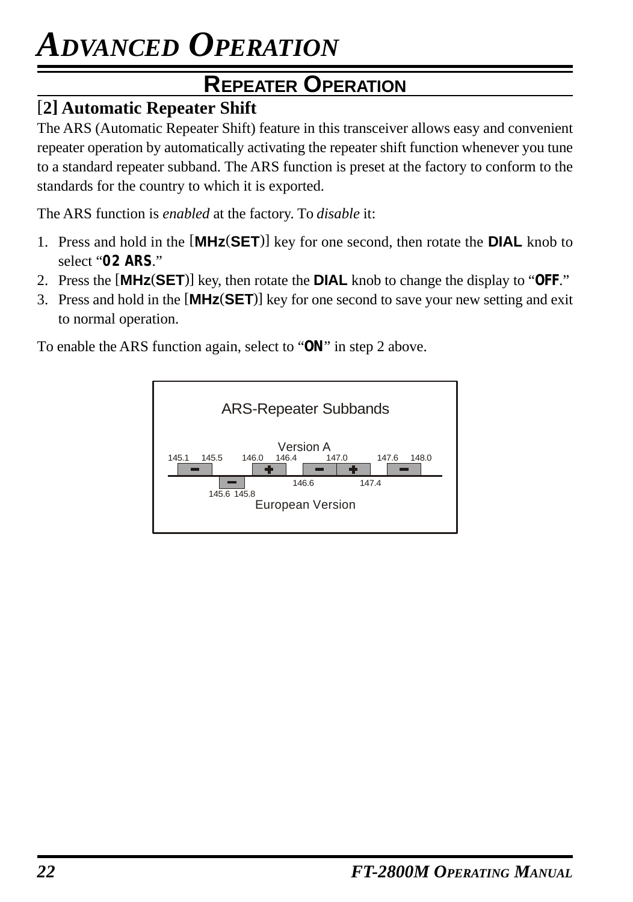# ADVANCED OPERATION

## REPEATER OPERATION

### [2] Automatic Repeater Shift

The ARS (Automatic Repeater Shift) feature in this transceiver allows easy and convenient repeater operation by automatically activating the repeater shift function whenever you tune to a standard repeater subband. The ARS function is preset at the factory to conform to the standards for the country to which it is exported.

The ARS function is *enabled* at the factory. To *disable* it:

1. Press and hold in the [**MHz**(**SET**)] key for one second, then rotate the **DIAL** knob to select "**02 ARS**."
2. Press the [**MHz**(**SET**)] key, then rotate the **DIAL** knob to change the display to "**OFF**."
3. Press and hold in the [**MHz**(**SET**)] key for one second to save your new setting and exit to normal operation.

To enable the ARS function again, select to "**ON**" in step 2 above.

ARS-Repeater Subbands

Version A

145.1 145.5 146.0 146.4 147.0 147.6 148.0

− + − + −

−

146.6 147.4

145.6 145.8

European Version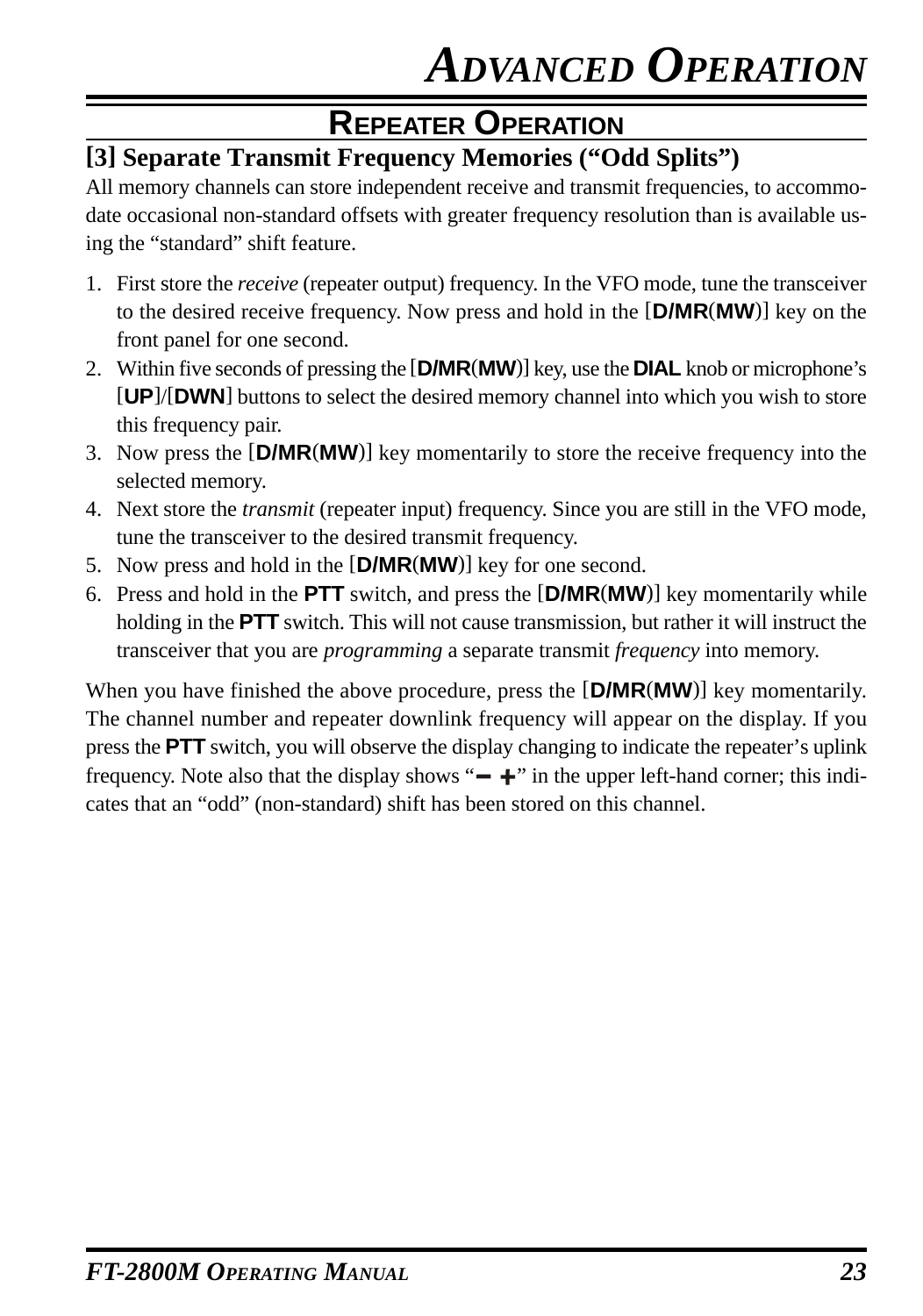# Advanced Operation

## Repeater Operation

### [3] Separate Transmit Frequency Memories ("Odd Splits")

All memory channels can store independent receive and transmit frequencies, to accommodate occasional non-standard offsets with greater frequency resolution than is available using the "standard" shift feature.

1. First store the *receive* (repeater output) frequency. In the VFO mode, tune the transceiver to the desired receive frequency. Now press and hold in the [**D/MR**(**MW**)] key on the front panel for one second.
2. Within five seconds of pressing the [**D/MR**(**MW**)] key, use the **DIAL** knob or microphone's [**UP**]/[**DWN**] buttons to select the desired memory channel into which you wish to store this frequency pair.
3. Now press the [**D/MR**(**MW**)] key momentarily to store the receive frequency into the selected memory.
4. Next store the *transmit* (repeater input) frequency. Since you are still in the VFO mode, tune the transceiver to the desired transmit frequency.
5. Now press and hold in the [**D/MR**(**MW**)] key for one second.
6. Press and hold in the **PTT** switch, and press the [**D/MR**(**MW**)] key momentarily while holding in the **PTT** switch. This will not cause transmission, but rather it will instruct the transceiver that you are *programming* a separate transmit *frequency* into memory.

When you have finished the above procedure, press the [**D/MR**(**MW**)] key momentarily. The channel number and repeater downlink frequency will appear on the display. If you press the **PTT** switch, you will observe the display changing to indicate the repeater's uplink frequency. Note also that the display shows "**– +**" in the upper left-hand corner; this indicates that an "odd" (non-standard) shift has been stored on this channel.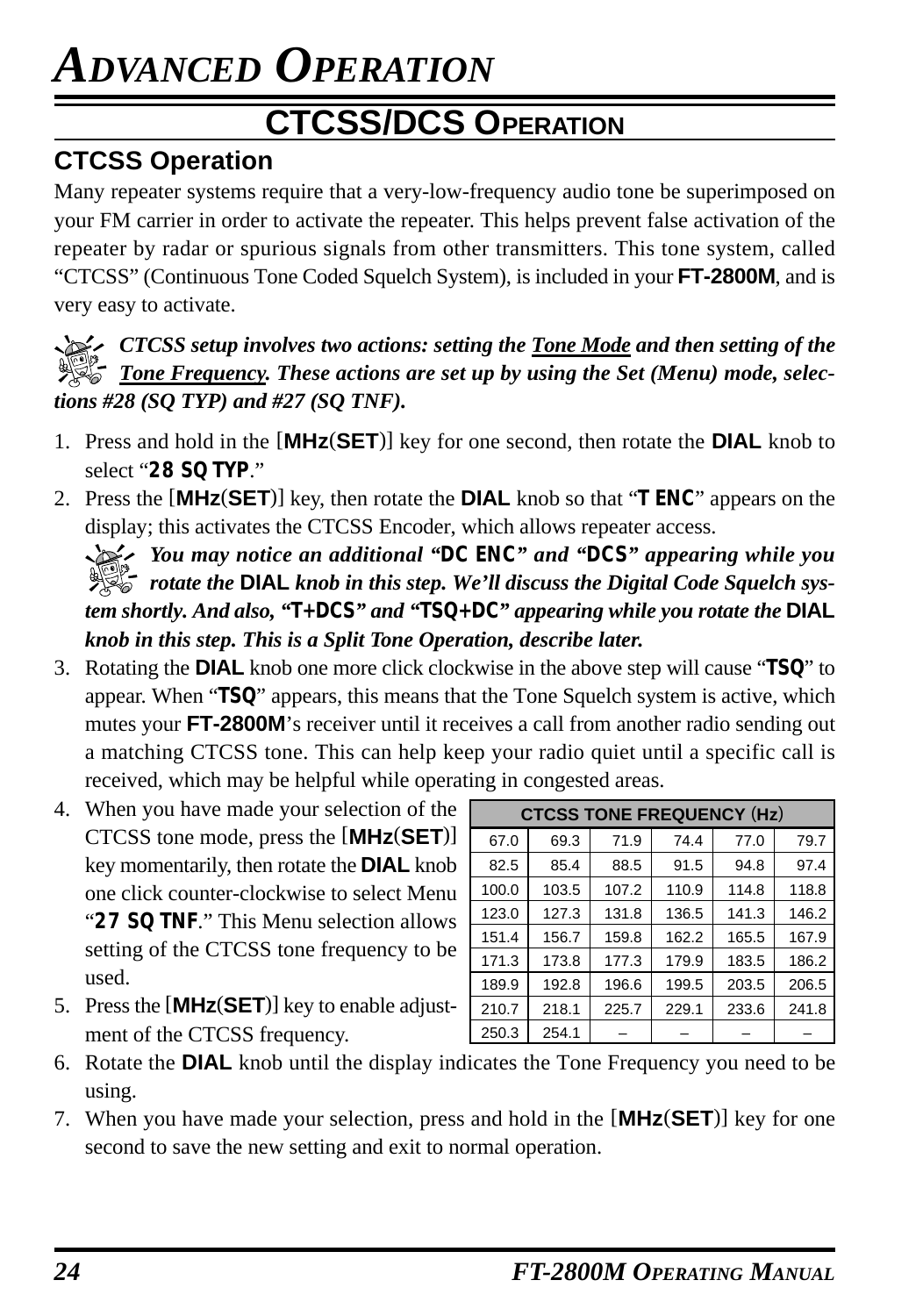# ADVANCED OPERATION

## CTCSS/DCS OPERATION

### CTCSS Operation

Many repeater systems require that a very-low-frequency audio tone be superimposed on your FM carrier in order to activate the repeater. This helps prevent false activation of the repeater by radar or spurious signals from other transmitters. This tone system, called "CTCSS" (Continuous Tone Coded Squelch System), is included in your **FT-2800M**, and is very easy to activate.

***CTCSS setup involves two actions: setting the Tone Mode and then setting of the Tone Frequency. These actions are set up by using the Set (Menu) mode, selections #28 (SQ TYP) and #27 (SQ TNF).***

1. Press and hold in the [**MHz**(**SET**)] key for one second, then rotate the **DIAL** knob to select "**28 SQ TYP**."
2. Press the [**MHz**(**SET**)] key, then rotate the **DIAL** knob so that "**T ENC**" appears on the display; this activates the CTCSS Encoder, which allows repeater access.

   ***You may notice an additional "DC ENC" and "DCS" appearing while you rotate the DIAL knob in this step. We'll discuss the Digital Code Squelch system shortly. And also, "T+DCS" and "TSQ+DC" appearing while you rotate the DIAL knob in this step. This is a Split Tone Operation, describe later.***
3. Rotating the **DIAL** knob one more click clockwise in the above step will cause "**TSQ**" to appear. When "**TSQ**" appears, this means that the Tone Squelch system is active, which mutes your **FT-2800M**'s receiver until it receives a call from another radio sending out a matching CTCSS tone. This can help keep your radio quiet until a specific call is received, which may be helpful while operating in congested areas.
4. When you have made your selection of the CTCSS tone mode, press the [**MHz**(**SET**)] key momentarily, then rotate the **DIAL** knob one click counter-clockwise to select Menu "**27 SQ TNF**." This Menu selection allows setting of the CTCSS tone frequency to be used.
5. Press the [**MHz**(**SET**)] key to enable adjustment of the CTCSS frequency.
6. Rotate the **DIAL** knob until the display indicates the Tone Frequency you need to be using.
7. When you have made your selection, press and hold in the [**MHz**(**SET**)] key for one second to save the new setting and exit to normal operation.

| CTCSS TONE FREQUENCY (Hz) | | | | | |
|---|---|---|---|---|---|
| 67.0 | 69.3 | 71.9 | 74.4 | 77.0 | 79.7 |
| 82.5 | 85.4 | 88.5 | 91.5 | 94.8 | 97.4 |
| 100.0 | 103.5 | 107.2 | 110.9 | 114.8 | 118.8 |
| 123.0 | 127.3 | 131.8 | 136.5 | 141.3 | 146.2 |
| 151.4 | 156.7 | 159.8 | 162.2 | 165.5 | 167.9 |
| 171.3 | 173.8 | 177.3 | 179.9 | 183.5 | 186.2 |
| 189.9 | 192.8 | 196.6 | 199.5 | 203.5 | 206.5 |
| 210.7 | 218.1 | 225.7 | 229.1 | 233.6 | 241.8 |
| 250.3 | 254.1 | – | – | – | – |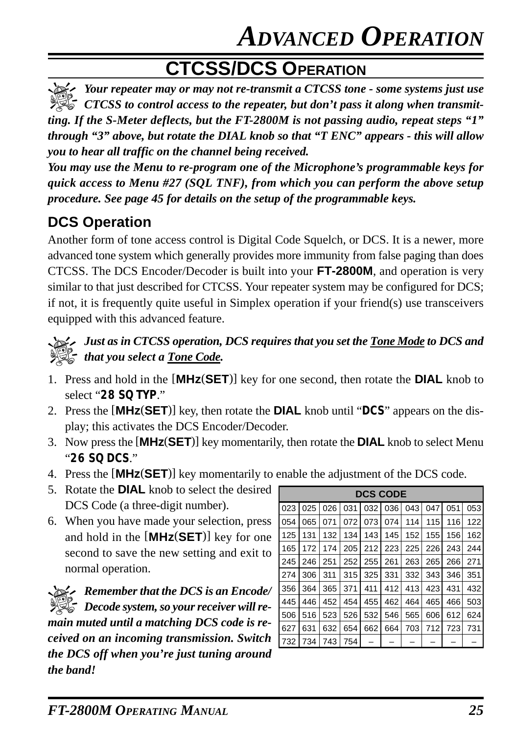# ADVANCED OPERATION

## CTCSS/DCS OPERATION

***Your repeater may or may not re-transmit a CTCSS tone - some systems just use CTCSS to control access to the repeater, but don't pass it along when transmitting. If the S-Meter deflects, but the FT-2800M is not passing audio, repeat steps "1" through "3" above, but rotate the DIAL knob so that "T ENC" appears - this will allow you to hear all traffic on the channel being received.***

***You may use the Menu to re-program one of the Microphone's programmable keys for quick access to Menu #27 (SQL TNF), from which you can perform the above setup procedure. See page 45 for details on the setup of the programmable keys.***

### DCS Operation

Another form of tone access control is Digital Code Squelch, or DCS. It is a newer, more advanced tone system which generally provides more immunity from false paging than does CTCSS. The DCS Encoder/Decoder is built into your **FT-2800M**, and operation is very similar to that just described for CTCSS. Your repeater system may be configured for DCS; if not, it is frequently quite useful in Simplex operation if your friend(s) use transceivers equipped with this advanced feature.

***Just as in CTCSS operation, DCS requires that you set the Tone Mode to DCS and that you select a Tone Code.***

1. Press and hold in the [**MHz**(**SET**)] key for one second, then rotate the **DIAL** knob to select "**28 SQ TYP**."
2. Press the [**MHz**(**SET**)] key, then rotate the **DIAL** knob until "**DCS**" appears on the display; this activates the DCS Encoder/Decoder.
3. Now press the [**MHz**(**SET**)] key momentarily, then rotate the **DIAL** knob to select Menu "**26 SQ DCS**."
4. Press the [**MHz**(**SET**)] key momentarily to enable the adjustment of the DCS code.
5. Rotate the **DIAL** knob to select the desired DCS Code (a three-digit number).
6. When you have made your selection, press and hold in the [**MHz**(**SET**)] key for one second to save the new setting and exit to normal operation.

***Remember that the DCS is an Encode/Decode system, so your receiver will remain muted until a matching DCS code is received on an incoming transmission. Switch the DCS off when you're just tuning around the band!***

| DCS CODE | | | | | | | | | |
|---|---|---|---|---|---|---|---|---|---|
| 023 | 025 | 026 | 031 | 032 | 036 | 043 | 047 | 051 | 053 |
| 054 | 065 | 071 | 072 | 073 | 074 | 114 | 115 | 116 | 122 |
| 125 | 131 | 132 | 134 | 143 | 145 | 152 | 155 | 156 | 162 |
| 165 | 172 | 174 | 205 | 212 | 223 | 225 | 226 | 243 | 244 |
| 245 | 246 | 251 | 252 | 255 | 261 | 263 | 265 | 266 | 271 |
| 274 | 306 | 311 | 315 | 325 | 331 | 332 | 343 | 346 | 351 |
| 356 | 364 | 365 | 371 | 411 | 412 | 413 | 423 | 431 | 432 |
| 445 | 446 | 452 | 454 | 455 | 462 | 464 | 465 | 466 | 503 |
| 506 | 516 | 523 | 526 | 532 | 546 | 565 | 606 | 612 | 624 |
| 627 | 631 | 632 | 654 | 662 | 664 | 703 | 712 | 723 | 731 |
| 732 | 734 | 743 | 754 | – | – | – | – | – | – |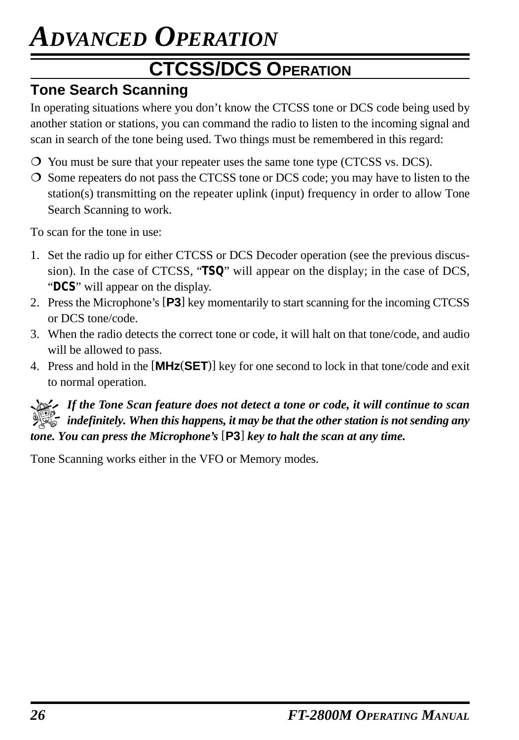# ADVANCED OPERATION

## CTCSS/DCS OPERATION

### Tone Search Scanning

In operating situations where you don't know the CTCSS tone or DCS code being used by another station or stations, you can command the radio to listen to the incoming signal and scan in search of the tone being used. Two things must be remembered in this regard:

- You must be sure that your repeater uses the same tone type (CTCSS vs. DCS).
- Some repeaters do not pass the CTCSS tone or DCS code; you may have to listen to the station(s) transmitting on the repeater uplink (input) frequency in order to allow Tone Search Scanning to work.

To scan for the tone in use:

1. Set the radio up for either CTCSS or DCS Decoder operation (see the previous discussion). In the case of CTCSS, "**TSQ**" will appear on the display; in the case of DCS, "**DCS**" will appear on the display.
2. Press the Microphone's [**P3**] key momentarily to start scanning for the incoming CTCSS or DCS tone/code.
3. When the radio detects the correct tone or code, it will halt on that tone/code, and audio will be allowed to pass.
4. Press and hold in the [**MHz**(**SET**)] key for one second to lock in that tone/code and exit to normal operation.

***If the Tone Scan feature does not detect a tone or code, it will continue to scan indefinitely. When this happens, it may be that the other station is not sending any tone. You can press the Microphone's [P3] key to halt the scan at any time.***

Tone Scanning works either in the VFO or Memory modes.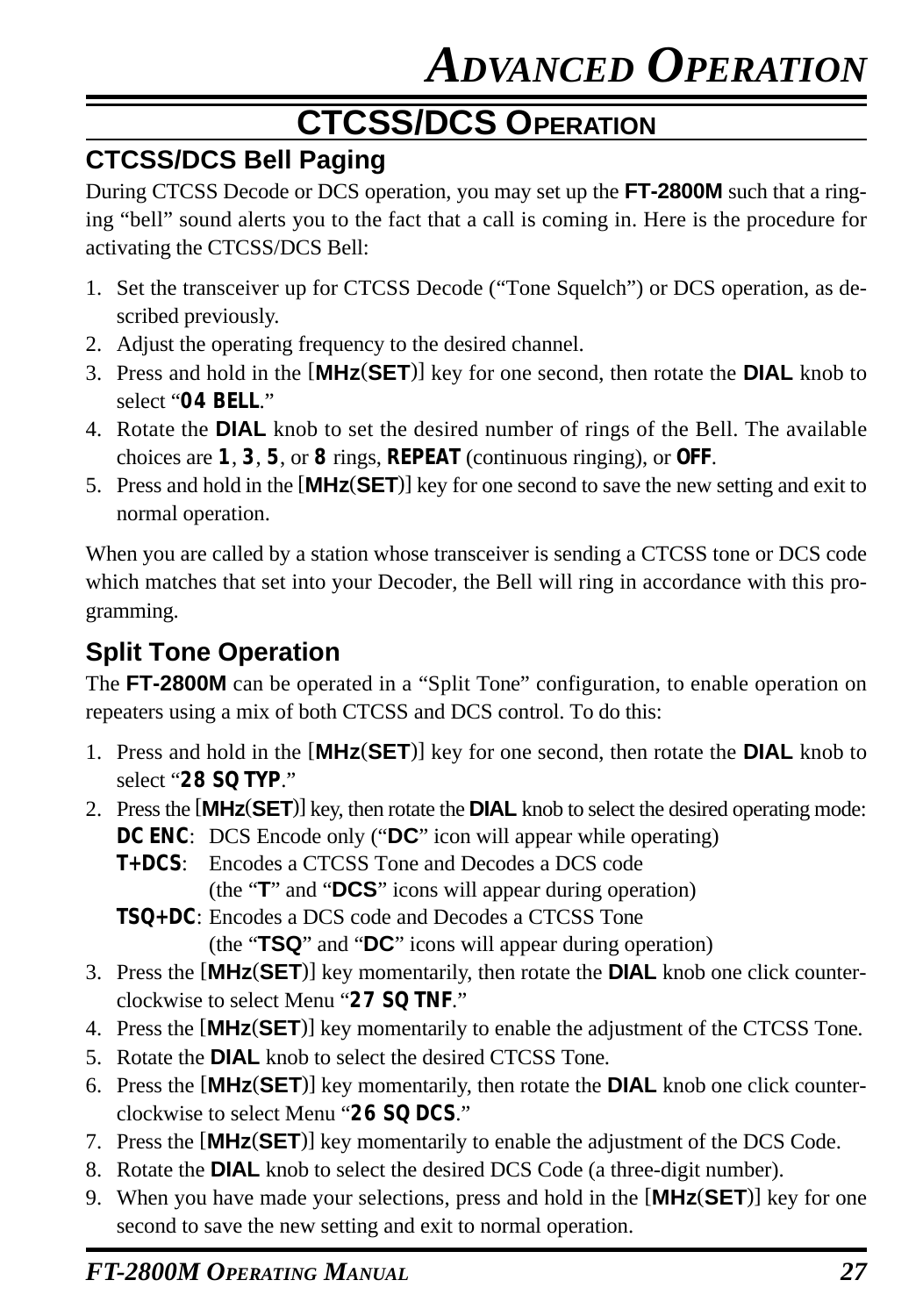# ADVANCED OPERATION

## CTCSS/DCS OPERATION

### CTCSS/DCS Bell Paging

During CTCSS Decode or DCS operation, you may set up the **FT-2800M** such that a ringing "bell" sound alerts you to the fact that a call is coming in. Here is the procedure for activating the CTCSS/DCS Bell:

1. Set the transceiver up for CTCSS Decode ("Tone Squelch") or DCS operation, as described previously.
2. Adjust the operating frequency to the desired channel.
3. Press and hold in the [**MHz**(**SET**)] key for one second, then rotate the **DIAL** knob to select "**04 BELL**."
4. Rotate the **DIAL** knob to set the desired number of rings of the Bell. The available choices are **1**, **3**, **5**, or **8** rings, **REPEAT** (continuous ringing), or **OFF**.
5. Press and hold in the [**MHz**(**SET**)] key for one second to save the new setting and exit to normal operation.

When you are called by a station whose transceiver is sending a CTCSS tone or DCS code which matches that set into your Decoder, the Bell will ring in accordance with this programming.

### Split Tone Operation

The **FT-2800M** can be operated in a "Split Tone" configuration, to enable operation on repeaters using a mix of both CTCSS and DCS control. To do this:

1. Press and hold in the [**MHz**(**SET**)] key for one second, then rotate the **DIAL** knob to select "**28 SQ TYP**."
2. Press the [**MHz**(**SET**)] key, then rotate the **DIAL** knob to select the desired operating mode:
   - **DC ENC**: DCS Encode only ("**DC**" icon will appear while operating)
   - **T+DCS**: Encodes a CTCSS Tone and Decodes a DCS code (the "**T**" and "**DCS**" icons will appear during operation)
   - **TSQ+DC**: Encodes a DCS code and Decodes a CTCSS Tone (the "**TSQ**" and "**DC**" icons will appear during operation)
3. Press the [**MHz**(**SET**)] key momentarily, then rotate the **DIAL** knob one click counter-clockwise to select Menu "**27 SQ TNF**."
4. Press the [**MHz**(**SET**)] key momentarily to enable the adjustment of the CTCSS Tone.
5. Rotate the **DIAL** knob to select the desired CTCSS Tone.
6. Press the [**MHz**(**SET**)] key momentarily, then rotate the **DIAL** knob one click counter-clockwise to select Menu "**26 SQ DCS**."
7. Press the [**MHz**(**SET**)] key momentarily to enable the adjustment of the DCS Code.
8. Rotate the **DIAL** knob to select the desired DCS Code (a three-digit number).
9. When you have made your selections, press and hold in the [**MHz**(**SET**)] key for one second to save the new setting and exit to normal operation.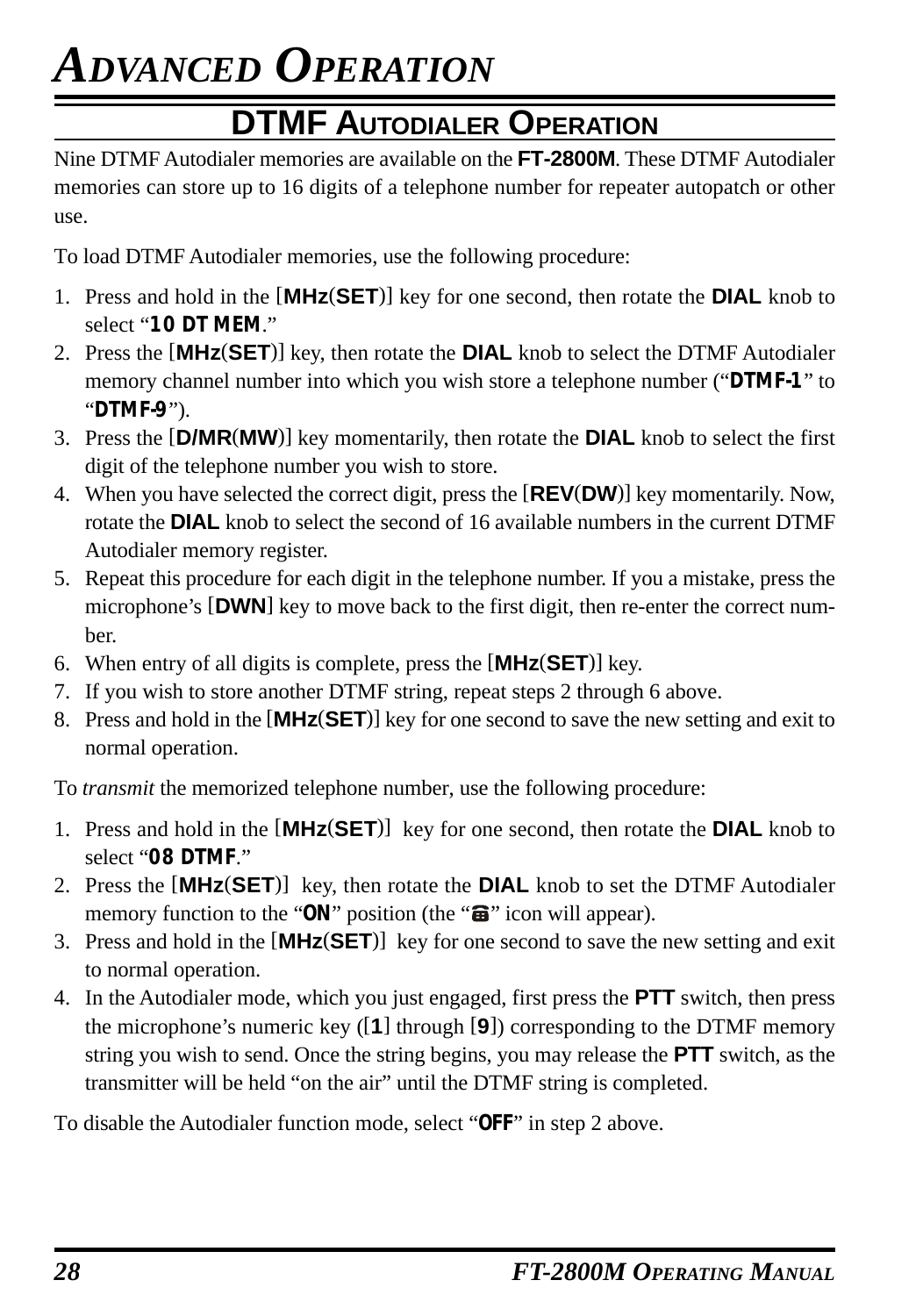# ADVANCED OPERATION

## DTMF AUTODIALER OPERATION

Nine DTMF Autodialer memories are available on the **FT-2800M**. These DTMF Autodialer memories can store up to 16 digits of a telephone number for repeater autopatch or other use.

To load DTMF Autodialer memories, use the following procedure:

1. Press and hold in the [**MHz**(**SET**)] key for one second, then rotate the **DIAL** knob to select "**10 DT MEM**."
2. Press the [**MHz**(**SET**)] key, then rotate the **DIAL** knob to select the DTMF Autodialer memory channel number into which you wish store a telephone number ("**DTMF-1**" to "**DTMF-9**").
3. Press the [**D/MR**(**MW**)] key momentarily, then rotate the **DIAL** knob to select the first digit of the telephone number you wish to store.
4. When you have selected the correct digit, press the [**REV**(**DW**)] key momentarily. Now, rotate the **DIAL** knob to select the second of 16 available numbers in the current DTMF Autodialer memory register.
5. Repeat this procedure for each digit in the telephone number. If you a mistake, press the microphone's [**DWN**] key to move back to the first digit, then re-enter the correct number.
6. When entry of all digits is complete, press the [**MHz**(**SET**)] key.
7. If you wish to store another DTMF string, repeat steps 2 through 6 above.
8. Press and hold in the [**MHz**(**SET**)] key for one second to save the new setting and exit to normal operation.

To *transmit* the memorized telephone number, use the following procedure:

1. Press and hold in the [**MHz**(**SET**)] key for one second, then rotate the **DIAL** knob to select "**08 DTMF**."
2. Press the [**MHz**(**SET**)] key, then rotate the **DIAL** knob to set the DTMF Autodialer memory function to the "**ON**" position (the "☎" icon will appear).
3. Press and hold in the [**MHz**(**SET**)] key for one second to save the new setting and exit to normal operation.
4. In the Autodialer mode, which you just engaged, first press the **PTT** switch, then press the microphone's numeric key ([**1**] through [**9**]) corresponding to the DTMF memory string you wish to send. Once the string begins, you may release the **PTT** switch, as the transmitter will be held "on the air" until the DTMF string is completed.

To disable the Autodialer function mode, select "**OFF**" in step 2 above.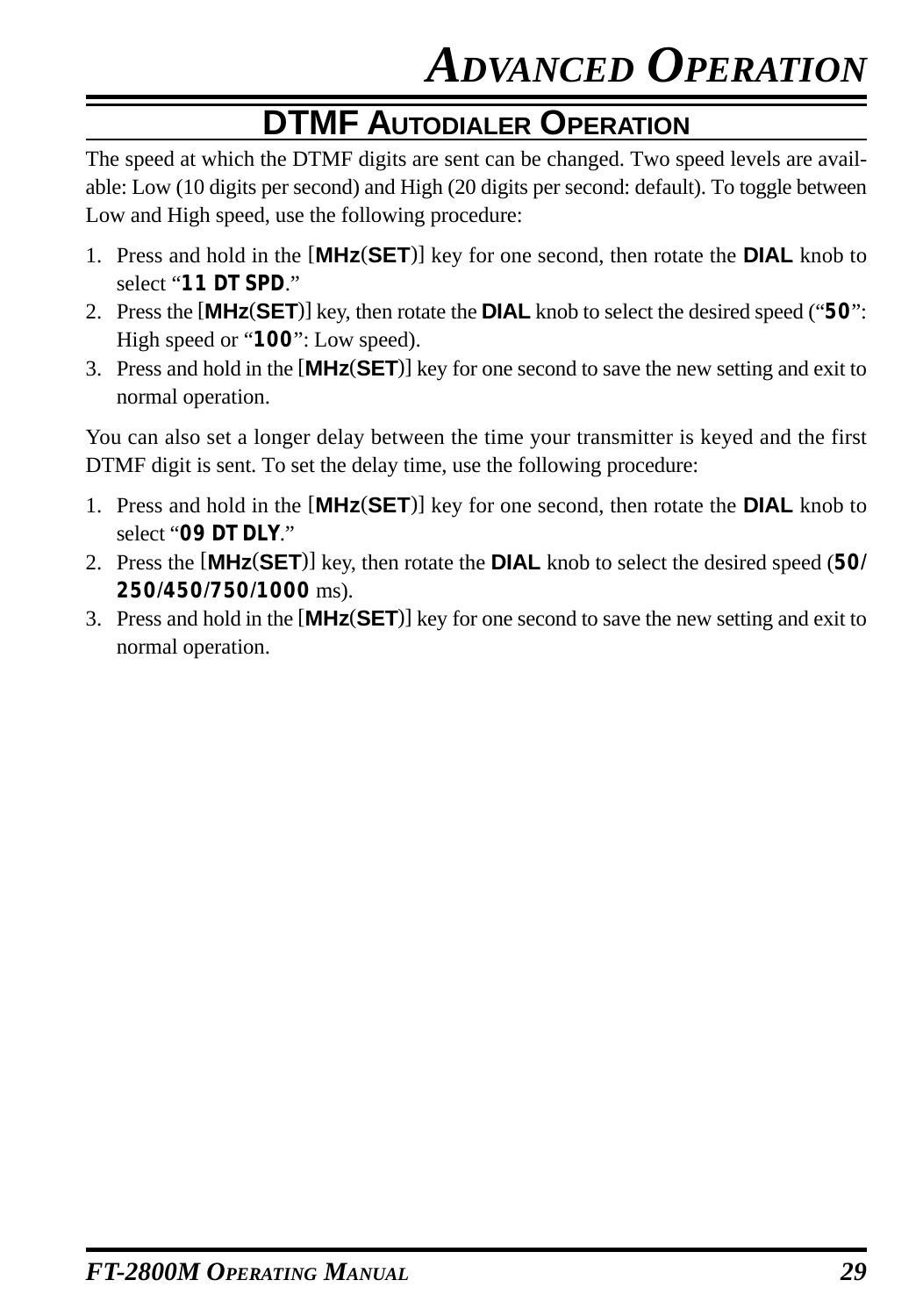## DTMF AUTODIALER OPERATION

The speed at which the DTMF digits are sent can be changed. Two speed levels are available: Low (10 digits per second) and High (20 digits per second: default). To toggle between Low and High speed, use the following procedure:

1. Press and hold in the [**MHz**(**SET**)] key for one second, then rotate the **DIAL** knob to select "**11 DT SPD**."
2. Press the [**MHz**(**SET**)] key, then rotate the **DIAL** knob to select the desired speed ("**50**": High speed or "**100**": Low speed).
3. Press and hold in the [**MHz**(**SET**)] key for one second to save the new setting and exit to normal operation.

You can also set a longer delay between the time your transmitter is keyed and the first DTMF digit is sent. To set the delay time, use the following procedure:

1. Press and hold in the [**MHz**(**SET**)] key for one second, then rotate the **DIAL** knob to select "**09 DT DLY**."
2. Press the [**MHz**(**SET**)] key, then rotate the **DIAL** knob to select the desired speed (**50/250/450/750/1000** ms).
3. Press and hold in the [**MHz**(**SET**)] key for one second to save the new setting and exit to normal operation.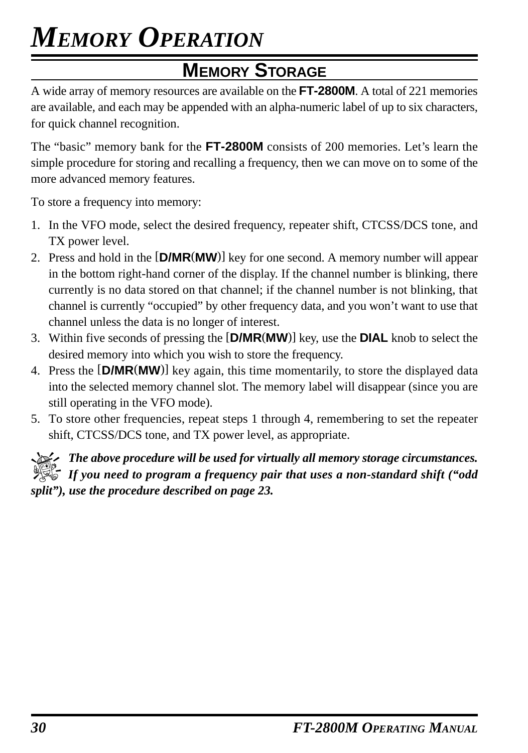# MEMORY OPERATION

## MEMORY STORAGE

A wide array of memory resources are available on the **FT-2800M**. A total of 221 memories are available, and each may be appended with an alpha-numeric label of up to six characters, for quick channel recognition.

The "basic" memory bank for the **FT-2800M** consists of 200 memories. Let's learn the simple procedure for storing and recalling a frequency, then we can move on to some of the more advanced memory features.

To store a frequency into memory:

1. In the VFO mode, select the desired frequency, repeater shift, CTCSS/DCS tone, and TX power level.
2. Press and hold in the [**D/MR**(**MW**)] key for one second. A memory number will appear in the bottom right-hand corner of the display. If the channel number is blinking, there currently is no data stored on that channel; if the channel number is not blinking, that channel is currently "occupied" by other frequency data, and you won't want to use that channel unless the data is no longer of interest.
3. Within five seconds of pressing the [**D/MR**(**MW**)] key, use the **DIAL** knob to select the desired memory into which you wish to store the frequency.
4. Press the [**D/MR**(**MW**)] key again, this time momentarily, to store the displayed data into the selected memory channel slot. The memory label will disappear (since you are still operating in the VFO mode).
5. To store other frequencies, repeat steps 1 through 4, remembering to set the repeater shift, CTCSS/DCS tone, and TX power level, as appropriate.

***The above procedure will be used for virtually all memory storage circumstances. If you need to program a frequency pair that uses a non-standard shift ("odd split"), use the procedure described on page 23.***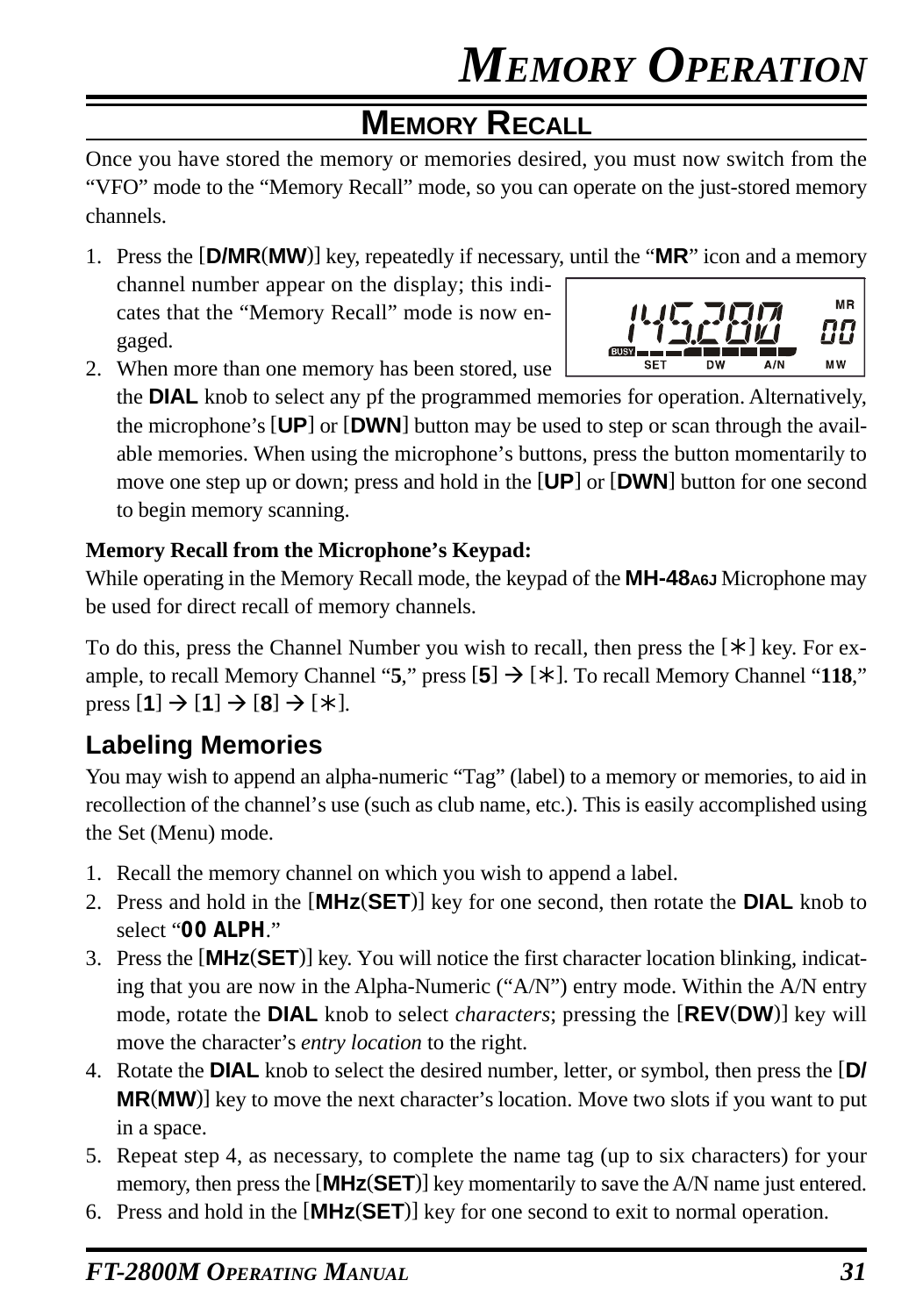# MEMORY OPERATION

## MEMORY RECALL

Once you have stored the memory or memories desired, you must now switch from the "VFO" mode to the "Memory Recall" mode, so you can operate on the just-stored memory channels.

1. Press the [**D/MR**(**MW**)] key, repeatedly if necessary, until the "**MR**" icon and a memory channel number appear on the display; this indicates that the "Memory Recall" mode is now engaged.
2. When more than one memory has been stored, use the **DIAL** knob to select any pf the programmed memories for operation. Alternatively, the microphone's [**UP**] or [**DWN**] button may be used to step or scan through the available memories. When using the microphone's buttons, press the button momentarily to move one step up or down; press and hold in the [**UP**] or [**DWN**] button for one second to begin memory scanning.

**Memory Recall from the Microphone's Keypad:**

While operating in the Memory Recall mode, the keypad of the **MH-48A6J** Microphone may be used for direct recall of memory channels.

To do this, press the Channel Number you wish to recall, then press the [∗] key. For example, to recall Memory Channel "**5**," press [**5**] → [∗]. To recall Memory Channel "**118**," press [**1**] → [**1**] → [**8**] → [∗].

### Labeling Memories

You may wish to append an alpha-numeric "Tag" (label) to a memory or memories, to aid in recollection of the channel's use (such as club name, etc.). This is easily accomplished using the Set (Menu) mode.

1. Recall the memory channel on which you wish to append a label.
2. Press and hold in the [**MHz**(**SET**)] key for one second, then rotate the **DIAL** knob to select "**00 ALPH**."
3. Press the [**MHz**(**SET**)] key. You will notice the first character location blinking, indicating that you are now in the Alpha-Numeric ("A/N") entry mode. Within the A/N entry mode, rotate the **DIAL** knob to select *characters*; pressing the [**REV**(**DW**)] key will move the character's *entry location* to the right.
4. Rotate the **DIAL** knob to select the desired number, letter, or symbol, then press the [**D/MR**(**MW**)] key to move the next character's location. Move two slots if you want to put in a space.
5. Repeat step 4, as necessary, to complete the name tag (up to six characters) for your memory, then press the [**MHz**(**SET**)] key momentarily to save the A/N name just entered.
6. Press and hold in the [**MHz**(**SET**)] key for one second to exit to normal operation.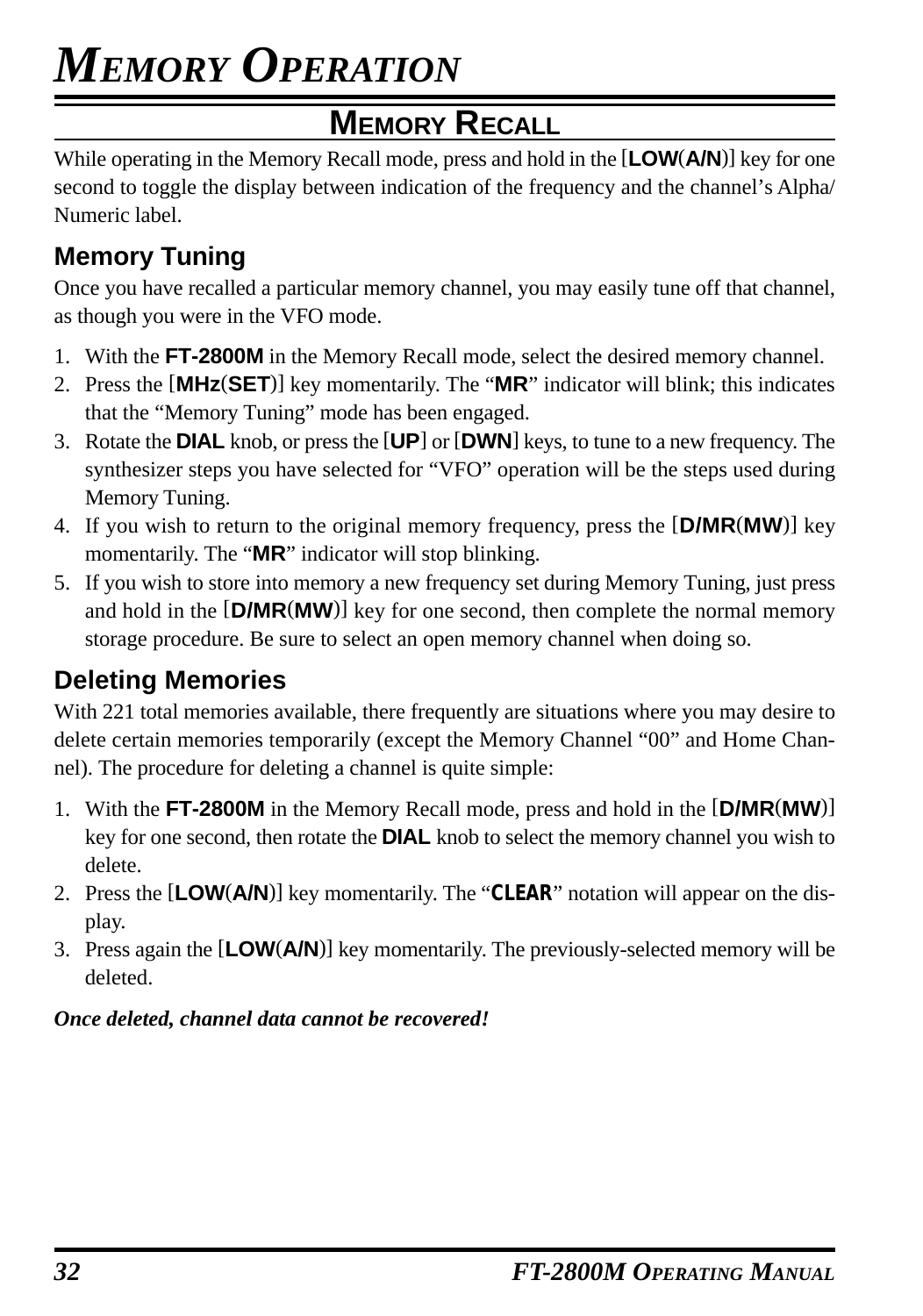# MEMORY OPERATION

## MEMORY RECALL

While operating in the Memory Recall mode, press and hold in the [**LOW**(**A/N**)] key for one second to toggle the display between indication of the frequency and the channel's Alpha/Numeric label.

### Memory Tuning

Once you have recalled a particular memory channel, you may easily tune off that channel, as though you were in the VFO mode.

1. With the **FT-2800M** in the Memory Recall mode, select the desired memory channel.
2. Press the [**MHz**(**SET**)] key momentarily. The "**MR**" indicator will blink; this indicates that the "Memory Tuning" mode has been engaged.
3. Rotate the **DIAL** knob, or press the [**UP**] or [**DWN**] keys, to tune to a new frequency. The synthesizer steps you have selected for "VFO" operation will be the steps used during Memory Tuning.
4. If you wish to return to the original memory frequency, press the [**D/MR**(**MW**)] key momentarily. The "**MR**" indicator will stop blinking.
5. If you wish to store into memory a new frequency set during Memory Tuning, just press and hold in the [**D/MR**(**MW**)] key for one second, then complete the normal memory storage procedure. Be sure to select an open memory channel when doing so.

### Deleting Memories

With 221 total memories available, there frequently are situations where you may desire to delete certain memories temporarily (except the Memory Channel "00" and Home Channel). The procedure for deleting a channel is quite simple:

1. With the **FT-2800M** in the Memory Recall mode, press and hold in the [**D/MR**(**MW**)] key for one second, then rotate the **DIAL** knob to select the memory channel you wish to delete.
2. Press the [**LOW**(**A/N**)] key momentarily. The "**CLEAR**" notation will appear on the display.
3. Press again the [**LOW**(**A/N**)] key momentarily. The previously-selected memory will be deleted.

***Once deleted, channel data cannot be recovered!***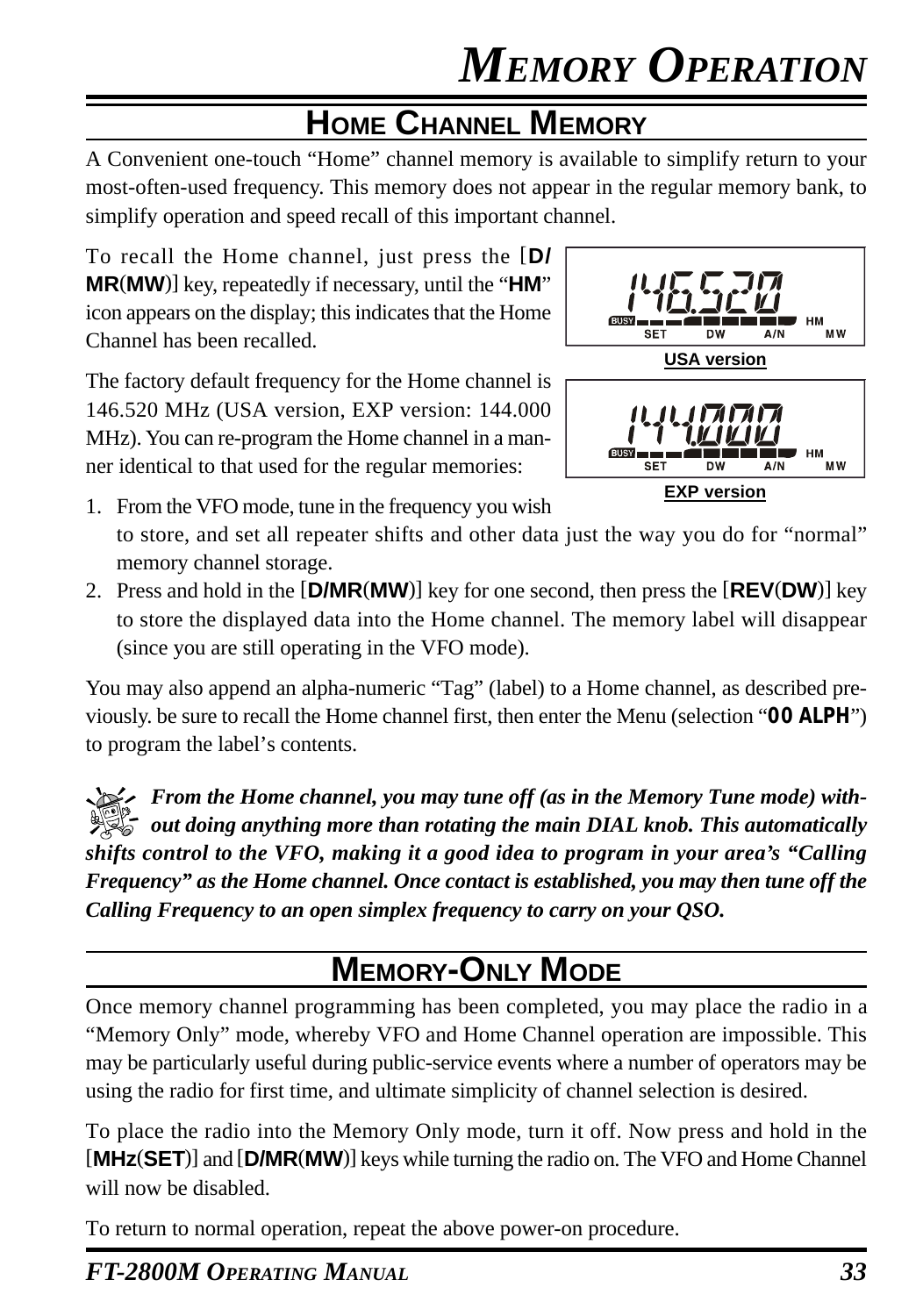# MEMORY OPERATION

## HOME CHANNEL MEMORY

A Convenient one-touch "Home" channel memory is available to simplify return to your most-often-used frequency. This memory does not appear in the regular memory bank, to simplify operation and speed recall of this important channel.

To recall the Home channel, just press the [**D/MR**(**MW**)] key, repeatedly if necessary, until the "**HM**" icon appears on the display; this indicates that the Home Channel has been recalled.

146.520
BUSY HM
SET DW A/N MW

USA version

144.000
BUSY HM
SET DW A/N MW

EXP version

The factory default frequency for the Home channel is 146.520 MHz (USA version, EXP version: 144.000 MHz). You can re-program the Home channel in a manner identical to that used for the regular memories:

1. From the VFO mode, tune in the frequency you wish to store, and set all repeater shifts and other data just the way you do for "normal" memory channel storage.
2. Press and hold in the [**D/MR**(**MW**)] key for one second, then press the [**REV**(**DW**)] key to store the displayed data into the Home channel. The memory label will disappear (since you are still operating in the VFO mode).

You may also append an alpha-numeric "Tag" (label) to a Home channel, as described previously. be sure to recall the Home channel first, then enter the Menu (selection "**00 ALPH**") to program the label's contents.

***From the Home channel, you may tune off (as in the Memory Tune mode) without doing anything more than rotating the main DIAL knob. This automatically shifts control to the VFO, making it a good idea to program in your area's "Calling Frequency" as the Home channel. Once contact is established, you may then tune off the Calling Frequency to an open simplex frequency to carry on your QSO.***

## MEMORY-ONLY MODE

Once memory channel programming has been completed, you may place the radio in a "Memory Only" mode, whereby VFO and Home Channel operation are impossible. This may be particularly useful during public-service events where a number of operators may be using the radio for first time, and ultimate simplicity of channel selection is desired.

To place the radio into the Memory Only mode, turn it off. Now press and hold in the [**MHz**(**SET**)] and [**D/MR**(**MW**)] keys while turning the radio on. The VFO and Home Channel will now be disabled.

To return to normal operation, repeat the above power-on procedure.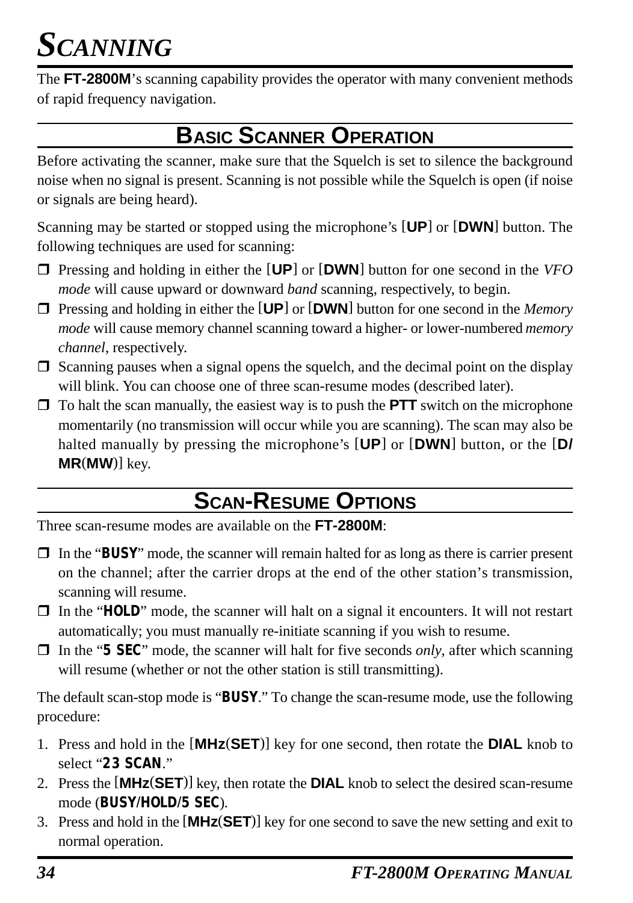# SCANNING

The **FT-2800M**'s scanning capability provides the operator with many convenient methods of rapid frequency navigation.

## BASIC SCANNER OPERATION

Before activating the scanner, make sure that the Squelch is set to silence the background noise when no signal is present. Scanning is not possible while the Squelch is open (if noise or signals are being heard).

Scanning may be started or stopped using the microphone's [**UP**] or [**DWN**] button. The following techniques are used for scanning:

- Pressing and holding in either the [**UP**] or [**DWN**] button for one second in the *VFO mode* will cause upward or downward *band* scanning, respectively, to begin.
- Pressing and holding in either the [**UP**] or [**DWN**] button for one second in the *Memory mode* will cause memory channel scanning toward a higher- or lower-numbered *memory channel*, respectively.
- Scanning pauses when a signal opens the squelch, and the decimal point on the display will blink. You can choose one of three scan-resume modes (described later).
- To halt the scan manually, the easiest way is to push the **PTT** switch on the microphone momentarily (no transmission will occur while you are scanning). The scan may also be halted manually by pressing the microphone's [**UP**] or [**DWN**] button, or the [**D/MR**(**MW**)] key.

## SCAN-RESUME OPTIONS

Three scan-resume modes are available on the **FT-2800M**:

- In the "**BUSY**" mode, the scanner will remain halted for as long as there is carrier present on the channel; after the carrier drops at the end of the other station's transmission, scanning will resume.
- In the "**HOLD**" mode, the scanner will halt on a signal it encounters. It will not restart automatically; you must manually re-initiate scanning if you wish to resume.
- In the "**5 SEC**" mode, the scanner will halt for five seconds *only*, after which scanning will resume (whether or not the other station is still transmitting).

The default scan-stop mode is "**BUSY**." To change the scan-resume mode, use the following procedure:

1. Press and hold in the [**MHz**(**SET**)] key for one second, then rotate the **DIAL** knob to select "**23 SCAN**."
2. Press the [**MHz**(**SET**)] key, then rotate the **DIAL** knob to select the desired scan-resume mode (**BUSY**/**HOLD**/**5 SEC**).
3. Press and hold in the [**MHz**(**SET**)] key for one second to save the new setting and exit to normal operation.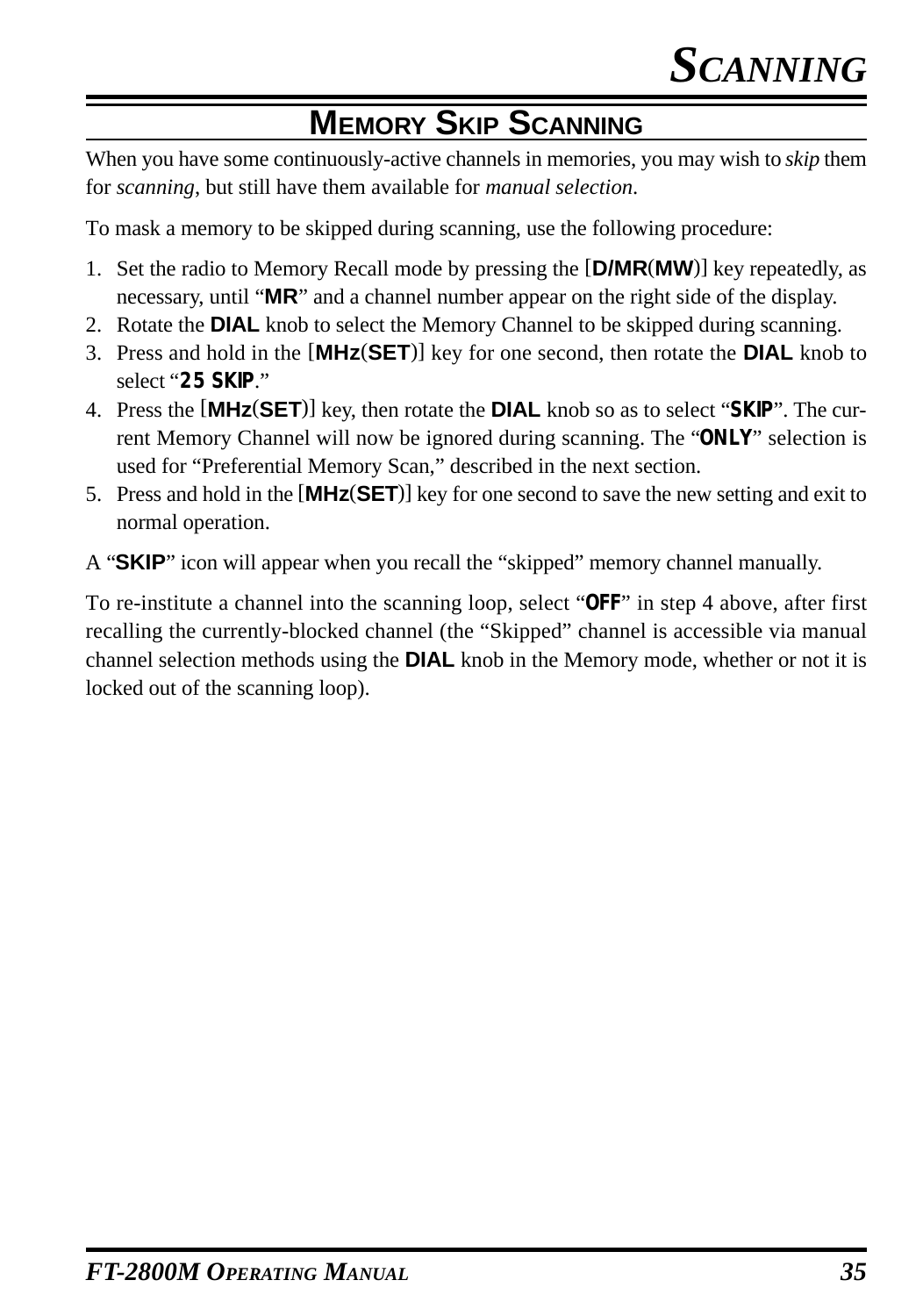## MEMORY SKIP SCANNING

When you have some continuously-active channels in memories, you may wish to *skip* them for *scanning*, but still have them available for *manual selection*.

To mask a memory to be skipped during scanning, use the following procedure:

1. Set the radio to Memory Recall mode by pressing the [**D/MR**(**MW**)] key repeatedly, as necessary, until "**MR**" and a channel number appear on the right side of the display.
2. Rotate the **DIAL** knob to select the Memory Channel to be skipped during scanning.
3. Press and hold in the [**MHz**(**SET**)] key for one second, then rotate the **DIAL** knob to select "**25 SKIP**."
4. Press the [**MHz**(**SET**)] key, then rotate the **DIAL** knob so as to select "**SKIP**". The current Memory Channel will now be ignored during scanning. The "**ONLY**" selection is used for "Preferential Memory Scan," described in the next section.
5. Press and hold in the [**MHz**(**SET**)] key for one second to save the new setting and exit to normal operation.

A "**SKIP**" icon will appear when you recall the "skipped" memory channel manually.

To re-institute a channel into the scanning loop, select "**OFF**" in step 4 above, after first recalling the currently-blocked channel (the "Skipped" channel is accessible via manual channel selection methods using the **DIAL** knob in the Memory mode, whether or not it is locked out of the scanning loop).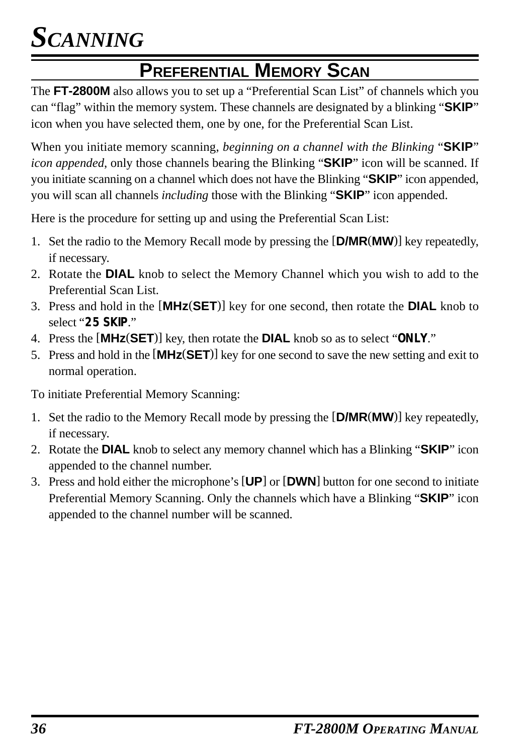# SCANNING

## PREFERENTIAL MEMORY SCAN

The **FT-2800M** also allows you to set up a "Preferential Scan List" of channels which you can "flag" within the memory system. These channels are designated by a blinking "**SKIP**" icon when you have selected them, one by one, for the Preferential Scan List.

When you initiate memory scanning, *beginning on a channel with the Blinking* "**SKIP**" *icon appended*, only those channels bearing the Blinking "**SKIP**" icon will be scanned. If you initiate scanning on a channel which does not have the Blinking "**SKIP**" icon appended, you will scan all channels *including* those with the Blinking "**SKIP**" icon appended.

Here is the procedure for setting up and using the Preferential Scan List:

1. Set the radio to the Memory Recall mode by pressing the [**D/MR**(**MW**)] key repeatedly, if necessary.
2. Rotate the **DIAL** knob to select the Memory Channel which you wish to add to the Preferential Scan List.
3. Press and hold in the [**MHz**(**SET**)] key for one second, then rotate the **DIAL** knob to select "**25 SKIP**."
4. Press the [**MHz**(**SET**)] key, then rotate the **DIAL** knob so as to select "**ONLY**."
5. Press and hold in the [**MHz**(**SET**)] key for one second to save the new setting and exit to normal operation.

To initiate Preferential Memory Scanning:

1. Set the radio to the Memory Recall mode by pressing the [**D/MR**(**MW**)] key repeatedly, if necessary.
2. Rotate the **DIAL** knob to select any memory channel which has a Blinking "**SKIP**" icon appended to the channel number.
3. Press and hold either the microphone's [**UP**] or [**DWN**] button for one second to initiate Preferential Memory Scanning. Only the channels which have a Blinking "**SKIP**" icon appended to the channel number will be scanned.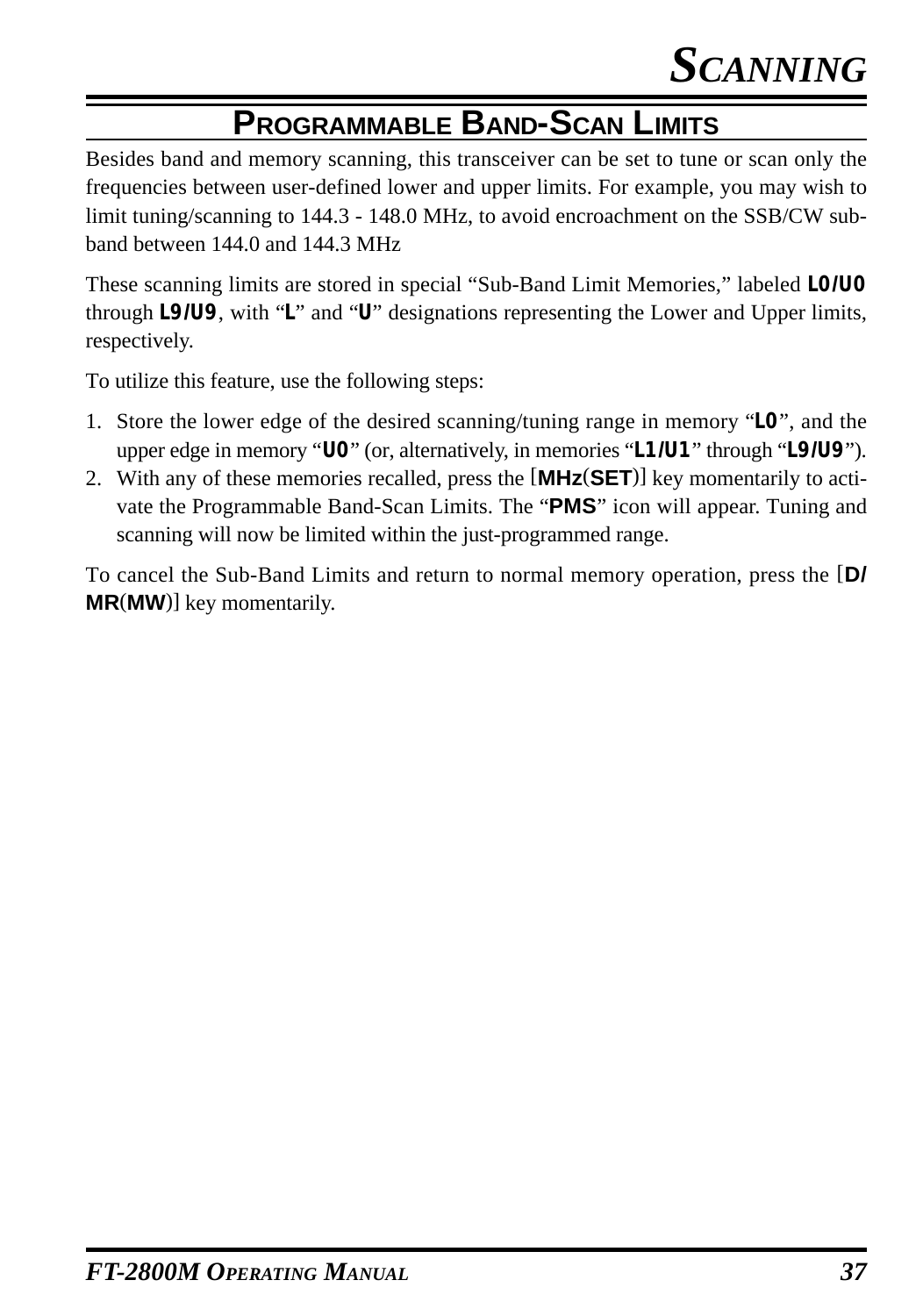## PROGRAMMABLE BAND-SCAN LIMITS

Besides band and memory scanning, this transceiver can be set to tune or scan only the frequencies between user-defined lower and upper limits. For example, you may wish to limit tuning/scanning to 144.3 - 148.0 MHz, to avoid encroachment on the SSB/CW sub-band between 144.0 and 144.3 MHz

These scanning limits are stored in special "Sub-Band Limit Memories," labeled **L0/U0** through **L9/U9**, with "**L**" and "**U**" designations representing the Lower and Upper limits, respectively.

To utilize this feature, use the following steps:

1. Store the lower edge of the desired scanning/tuning range in memory "**L0**", and the upper edge in memory "**U0**" (or, alternatively, in memories "**L1/U1**" through "**L9/U9**").
2. With any of these memories recalled, press the [**MHz**(**SET**)] key momentarily to activate the Programmable Band-Scan Limits. The "**PMS**" icon will appear. Tuning and scanning will now be limited within the just-programmed range.

To cancel the Sub-Band Limits and return to normal memory operation, press the [**D/MR**(**MW**)] key momentarily.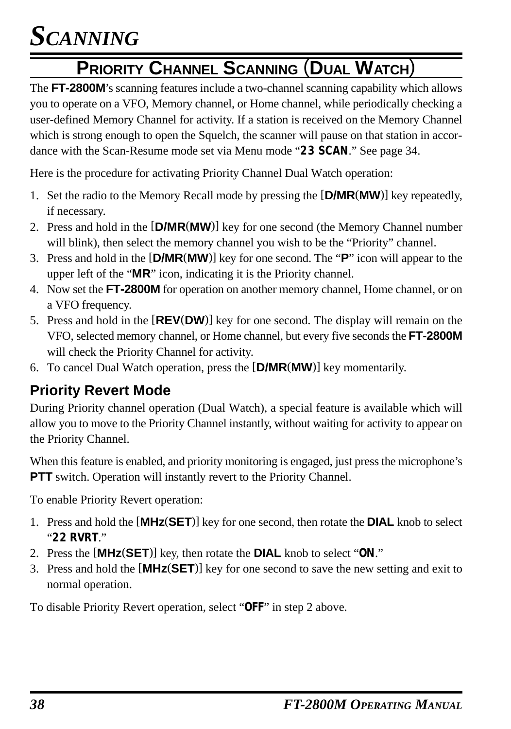# SCANNING

## PRIORITY CHANNEL SCANNING (DUAL WATCH)

The **FT-2800M**'s scanning features include a two-channel scanning capability which allows you to operate on a VFO, Memory channel, or Home channel, while periodically checking a user-defined Memory Channel for activity. If a station is received on the Memory Channel which is strong enough to open the Squelch, the scanner will pause on that station in accordance with the Scan-Resume mode set via Menu mode "**23 SCAN**." See page 34.

Here is the procedure for activating Priority Channel Dual Watch operation:

1. Set the radio to the Memory Recall mode by pressing the [**D/MR**(**MW**)] key repeatedly, if necessary.
2. Press and hold in the [**D/MR**(**MW**)] key for one second (the Memory Channel number will blink), then select the memory channel you wish to be the "Priority" channel.
3. Press and hold in the [**D/MR**(**MW**)] key for one second. The "**P**" icon will appear to the upper left of the "**MR**" icon, indicating it is the Priority channel.
4. Now set the **FT-2800M** for operation on another memory channel, Home channel, or on a VFO frequency.
5. Press and hold in the [**REV**(**DW**)] key for one second. The display will remain on the VFO, selected memory channel, or Home channel, but every five seconds the **FT-2800M** will check the Priority Channel for activity.
6. To cancel Dual Watch operation, press the [**D/MR**(**MW**)] key momentarily.

### Priority Revert Mode

During Priority channel operation (Dual Watch), a special feature is available which will allow you to move to the Priority Channel instantly, without waiting for activity to appear on the Priority Channel.

When this feature is enabled, and priority monitoring is engaged, just press the microphone's **PTT** switch. Operation will instantly revert to the Priority Channel.

To enable Priority Revert operation:

1. Press and hold the [**MHz**(**SET**)] key for one second, then rotate the **DIAL** knob to select "**22 RVRT**."
2. Press the [**MHz**(**SET**)] key, then rotate the **DIAL** knob to select "**ON**."
3. Press and hold the [**MHz**(**SET**)] key for one second to save the new setting and exit to normal operation.

To disable Priority Revert operation, select "**OFF**" in step 2 above.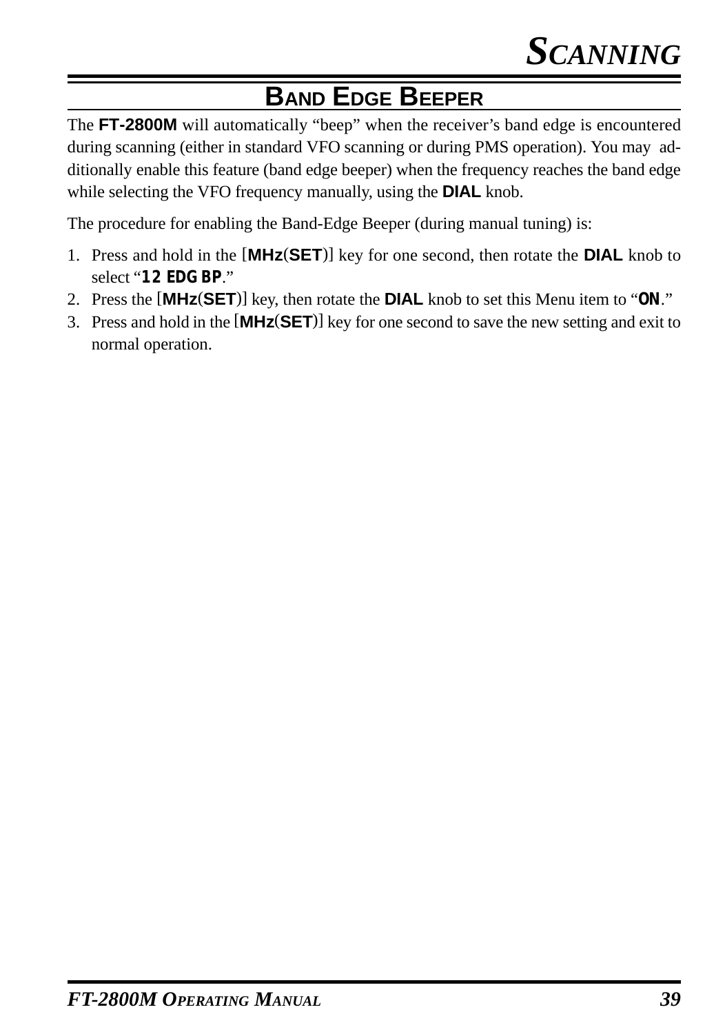## BAND EDGE BEEPER

The **FT-2800M** will automatically "beep" when the receiver's band edge is encountered during scanning (either in standard VFO scanning or during PMS operation). You may additionally enable this feature (band edge beeper) when the frequency reaches the band edge while selecting the VFO frequency manually, using the **DIAL** knob.

The procedure for enabling the Band-Edge Beeper (during manual tuning) is:

1. Press and hold in the [**MHz**(**SET**)] key for one second, then rotate the **DIAL** knob to select "**12 EDG BP**."
2. Press the [**MHz**(**SET**)] key, then rotate the **DIAL** knob to set this Menu item to "**ON**."
3. Press and hold in the [**MHz**(**SET**)] key for one second to save the new setting and exit to normal operation.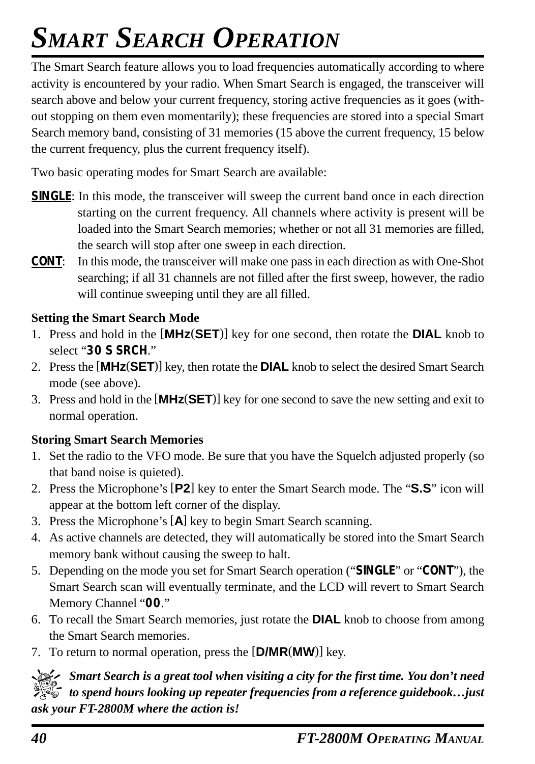# SMART SEARCH OPERATION

The Smart Search feature allows you to load frequencies automatically according to where activity is encountered by your radio. When Smart Search is engaged, the transceiver will search above and below your current frequency, storing active frequencies as it goes (without stopping on them even momentarily); these frequencies are stored into a special Smart Search memory band, consisting of 31 memories (15 above the current frequency, 15 below the current frequency, plus the current frequency itself).

Two basic operating modes for Smart Search are available:

**SINGLE**: In this mode, the transceiver will sweep the current band once in each direction starting on the current frequency. All channels where activity is present will be loaded into the Smart Search memories; whether or not all 31 memories are filled, the search will stop after one sweep in each direction.

**CONT**: In this mode, the transceiver will make one pass in each direction as with One-Shot searching; if all 31 channels are not filled after the first sweep, however, the radio will continue sweeping until they are all filled.

**Setting the Smart Search Mode**

1. Press and hold in the [**MHz**(**SET**)] key for one second, then rotate the **DIAL** knob to select "**30 S SRCH**."
2. Press the [**MHz**(**SET**)] key, then rotate the **DIAL** knob to select the desired Smart Search mode (see above).
3. Press and hold in the [**MHz**(**SET**)] key for one second to save the new setting and exit to normal operation.

**Storing Smart Search Memories**

1. Set the radio to the VFO mode. Be sure that you have the Squelch adjusted properly (so that band noise is quieted).
2. Press the Microphone's [**P2**] key to enter the Smart Search mode. The "**S.S**" icon will appear at the bottom left corner of the display.
3. Press the Microphone's [**A**] key to begin Smart Search scanning.
4. As active channels are detected, they will automatically be stored into the Smart Search memory bank without causing the sweep to halt.
5. Depending on the mode you set for Smart Search operation ("**SINGLE**" or "**CONT**"), the Smart Search scan will eventually terminate, and the LCD will revert to Smart Search Memory Channel "**00**."
6. To recall the Smart Search memories, just rotate the **DIAL** knob to choose from among the Smart Search memories.
7. To return to normal operation, press the [**D/MR**(**MW**)] key.

***Smart Search is a great tool when visiting a city for the first time. You don't need to spend hours looking up repeater frequencies from a reference guidebook…just ask your FT-2800M where the action is!***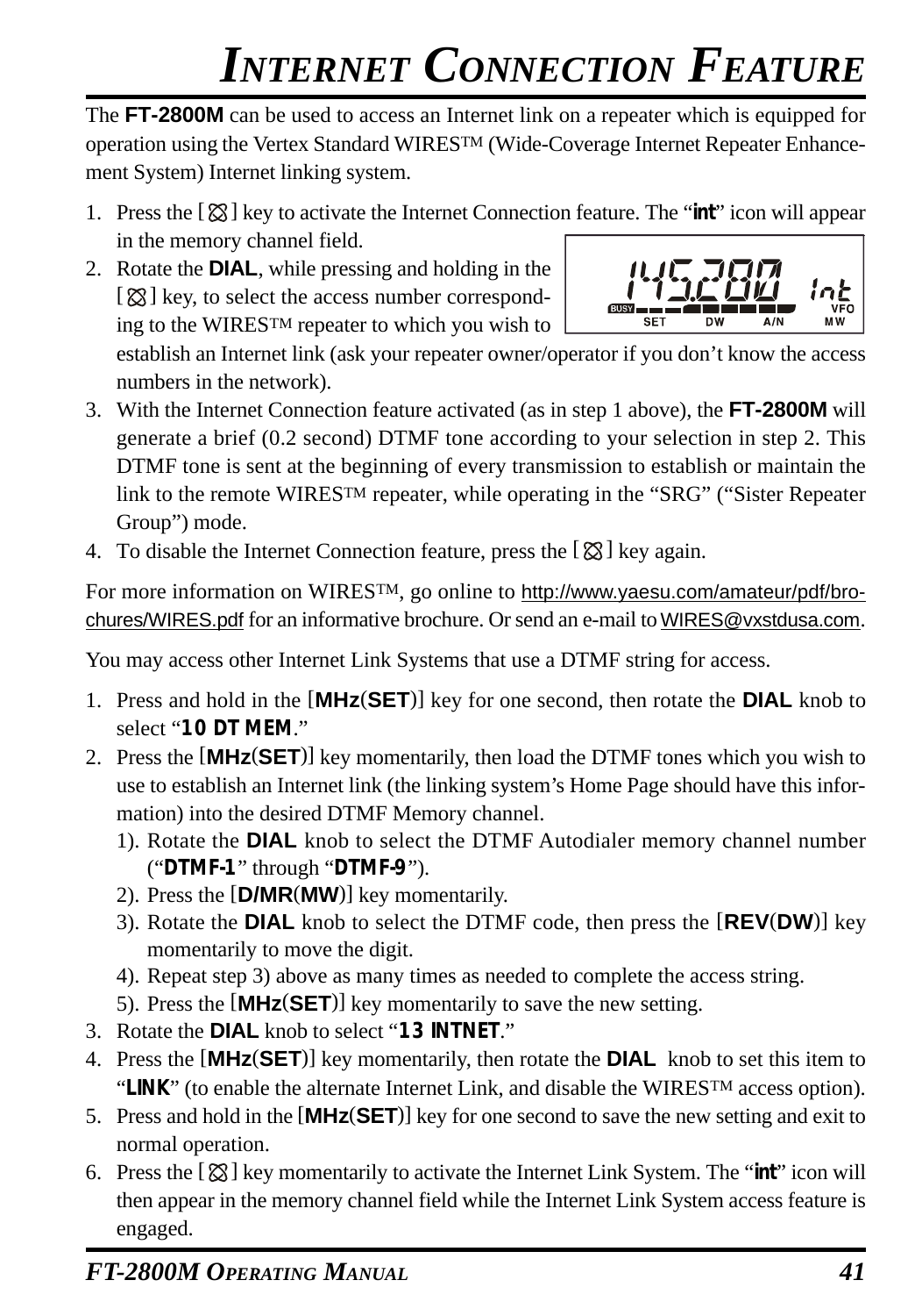# INTERNET CONNECTION FEATURE

The **FT-2800M** can be used to access an Internet link on a repeater which is equipped for operation using the Vertex Standard WIRES™ (Wide-Coverage Internet Repeater Enhancement System) Internet linking system.

1. Press the [ ] key to activate the Internet Connection feature. The "**int**" icon will appear in the memory channel field.
2. Rotate the **DIAL**, while pressing and holding in the [ ] key, to select the access number corresponding to the WIRES™ repeater to which you wish to establish an Internet link (ask your repeater owner/operator if you don't know the access numbers in the network).
3. With the Internet Connection feature activated (as in step 1 above), the **FT-2800M** will generate a brief (0.2 second) DTMF tone according to your selection in step 2. This DTMF tone is sent at the beginning of every transmission to establish or maintain the link to the remote WIRES™ repeater, while operating in the "SRG" ("Sister Repeater Group") mode.
4. To disable the Internet Connection feature, press the [ ] key again.

For more information on WIRES™, go online to http://www.yaesu.com/amateur/pdf/brochures/WIRES.pdf for an informative brochure. Or send an e-mail to WIRES@vxstdusa.com.

You may access other Internet Link Systems that use a DTMF string for access.

1. Press and hold in the [**MHz**(**SET**)] key for one second, then rotate the **DIAL** knob to select "**10 DT MEM**."
2. Press the [**MHz**(**SET**)] key momentarily, then load the DTMF tones which you wish to use to establish an Internet link (the linking system's Home Page should have this information) into the desired DTMF Memory channel.
   1). Rotate the **DIAL** knob to select the DTMF Autodialer memory channel number ("**DTMF-1**" through "**DTMF-9**").
   2). Press the [**D/MR**(**MW**)] key momentarily.
   3). Rotate the **DIAL** knob to select the DTMF code, then press the [**REV**(**DW**)] key momentarily to move the digit.
   4). Repeat step 3) above as many times as needed to complete the access string.
   5). Press the [**MHz**(**SET**)] key momentarily to save the new setting.
3. Rotate the **DIAL** knob to select "**13 INTNET**."
4. Press the [**MHz**(**SET**)] key momentarily, then rotate the **DIAL** knob to set this item to "**LINK**" (to enable the alternate Internet Link, and disable the WIRES™ access option).
5. Press and hold in the [**MHz**(**SET**)] key for one second to save the new setting and exit to normal operation.
6. Press the [ ] key momentarily to activate the Internet Link System. The "**int**" icon will then appear in the memory channel field while the Internet Link System access feature is engaged.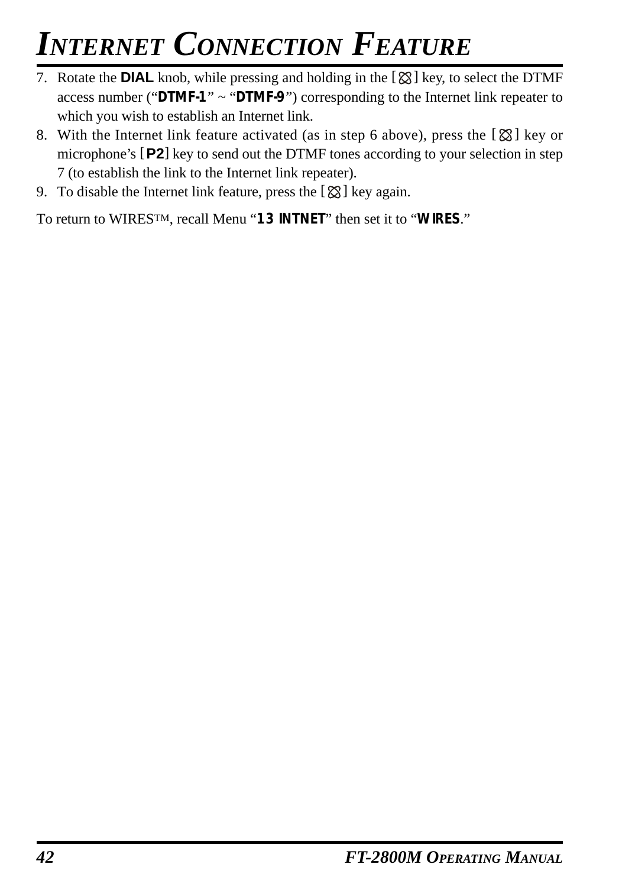# Internet Connection Feature

7. Rotate the **DIAL** knob, while pressing and holding in the [ ⊗ ] key, to select the DTMF access number ("**DTMF-1**" ~ "**DTMF-9**") corresponding to the Internet link repeater to which you wish to establish an Internet link.
8. With the Internet link feature activated (as in step 6 above), press the [ ⊗ ] key or microphone's [**P2**] key to send out the DTMF tones according to your selection in step 7 (to establish the link to the Internet link repeater).
9. To disable the Internet link feature, press the [ ⊗ ] key again.

To return to WIRES™, recall Menu "**13 INTNET**" then set it to "**WIRES**."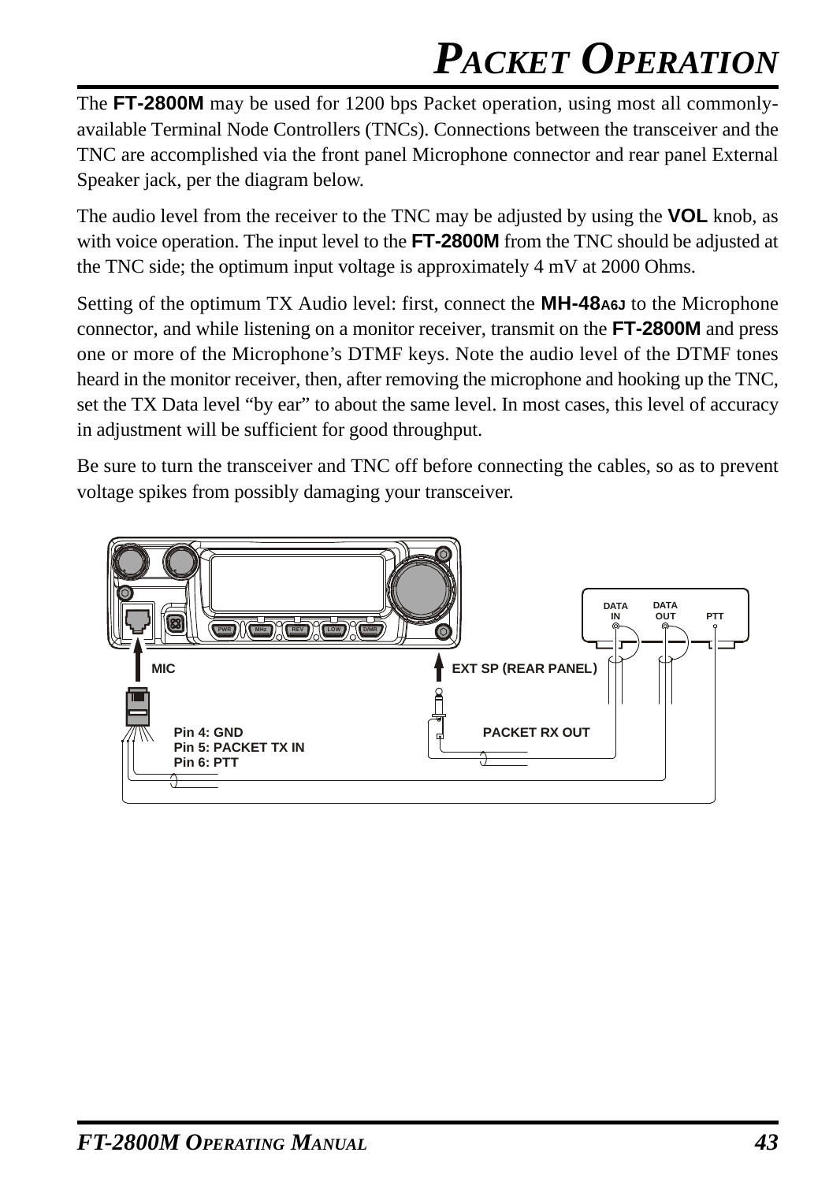# PACKET OPERATION

The **FT-2800M** may be used for 1200 bps Packet operation, using most all commonly-available Terminal Node Controllers (TNCs). Connections between the transceiver and the TNC are accomplished via the front panel Microphone connector and rear panel External Speaker jack, per the diagram below.

The audio level from the receiver to the TNC may be adjusted by using the **VOL** knob, as with voice operation. The input level to the **FT-2800M** from the TNC should be adjusted at the TNC side; the optimum input voltage is approximately 4 mV at 2000 Ohms.

Setting of the optimum TX Audio level: first, connect the **MH-48A6J** to the Microphone connector, and while listening on a monitor receiver, transmit on the **FT-2800M** and press one or more of the Microphone's DTMF keys. Note the audio level of the DTMF tones heard in the monitor receiver, then, after removing the microphone and hooking up the TNC, set the TX Data level "by ear" to about the same level. In most cases, this level of accuracy in adjustment will be sufficient for good throughput.

Be sure to turn the transceiver and TNC off before connecting the cables, so as to prevent voltage spikes from possibly damaging your transceiver.

DATA IN
DATA OUT
PTT
MIC
EXT SP (REAR PANEL)
Pin 4: GND
Pin 5: PACKET TX IN
Pin 6: PTT
PACKET RX OUT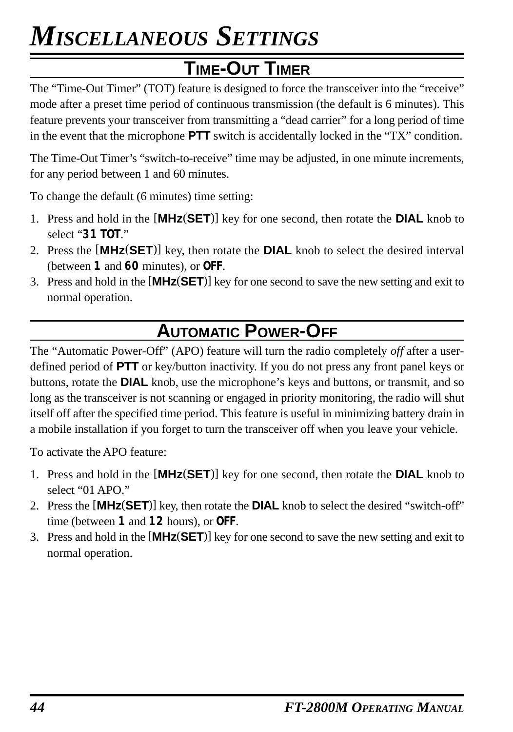# MISCELLANEOUS SETTINGS

## TIME-OUT TIMER

The "Time-Out Timer" (TOT) feature is designed to force the transceiver into the "receive" mode after a preset time period of continuous transmission (the default is 6 minutes). This feature prevents your transceiver from transmitting a "dead carrier" for a long period of time in the event that the microphone **PTT** switch is accidentally locked in the "TX" condition.

The Time-Out Timer's "switch-to-receive" time may be adjusted, in one minute increments, for any period between 1 and 60 minutes.

To change the default (6 minutes) time setting:

1. Press and hold in the [**MHz**(**SET**)] key for one second, then rotate the **DIAL** knob to select "**31 TOT**."
2. Press the [**MHz**(**SET**)] key, then rotate the **DIAL** knob to select the desired interval (between **1** and **60** minutes), or **OFF**.
3. Press and hold in the [**MHz**(**SET**)] key for one second to save the new setting and exit to normal operation.

## AUTOMATIC POWER-OFF

The "Automatic Power-Off" (APO) feature will turn the radio completely *off* after a user-defined period of **PTT** or key/button inactivity. If you do not press any front panel keys or buttons, rotate the **DIAL** knob, use the microphone's keys and buttons, or transmit, and so long as the transceiver is not scanning or engaged in priority monitoring, the radio will shut itself off after the specified time period. This feature is useful in minimizing battery drain in a mobile installation if you forget to turn the transceiver off when you leave your vehicle.

To activate the APO feature:

1. Press and hold in the [**MHz**(**SET**)] key for one second, then rotate the **DIAL** knob to select "01 APO."
2. Press the [**MHz**(**SET**)] key, then rotate the **DIAL** knob to select the desired "switch-off" time (between **1** and **12** hours), or **OFF**.
3. Press and hold in the [**MHz**(**SET**)] key for one second to save the new setting and exit to normal operation.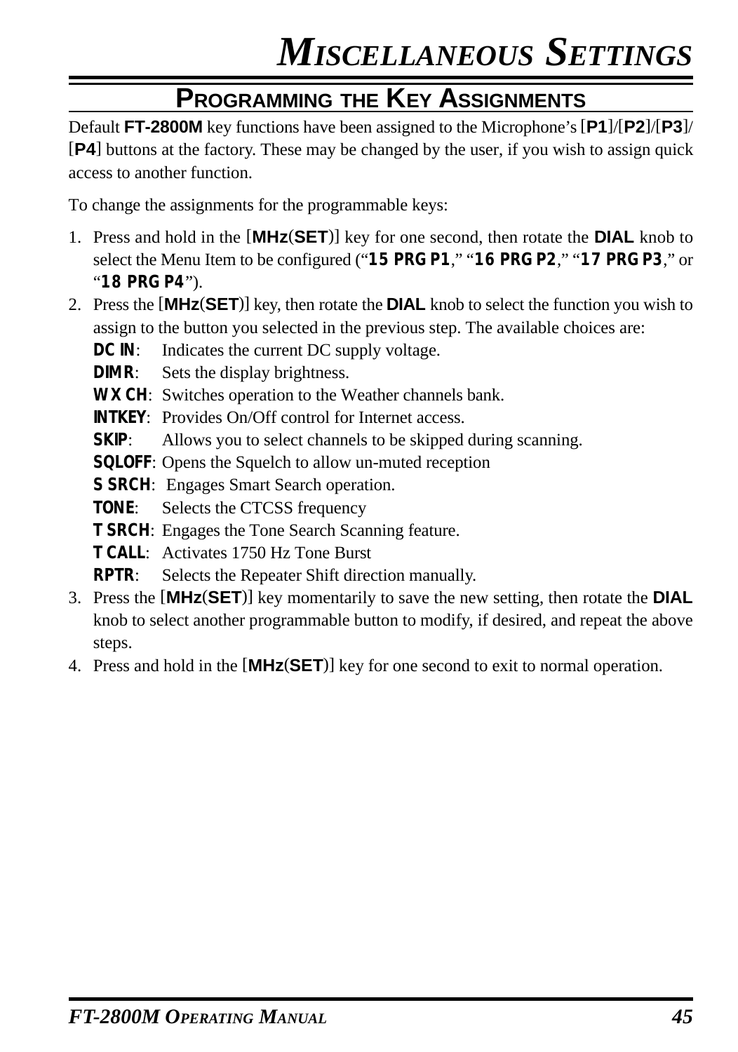# MISCELLANEOUS SETTINGS

## PROGRAMMING THE KEY ASSIGNMENTS

Default **FT-2800M** key functions have been assigned to the Microphone's [**P1**]/[**P2**]/[**P3**]/[**P4**] buttons at the factory. These may be changed by the user, if you wish to assign quick access to another function.

To change the assignments for the programmable keys:

1. Press and hold in the [**MHz**(**SET**)] key for one second, then rotate the **DIAL** knob to select the Menu Item to be configured ("**15 PRG P1**," "**16 PRG P2**," "**17 PRG P3**," or "**18 PRG P4**").
2. Press the [**MHz**(**SET**)] key, then rotate the **DIAL** knob to select the function you wish to assign to the button you selected in the previous step. The available choices are:
   - **DC IN**: Indicates the current DC supply voltage.
   - **DIMR**: Sets the display brightness.
   - **WX CH**: Switches operation to the Weather channels bank.
   - **INTKEY**: Provides On/Off control for Internet access.
   - **SKIP**: Allows you to select channels to be skipped during scanning.
   - **SQLOFF**: Opens the Squelch to allow un-muted reception
   - **S SRCH**: Engages Smart Search operation.
   - **TONE**: Selects the CTCSS frequency
   - **T SRCH**: Engages the Tone Search Scanning feature.
   - **T CALL**: Activates 1750 Hz Tone Burst
   - **RPTR**: Selects the Repeater Shift direction manually.
3. Press the [**MHz**(**SET**)] key momentarily to save the new setting, then rotate the **DIAL** knob to select another programmable button to modify, if desired, and repeat the above steps.
4. Press and hold in the [**MHz**(**SET**)] key for one second to exit to normal operation.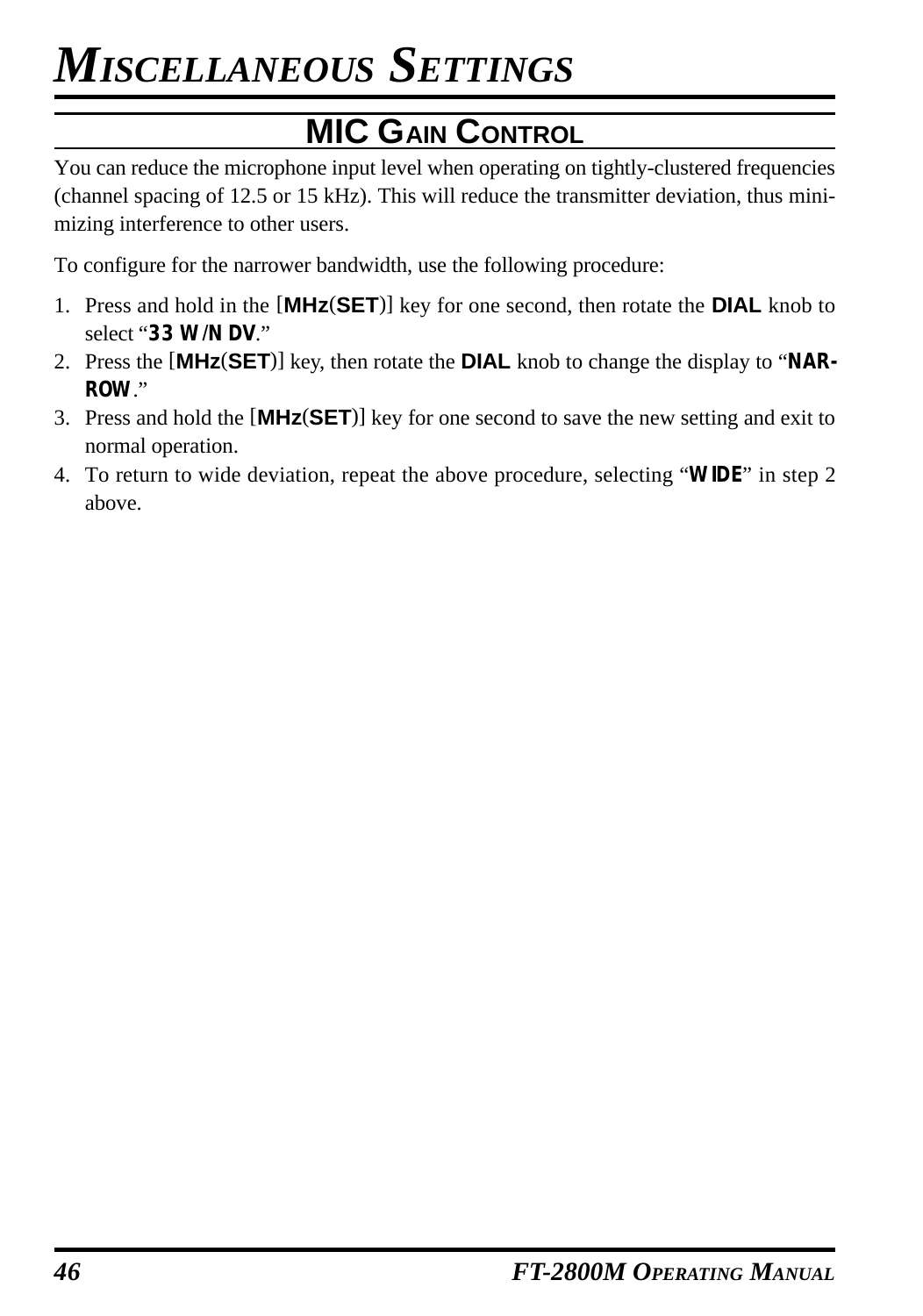# MISCELLANEOUS SETTINGS

## MIC GAIN CONTROL

You can reduce the microphone input level when operating on tightly-clustered frequencies (channel spacing of 12.5 or 15 kHz). This will reduce the transmitter deviation, thus minimizing interference to other users.

To configure for the narrower bandwidth, use the following procedure:

1. Press and hold in the [**MHz**(**SET**)] key for one second, then rotate the **DIAL** knob to select "**33 W/N DV**."
2. Press the [**MHz**(**SET**)] key, then rotate the **DIAL** knob to change the display to "**NARROW**."
3. Press and hold the [**MHz**(**SET**)] key for one second to save the new setting and exit to normal operation.
4. To return to wide deviation, repeat the above procedure, selecting "**WIDE**" in step 2 above.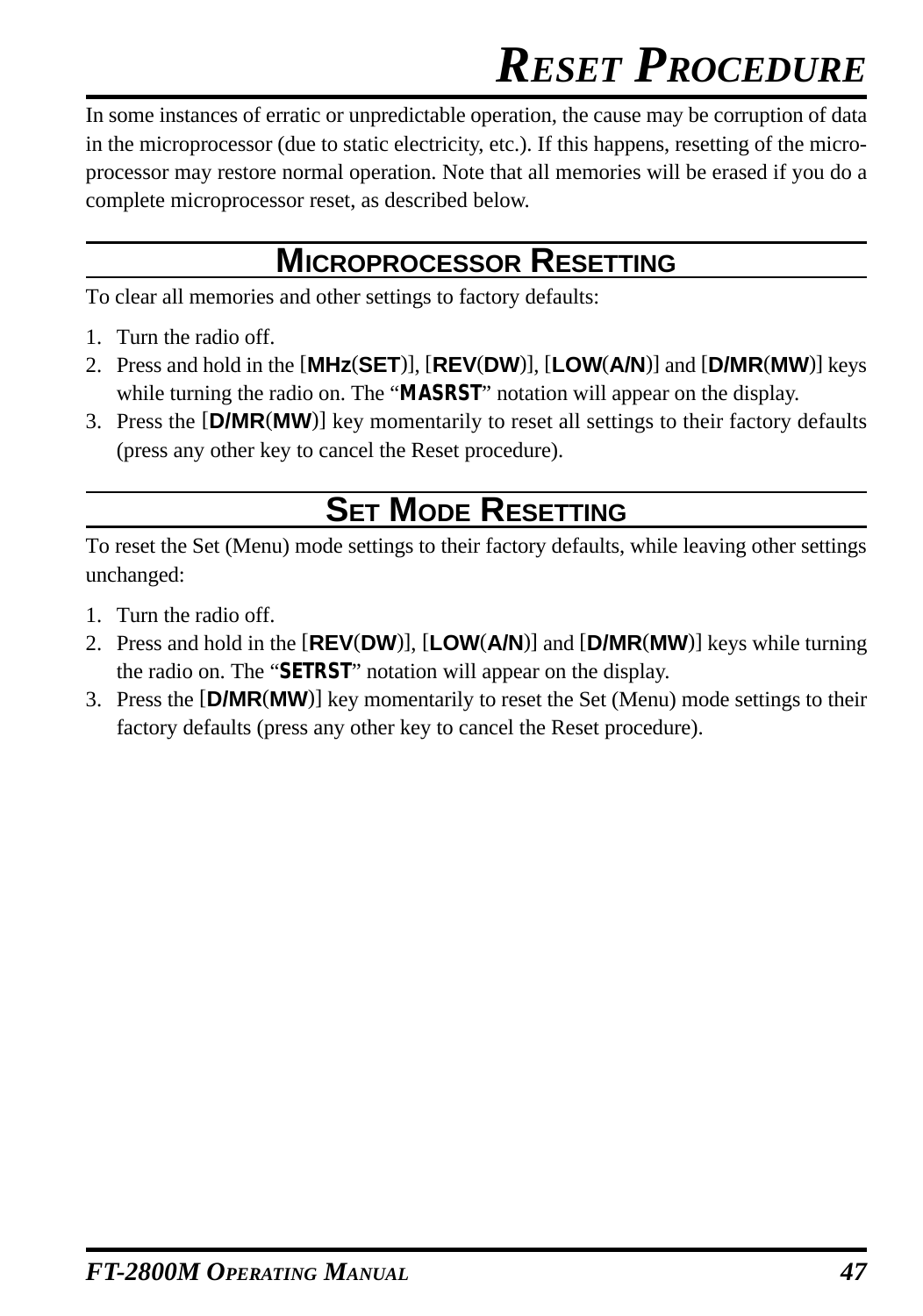# RESET PROCEDURE

In some instances of erratic or unpredictable operation, the cause may be corruption of data in the microprocessor (due to static electricity, etc.). If this happens, resetting of the microprocessor may restore normal operation. Note that all memories will be erased if you do a complete microprocessor reset, as described below.

## MICROPROCESSOR RESETTING

To clear all memories and other settings to factory defaults:

1. Turn the radio off.
2. Press and hold in the [**MHz**(**SET**)], [**REV**(**DW**)], [**LOW**(**A/N**)] and [**D/MR**(**MW**)] keys while turning the radio on. The "**MASRST**" notation will appear on the display.
3. Press the [**D/MR**(**MW**)] key momentarily to reset all settings to their factory defaults (press any other key to cancel the Reset procedure).

## SET MODE RESETTING

To reset the Set (Menu) mode settings to their factory defaults, while leaving other settings unchanged:

1. Turn the radio off.
2. Press and hold in the [**REV**(**DW**)], [**LOW**(**A/N**)] and [**D/MR**(**MW**)] keys while turning the radio on. The "**SETRST**" notation will appear on the display.
3. Press the [**D/MR**(**MW**)] key momentarily to reset the Set (Menu) mode settings to their factory defaults (press any other key to cancel the Reset procedure).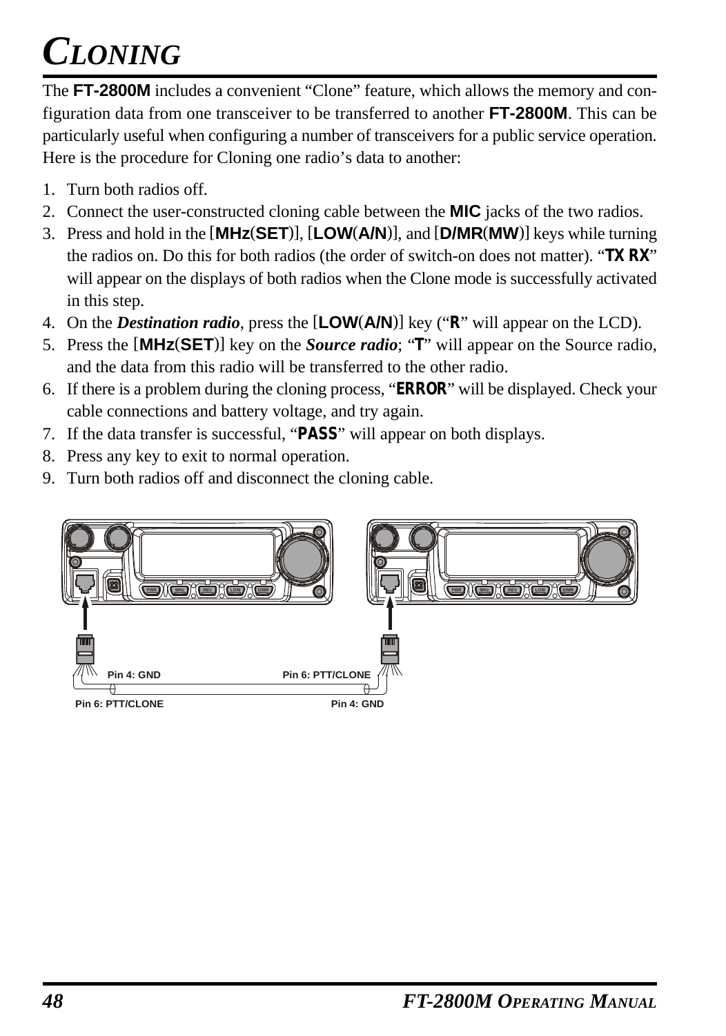# CLONING

The **FT-2800M** includes a convenient "Clone" feature, which allows the memory and configuration data from one transceiver to be transferred to another **FT-2800M**. This can be particularly useful when configuring a number of transceivers for a public service operation. Here is the procedure for Cloning one radio's data to another:

1. Turn both radios off.
2. Connect the user-constructed cloning cable between the **MIC** jacks of the two radios.
3. Press and hold in the [**MHz**(**SET**)], [**LOW**(**A/N**)], and [**D/MR**(**MW**)] keys while turning the radios on. Do this for both radios (the order of switch-on does not matter). "**TX RX**" will appear on the displays of both radios when the Clone mode is successfully activated in this step.
4. On the ***Destination radio***, press the [**LOW**(**A/N**)] key ("**R**" will appear on the LCD).
5. Press the [**MHz**(**SET**)] key on the ***Source radio***; "**T**" will appear on the Source radio, and the data from this radio will be transferred to the other radio.
6. If there is a problem during the cloning process, "**ERROR**" will be displayed. Check your cable connections and battery voltage, and try again.
7. If the data transfer is successful, "**PASS**" will appear on both displays.
8. Press any key to exit to normal operation.
9. Turn both radios off and disconnect the cloning cable.

Pin 4: GND

Pin 6: PTT/CLONE

Pin 6: PTT/CLONE

Pin 4: GND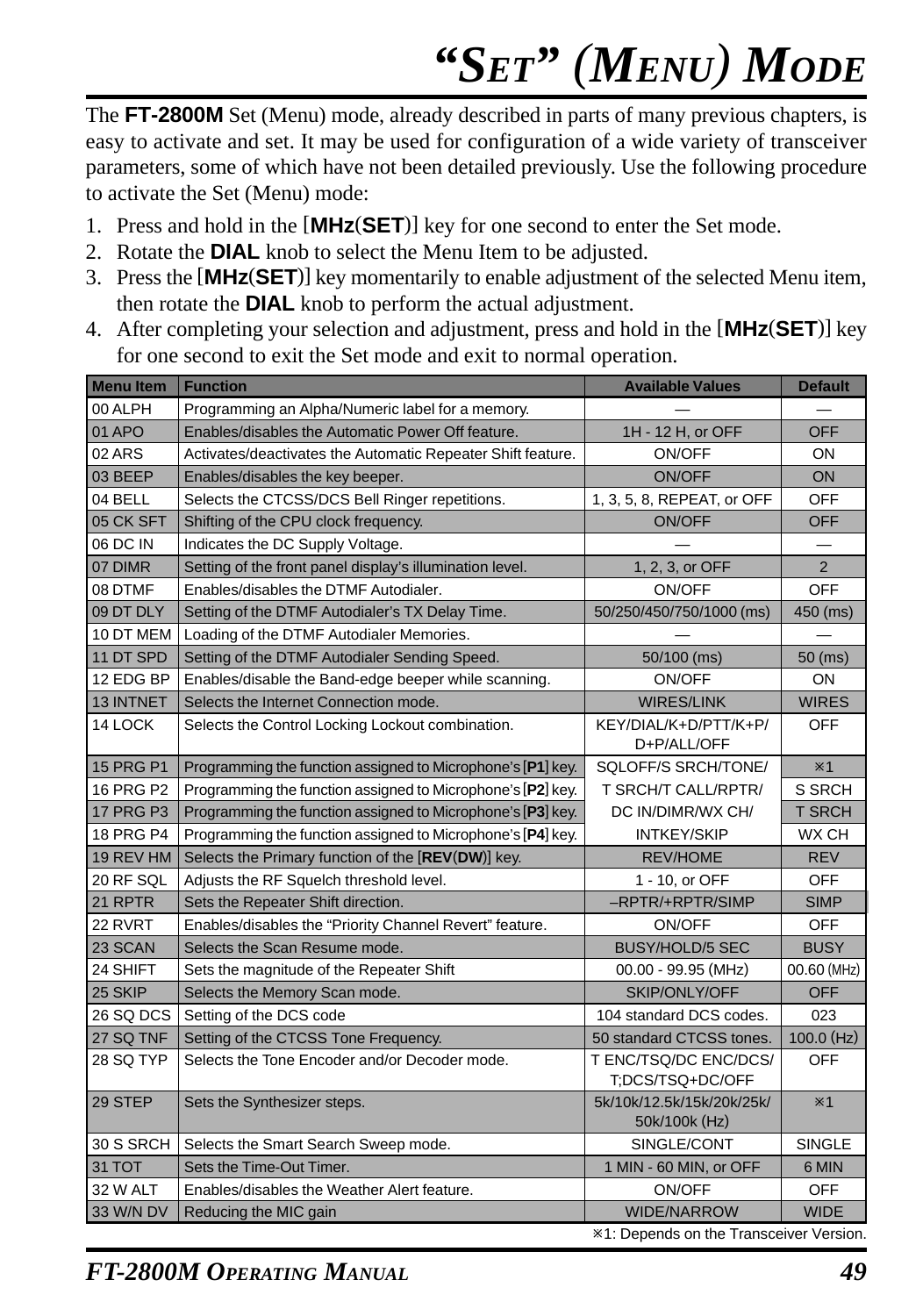# "SET" (MENU) MODE

The **FT-2800M** Set (Menu) mode, already described in parts of many previous chapters, is easy to activate and set. It may be used for configuration of a wide variety of transceiver parameters, some of which have not been detailed previously. Use the following procedure to activate the Set (Menu) mode:

1. Press and hold in the [**MHz**(**SET**)] key for one second to enter the Set mode.
2. Rotate the **DIAL** knob to select the Menu Item to be adjusted.
3. Press the [**MHz**(**SET**)] key momentarily to enable adjustment of the selected Menu item, then rotate the **DIAL** knob to perform the actual adjustment.
4. After completing your selection and adjustment, press and hold in the [**MHz**(**SET**)] key for one second to exit the Set mode and exit to normal operation.

| Menu Item | Function | Available Values | Default |
|---|---|---|---|
| 00 ALPH | Programming an Alpha/Numeric label for a memory. | — | — |
| 01 APO | Enables/disables the Automatic Power Off feature. | 1H - 12 H, or OFF | OFF |
| 02 ARS | Activates/deactivates the Automatic Repeater Shift feature. | ON/OFF | ON |
| 03 BEEP | Enables/disables the key beeper. | ON/OFF | ON |
| 04 BELL | Selects the CTCSS/DCS Bell Ringer repetitions. | 1, 3, 5, 8, REPEAT, or OFF | OFF |
| 05 CK SFT | Shifting of the CPU clock frequency. | ON/OFF | OFF |
| 06 DC IN | Indicates the DC Supply Voltage. | — | — |
| 07 DIMR | Setting of the front panel display's illumination level. | 1, 2, 3, or OFF | 2 |
| 08 DTMF | Enables/disables the DTMF Autodialer. | ON/OFF | OFF |
| 09 DT DLY | Setting of the DTMF Autodialer's TX Delay Time. | 50/250/450/750/1000 (ms) | 450 (ms) |
| 10 DT MEM | Loading of the DTMF Autodialer Memories. | — | — |
| 11 DT SPD | Setting of the DTMF Autodialer Sending Speed. | 50/100 (ms) | 50 (ms) |
| 12 EDG BP | Enables/disable the Band-edge beeper while scanning. | ON/OFF | ON |
| 13 INTNET | Selects the Internet Connection mode. | WIRES/LINK | WIRES |
| 14 LOCK | Selects the Control Locking Lockout combination. | KEY/DIAL/K+D/PTT/K+P/ D+P/ALL/OFF | OFF |
| 15 PRG P1 | Programming the function assigned to Microphone's [**P1**] key. | SQLOFF/S SRCH/TONE/ | ※1 |
| 16 PRG P2 | Programming the function assigned to Microphone's [**P2**] key. | T SRCH/T CALL/RPTR/ | S SRCH |
| 17 PRG P3 | Programming the function assigned to Microphone's [**P3**] key. | DC IN/DIMR/WX CH/ | T SRCH |
| 18 PRG P4 | Programming the function assigned to Microphone's [**P4**] key. | INTKEY/SKIP | WX CH |
| 19 REV HM | Selects the Primary function of the [**REV**(**DW**)] key. | REV/HOME | REV |
| 20 RF SQL | Adjusts the RF Squelch threshold level. | 1 - 10, or OFF | OFF |
| 21 RPTR | Sets the Repeater Shift direction. | –RPTR/+RPTR/SIMP | SIMP |
| 22 RVRT | Enables/disables the "Priority Channel Revert" feature. | ON/OFF | OFF |
| 23 SCAN | Selects the Scan Resume mode. | BUSY/HOLD/5 SEC | BUSY |
| 24 SHIFT | Sets the magnitude of the Repeater Shift | 00.00 - 99.95 (MHz) | 00.60 (MHz) |
| 25 SKIP | Selects the Memory Scan mode. | SKIP/ONLY/OFF | OFF |
| 26 SQ DCS | Setting of the DCS code | 104 standard DCS codes. | 023 |
| 27 SQ TNF | Setting of the CTCSS Tone Frequency. | 50 standard CTCSS tones. | 100.0 (Hz) |
| 28 SQ TYP | Selects the Tone Encoder and/or Decoder mode. | T ENC/TSQ/DC ENC/DCS/ T;DCS/TSQ+DC/OFF | OFF |
| 29 STEP | Sets the Synthesizer steps. | 5k/10k/12.5k/15k/20k/25k/ 50k/100k (Hz) | ※1 |
| 30 S SRCH | Selects the Smart Search Sweep mode. | SINGLE/CONT | SINGLE |
| 31 TOT | Sets the Time-Out Timer. | 1 MIN - 60 MIN, or OFF | 6 MIN |
| 32 W ALT | Enables/disables the Weather Alert feature. | ON/OFF | OFF |
| 33 W/N DV | Reducing the MIC gain | WIDE/NARROW | WIDE |

※1: Depends on the Transceiver Version.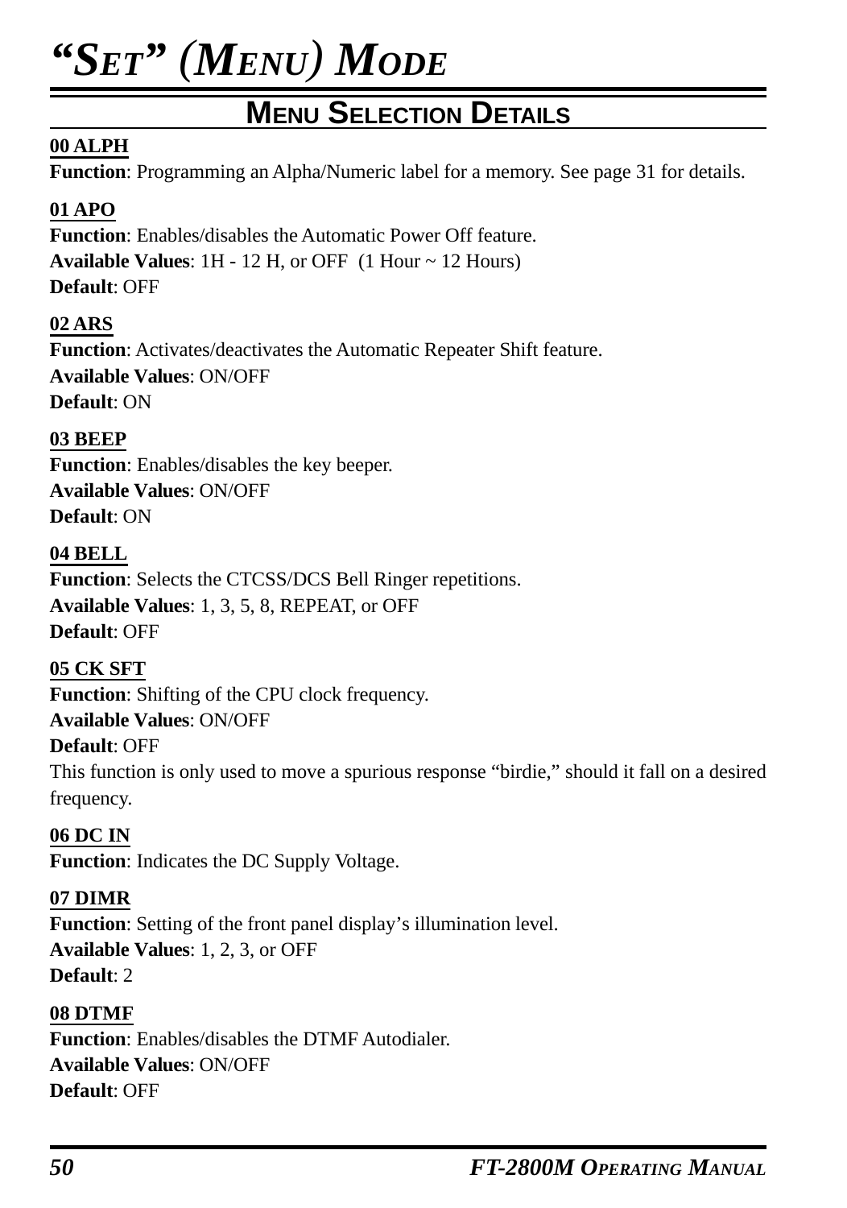# "SET" (MENU) MODE

## MENU SELECTION DETAILS

**00 ALPH**
**Function**: Programming an Alpha/Numeric label for a memory. See page 31 for details.

**01 APO**
**Function**: Enables/disables the Automatic Power Off feature.
**Available Values**: 1H - 12 H, or OFF (1 Hour ~ 12 Hours)
**Default**: OFF

**02 ARS**
**Function**: Activates/deactivates the Automatic Repeater Shift feature.
**Available Values**: ON/OFF
**Default**: ON

**03 BEEP**
**Function**: Enables/disables the key beeper.
**Available Values**: ON/OFF
**Default**: ON

**04 BELL**
**Function**: Selects the CTCSS/DCS Bell Ringer repetitions.
**Available Values**: 1, 3, 5, 8, REPEAT, or OFF
**Default**: OFF

**05 CK SFT**
**Function**: Shifting of the CPU clock frequency.
**Available Values**: ON/OFF
**Default**: OFF
This function is only used to move a spurious response "birdie," should it fall on a desired frequency.

**06 DC IN**
**Function**: Indicates the DC Supply Voltage.

**07 DIMR**
**Function**: Setting of the front panel display's illumination level.
**Available Values**: 1, 2, 3, or OFF
**Default**: 2

**08 DTMF**
**Function**: Enables/disables the DTMF Autodialer.
**Available Values**: ON/OFF
**Default**: OFF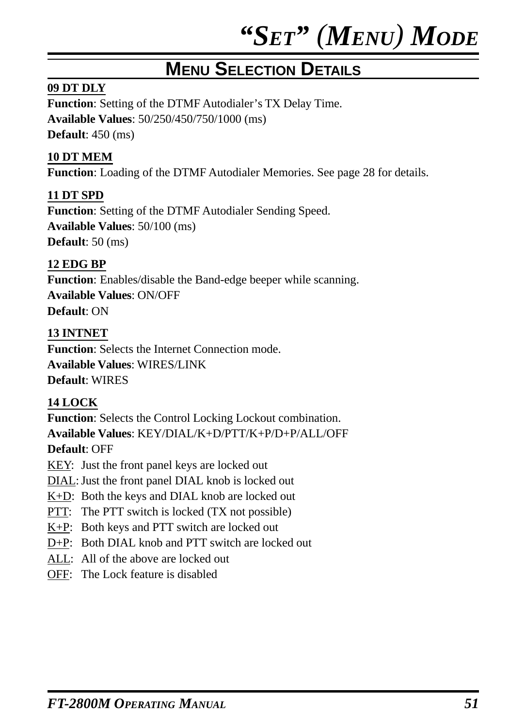## MENU SELECTION DETAILS

**09 DT DLY**

**Function**: Setting of the DTMF Autodialer's TX Delay Time.
**Available Values**: 50/250/450/750/1000 (ms)
**Default**: 450 (ms)

**10 DT MEM**

**Function**: Loading of the DTMF Autodialer Memories. See page 28 for details.

**11 DT SPD**

**Function**: Setting of the DTMF Autodialer Sending Speed.
**Available Values**: 50/100 (ms)
**Default**: 50 (ms)

**12 EDG BP**

**Function**: Enables/disable the Band-edge beeper while scanning.
**Available Values**: ON/OFF
**Default**: ON

**13 INTNET**

**Function**: Selects the Internet Connection mode.
**Available Values**: WIRES/LINK
**Default**: WIRES

**14 LOCK**

**Function**: Selects the Control Locking Lockout combination.
**Available Values**: KEY/DIAL/K+D/PTT/K+P/D+P/ALL/OFF
**Default**: OFF

KEY: Just the front panel keys are locked out
DIAL: Just the front panel DIAL knob is locked out
K+D: Both the keys and DIAL knob are locked out
PTT: The PTT switch is locked (TX not possible)
K+P: Both keys and PTT switch are locked out
D+P: Both DIAL knob and PTT switch are locked out
ALL: All of the above are locked out
OFF: The Lock feature is disabled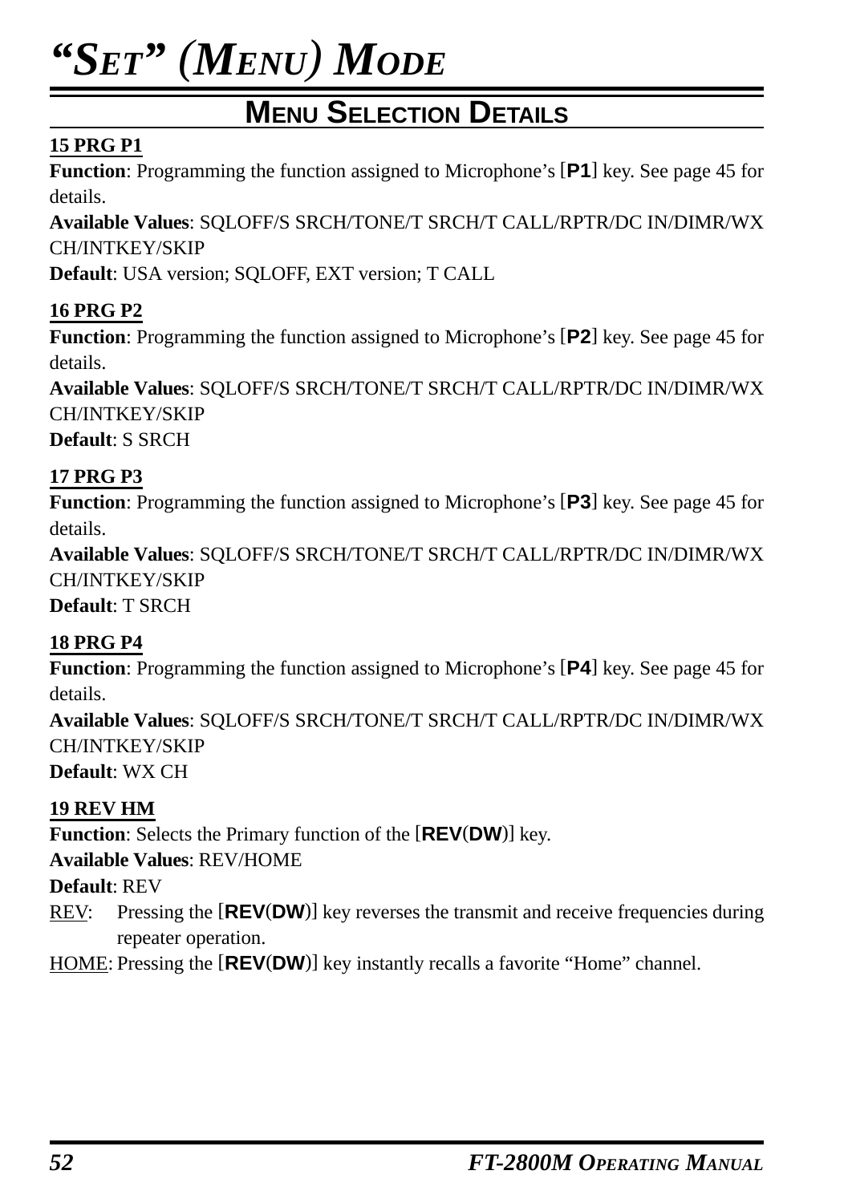# "SET" (MENU) MODE

## MENU SELECTION DETAILS

### 15 PRG P1

**Function**: Programming the function assigned to Microphone's [**P1**] key. See page 45 for details.

**Available Values**: SQLOFF/S SRCH/TONE/T SRCH/T CALL/RPTR/DC IN/DIMR/WX CH/INTKEY/SKIP

**Default**: USA version; SQLOFF, EXT version; T CALL

### 16 PRG P2

**Function**: Programming the function assigned to Microphone's [**P2**] key. See page 45 for details.

**Available Values**: SQLOFF/S SRCH/TONE/T SRCH/T CALL/RPTR/DC IN/DIMR/WX CH/INTKEY/SKIP

**Default**: S SRCH

### 17 PRG P3

**Function**: Programming the function assigned to Microphone's [**P3**] key. See page 45 for details.

**Available Values**: SQLOFF/S SRCH/TONE/T SRCH/T CALL/RPTR/DC IN/DIMR/WX CH/INTKEY/SKIP

**Default**: T SRCH

### 18 PRG P4

**Function**: Programming the function assigned to Microphone's [**P4**] key. See page 45 for details.

**Available Values**: SQLOFF/S SRCH/TONE/T SRCH/T CALL/RPTR/DC IN/DIMR/WX CH/INTKEY/SKIP

**Default**: WX CH

### 19 REV HM

**Function**: Selects the Primary function of the [**REV**(**DW**)] key.

**Available Values**: REV/HOME

**Default**: REV

REV: Pressing the [**REV**(**DW**)] key reverses the transmit and receive frequencies during repeater operation.

HOME: Pressing the [**REV**(**DW**)] key instantly recalls a favorite "Home" channel.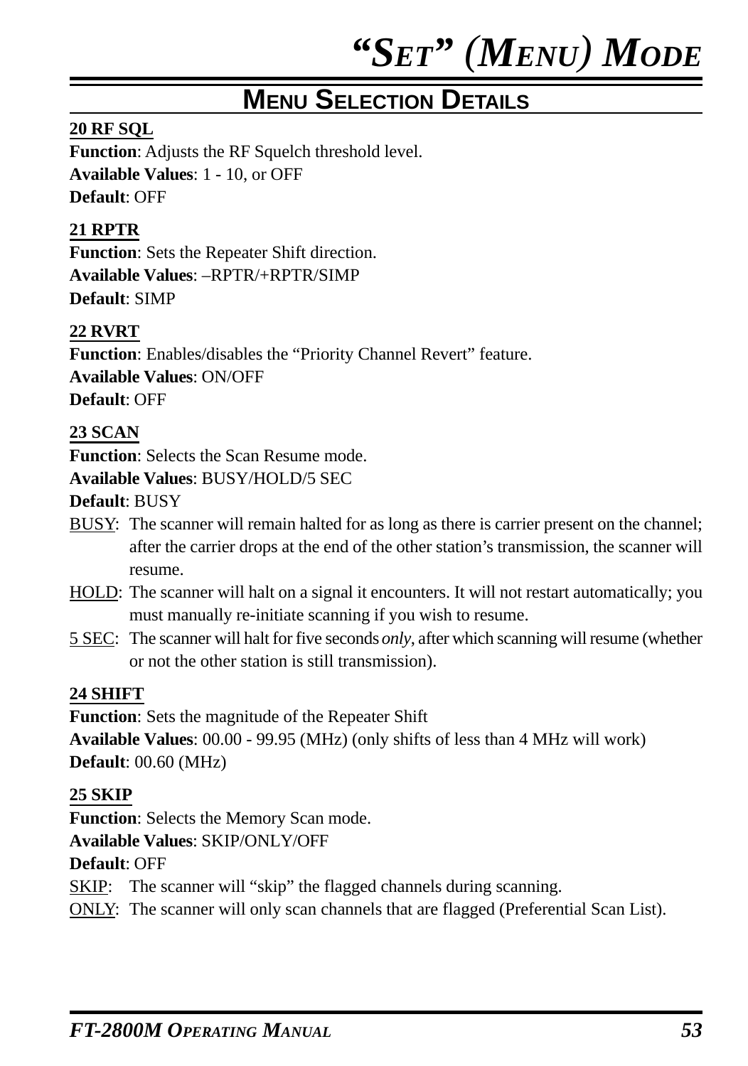## MENU SELECTION DETAILS

**20 RF SQL**

**Function**: Adjusts the RF Squelch threshold level.
**Available Values**: 1 - 10, or OFF
**Default**: OFF

**21 RPTR**

**Function**: Sets the Repeater Shift direction.
**Available Values**: –RPTR/+RPTR/SIMP
**Default**: SIMP

**22 RVRT**

**Function**: Enables/disables the "Priority Channel Revert" feature.
**Available Values**: ON/OFF
**Default**: OFF

**23 SCAN**

**Function**: Selects the Scan Resume mode.
**Available Values**: BUSY/HOLD/5 SEC
**Default**: BUSY

BUSY: The scanner will remain halted for as long as there is carrier present on the channel; after the carrier drops at the end of the other station's transmission, the scanner will resume.

HOLD: The scanner will halt on a signal it encounters. It will not restart automatically; you must manually re-initiate scanning if you wish to resume.

5 SEC: The scanner will halt for five seconds *only*, after which scanning will resume (whether or not the other station is still transmission).

**24 SHIFT**

**Function**: Sets the magnitude of the Repeater Shift
**Available Values**: 00.00 - 99.95 (MHz) (only shifts of less than 4 MHz will work)
**Default**: 00.60 (MHz)

**25 SKIP**

**Function**: Selects the Memory Scan mode.
**Available Values**: SKIP/ONLY/OFF
**Default**: OFF

SKIP: The scanner will "skip" the flagged channels during scanning.

ONLY: The scanner will only scan channels that are flagged (Preferential Scan List).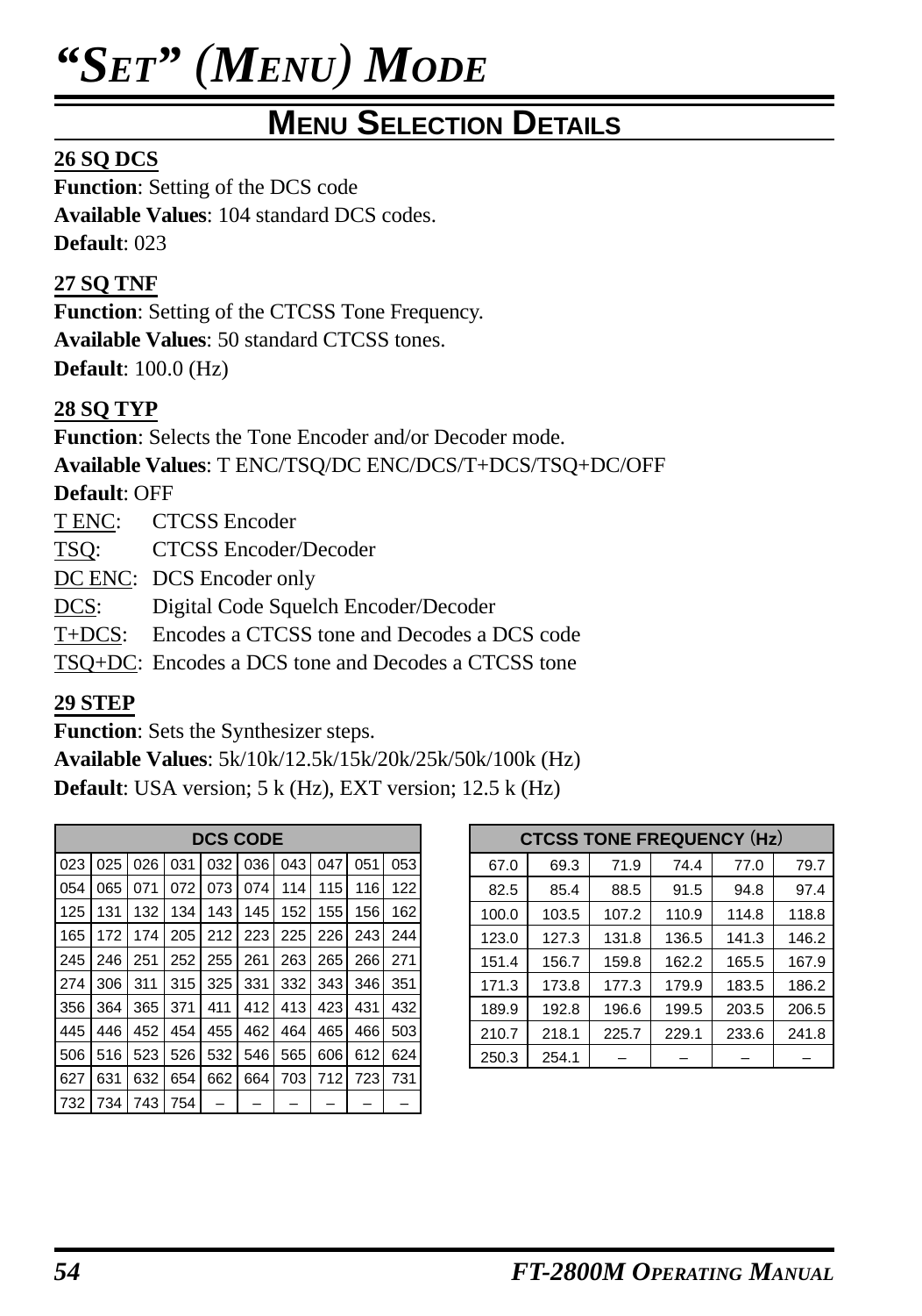# "SET" (MENU) MODE

## MENU SELECTION DETAILS

### 26 SQ DCS

**Function**: Setting of the DCS code
**Available Values**: 104 standard DCS codes.
**Default**: 023

### 27 SQ TNF

**Function**: Setting of the CTCSS Tone Frequency.
**Available Values**: 50 standard CTCSS tones.
**Default**: 100.0 (Hz)

### 28 SQ TYP

**Function**: Selects the Tone Encoder and/or Decoder mode.
**Available Values**: T ENC/TSQ/DC ENC/DCS/T+DCS/TSQ+DC/OFF
**Default**: OFF

T ENC: CTCSS Encoder
TSQ: CTCSS Encoder/Decoder
DC ENC: DCS Encoder only
DCS: Digital Code Squelch Encoder/Decoder
T+DCS: Encodes a CTCSS tone and Decodes a DCS code
TSQ+DC: Encodes a DCS tone and Decodes a CTCSS tone

### 29 STEP

**Function**: Sets the Synthesizer steps.
**Available Values**: 5k/10k/12.5k/15k/20k/25k/50k/100k (Hz)
**Default**: USA version; 5 k (Hz), EXT version; 12.5 k (Hz)

| DCS CODE | | | | | | | | | |
|---|---|---|---|---|---|---|---|---|---|
| 023 | 025 | 026 | 031 | 032 | 036 | 043 | 047 | 051 | 053 |
| 054 | 065 | 071 | 072 | 073 | 074 | 114 | 115 | 116 | 122 |
| 125 | 131 | 132 | 134 | 143 | 145 | 152 | 155 | 156 | 162 |
| 165 | 172 | 174 | 205 | 212 | 223 | 225 | 226 | 243 | 244 |
| 245 | 246 | 251 | 252 | 255 | 261 | 263 | 265 | 266 | 271 |
| 274 | 306 | 311 | 315 | 325 | 331 | 332 | 343 | 346 | 351 |
| 356 | 364 | 365 | 371 | 411 | 412 | 413 | 423 | 431 | 432 |
| 445 | 446 | 452 | 454 | 455 | 462 | 464 | 465 | 466 | 503 |
| 506 | 516 | 523 | 526 | 532 | 546 | 565 | 606 | 612 | 624 |
| 627 | 631 | 632 | 654 | 662 | 664 | 703 | 712 | 723 | 731 |
| 732 | 734 | 743 | 754 | – | – | – | – | – | – |

| CTCSS TONE FREQUENCY (Hz) | | | | | |
|---|---|---|---|---|---|
| 67.0 | 69.3 | 71.9 | 74.4 | 77.0 | 79.7 |
| 82.5 | 85.4 | 88.5 | 91.5 | 94.8 | 97.4 |
| 100.0 | 103.5 | 107.2 | 110.9 | 114.8 | 118.8 |
| 123.0 | 127.3 | 131.8 | 136.5 | 141.3 | 146.2 |
| 151.4 | 156.7 | 159.8 | 162.2 | 165.5 | 167.9 |
| 171.3 | 173.8 | 177.3 | 179.9 | 183.5 | 186.2 |
| 189.9 | 192.8 | 196.6 | 199.5 | 203.5 | 206.5 |
| 210.7 | 218.1 | 225.7 | 229.1 | 233.6 | 241.8 |
| 250.3 | 254.1 | – | – | – | – |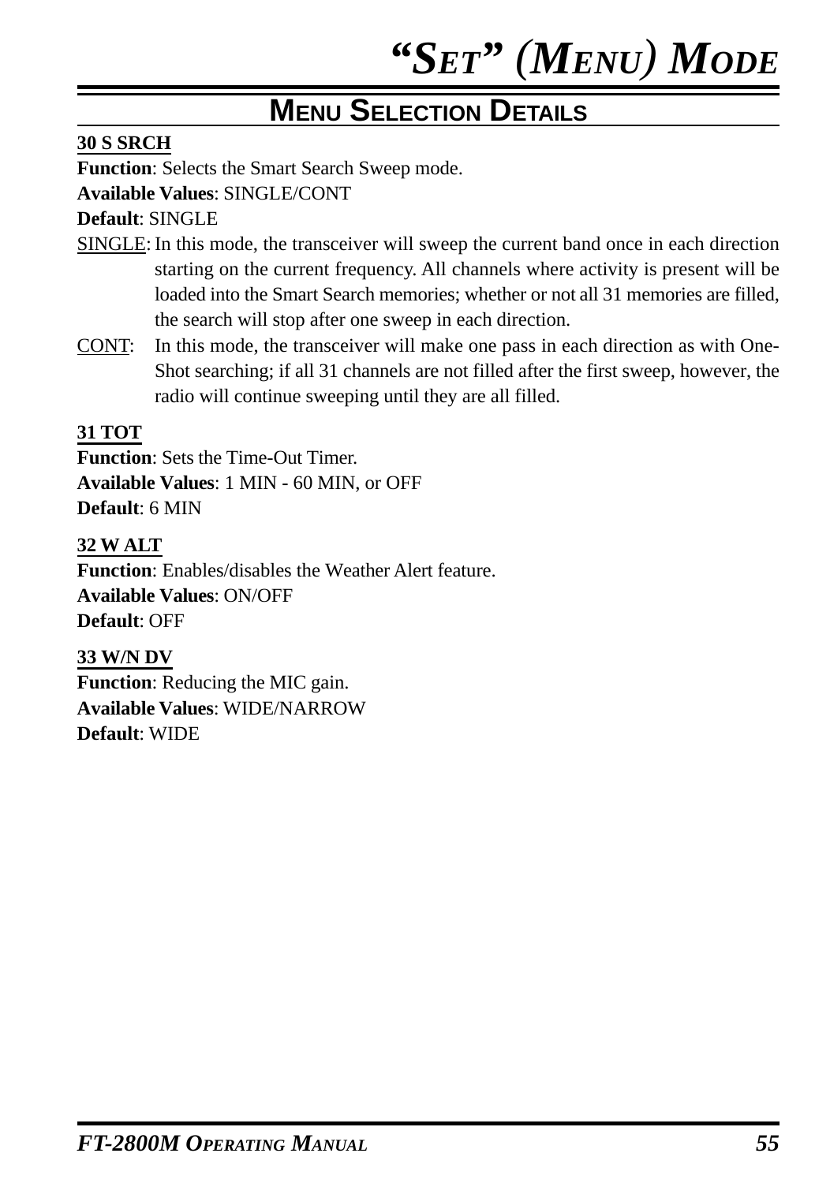## MENU SELECTION DETAILS

**30 S SRCH**

**Function**: Selects the Smart Search Sweep mode.

**Available Values**: SINGLE/CONT

**Default**: SINGLE

SINGLE: In this mode, the transceiver will sweep the current band once in each direction starting on the current frequency. All channels where activity is present will be loaded into the Smart Search memories; whether or not all 31 memories are filled, the search will stop after one sweep in each direction.

CONT: In this mode, the transceiver will make one pass in each direction as with One-Shot searching; if all 31 channels are not filled after the first sweep, however, the radio will continue sweeping until they are all filled.

**31 TOT**

**Function**: Sets the Time-Out Timer.

**Available Values**: 1 MIN - 60 MIN, or OFF

**Default**: 6 MIN

**32 W ALT**

**Function**: Enables/disables the Weather Alert feature.

**Available Values**: ON/OFF

**Default**: OFF

**33 W/N DV**

**Function**: Reducing the MIC gain.

**Available Values**: WIDE/NARROW

**Default**: WIDE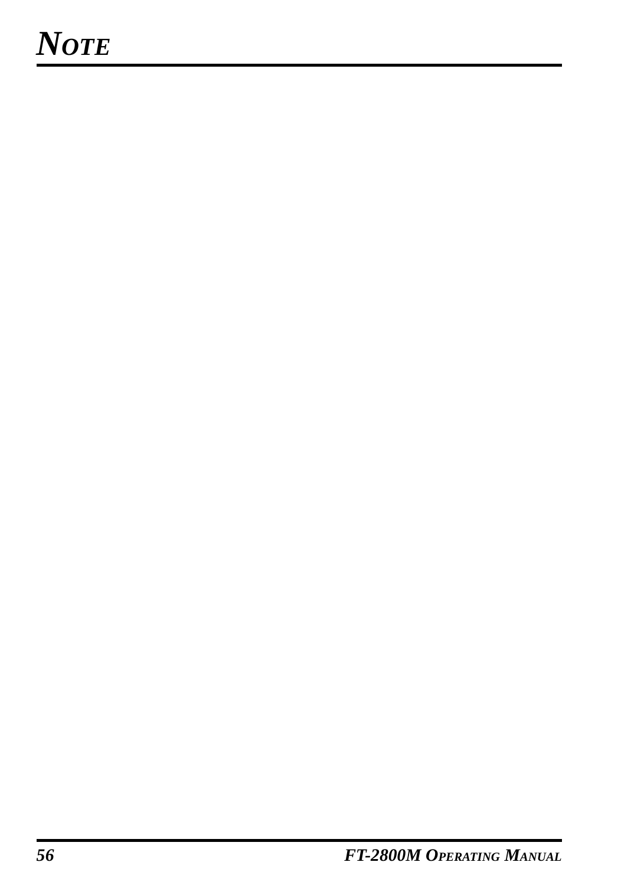# NOTE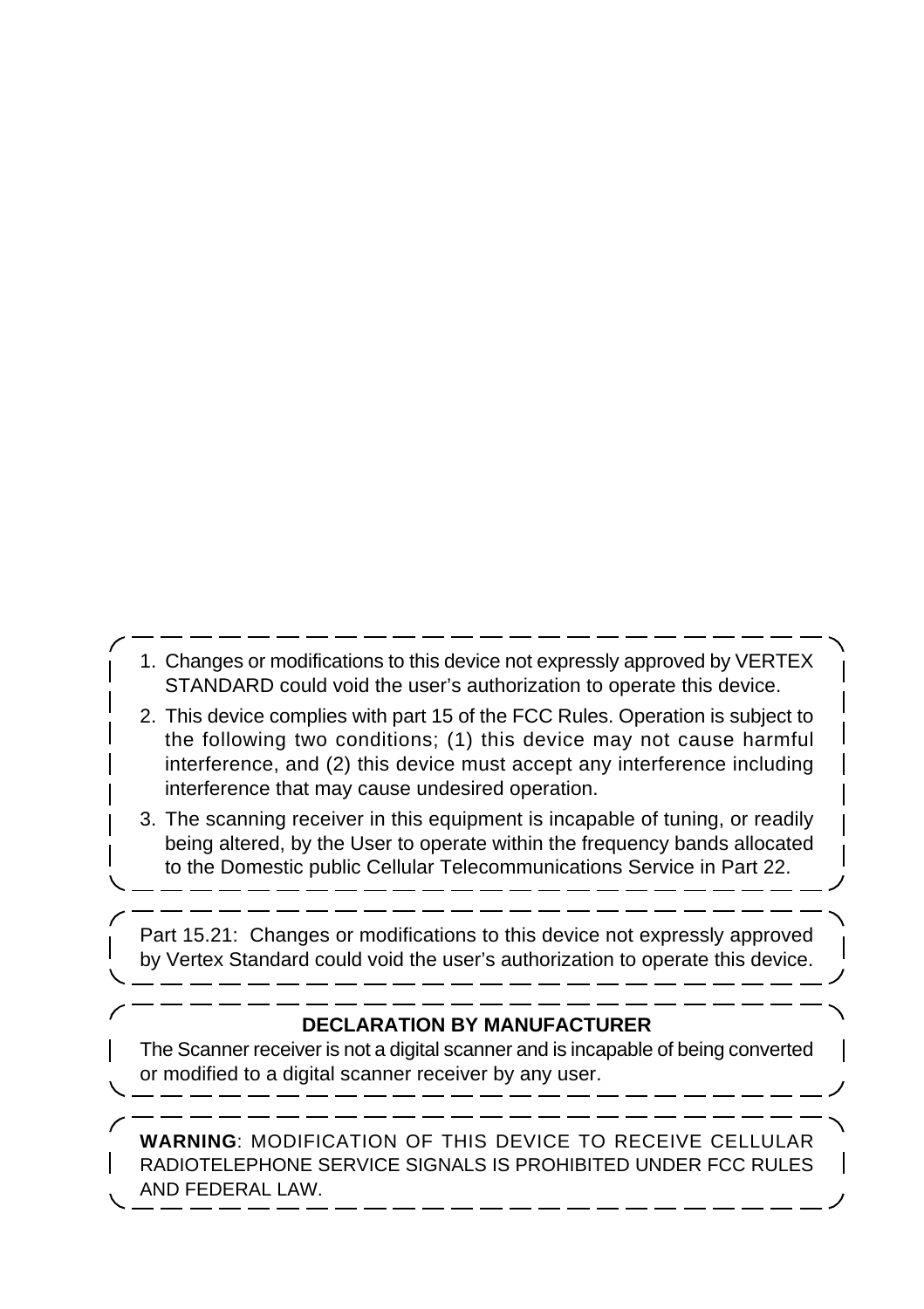1. Changes or modifications to this device not expressly approved by VERTEX STANDARD could void the user’s authorization to operate this device.
2. This device complies with part 15 of the FCC Rules. Operation is subject to the following two conditions; (1) this device may not cause harmful interference, and (2) this device must accept any interference including interference that may cause undesired operation.
3. The scanning receiver in this equipment is incapable of tuning, or readily being altered, by the User to operate within the frequency bands allocated to the Domestic public Cellular Telecommunications Service in Part 22.

Part 15.21: Changes or modifications to this device not expressly approved by Vertex Standard could void the user’s authorization to operate this device.

**DECLARATION BY MANUFACTURER**

The Scanner receiver is not a digital scanner and is incapable of being converted or modified to a digital scanner receiver by any user.

**WARNING**: MODIFICATION OF THIS DEVICE TO RECEIVE CELLULAR RADIOTELEPHONE SERVICE SIGNALS IS PROHIBITED UNDER FCC RULES AND FEDERAL LAW.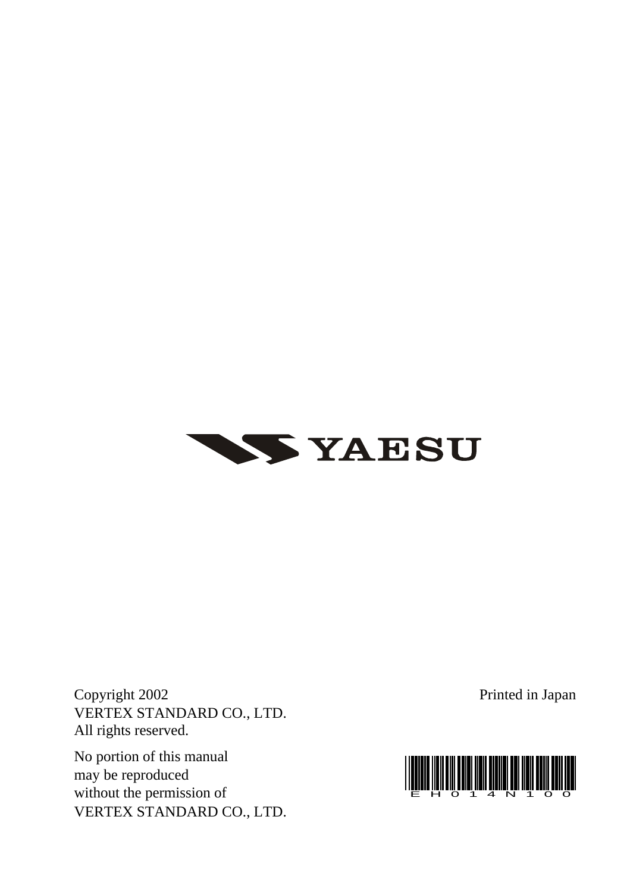YAESU

Copyright 2002
VERTEX STANDARD CO., LTD.
All rights reserved.

Printed in Japan

No portion of this manual
may be reproduced
without the permission of
VERTEX STANDARD CO., LTD.

E H 0 1 4 N 1 0 0